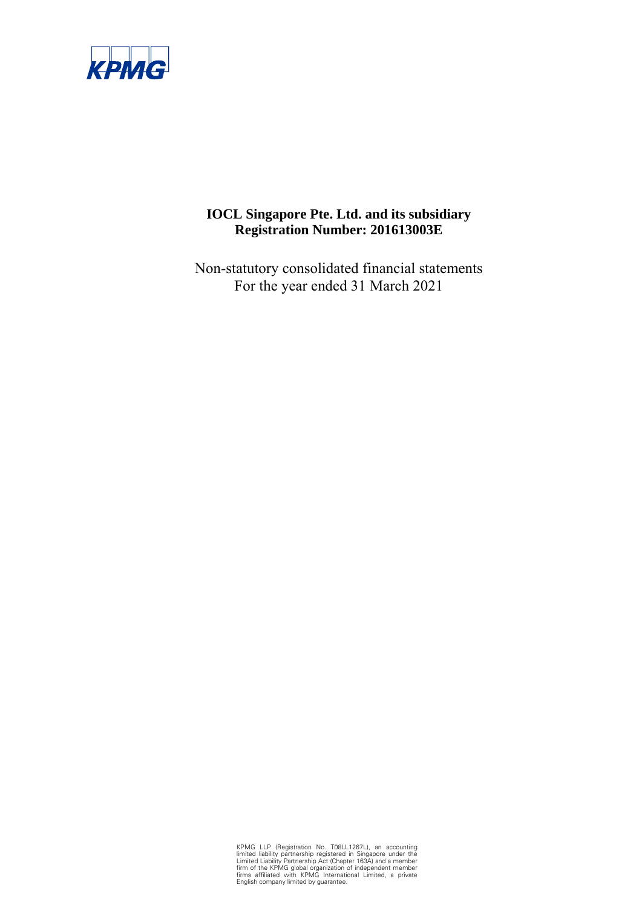**IOCL Singapore Pte. Ltd. and its subsidiary**
**Registration Number: 201613003E**

Non-statutory consolidated financial statements
For the year ended 31 March 2021

KPMG LLP (Registration No. T08LL1267L), an accounting limited liability partnership registered in Singapore under the Limited Liability Partnership Act (Chapter 163A) and a member firm of the KPMG global organization of independent member firms affiliated with KPMG International Limited, a private English company limited by guarantee.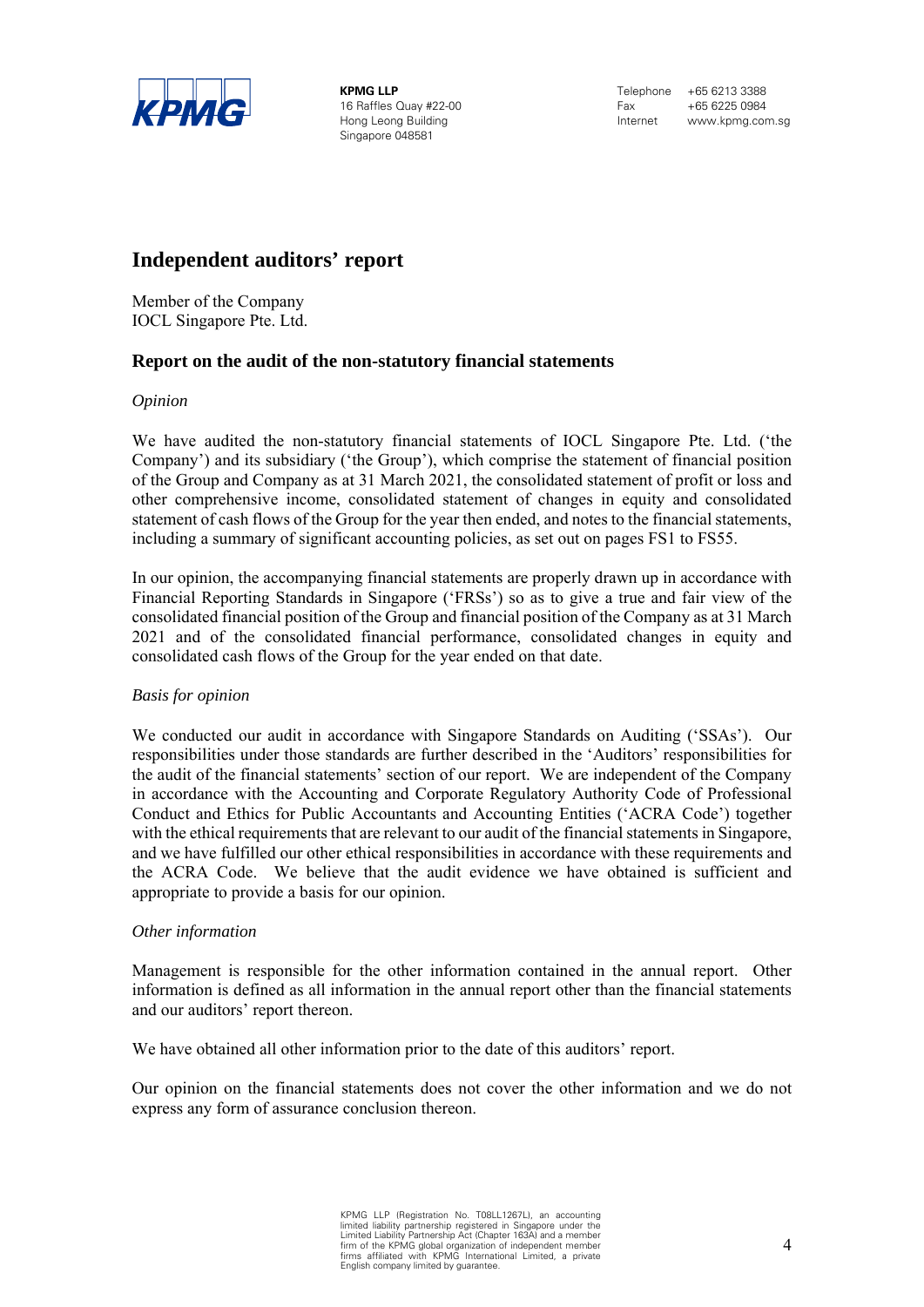**KPMG LLP**
16 Raffles Quay #22-00
Hong Leong Building
Singapore 048581

Telephone +65 6213 3388
Fax +65 6225 0984
Internet www.kpmg.com.sg

# Independent auditors' report

Member of the Company
IOCL Singapore Pte. Ltd.

## Report on the audit of the non-statutory financial statements

*Opinion*

We have audited the non-statutory financial statements of IOCL Singapore Pte. Ltd. ('the Company') and its subsidiary ('the Group'), which comprise the statement of financial position of the Group and Company as at 31 March 2021, the consolidated statement of profit or loss and other comprehensive income, consolidated statement of changes in equity and consolidated statement of cash flows of the Group for the year then ended, and notes to the financial statements, including a summary of significant accounting policies, as set out on pages FS1 to FS55.

In our opinion, the accompanying financial statements are properly drawn up in accordance with Financial Reporting Standards in Singapore ('FRSs') so as to give a true and fair view of the consolidated financial position of the Group and financial position of the Company as at 31 March 2021 and of the consolidated financial performance, consolidated changes in equity and consolidated cash flows of the Group for the year ended on that date.

*Basis for opinion*

We conducted our audit in accordance with Singapore Standards on Auditing ('SSAs'). Our responsibilities under those standards are further described in the 'Auditors' responsibilities for the audit of the financial statements' section of our report. We are independent of the Company in accordance with the Accounting and Corporate Regulatory Authority Code of Professional Conduct and Ethics for Public Accountants and Accounting Entities ('ACRA Code') together with the ethical requirements that are relevant to our audit of the financial statements in Singapore, and we have fulfilled our other ethical responsibilities in accordance with these requirements and the ACRA Code. We believe that the audit evidence we have obtained is sufficient and appropriate to provide a basis for our opinion.

*Other information*

Management is responsible for the other information contained in the annual report. Other information is defined as all information in the annual report other than the financial statements and our auditors' report thereon.

We have obtained all other information prior to the date of this auditors' report.

Our opinion on the financial statements does not cover the other information and we do not express any form of assurance conclusion thereon.

KPMG LLP (Registration No. T08LL1267L), an accounting limited liability partnership registered in Singapore under the Limited Liability Partnership Act (Chapter 163A) and a member firm of the KPMG global organization of independent member firms affiliated with KPMG International Limited, a private English company limited by guarantee.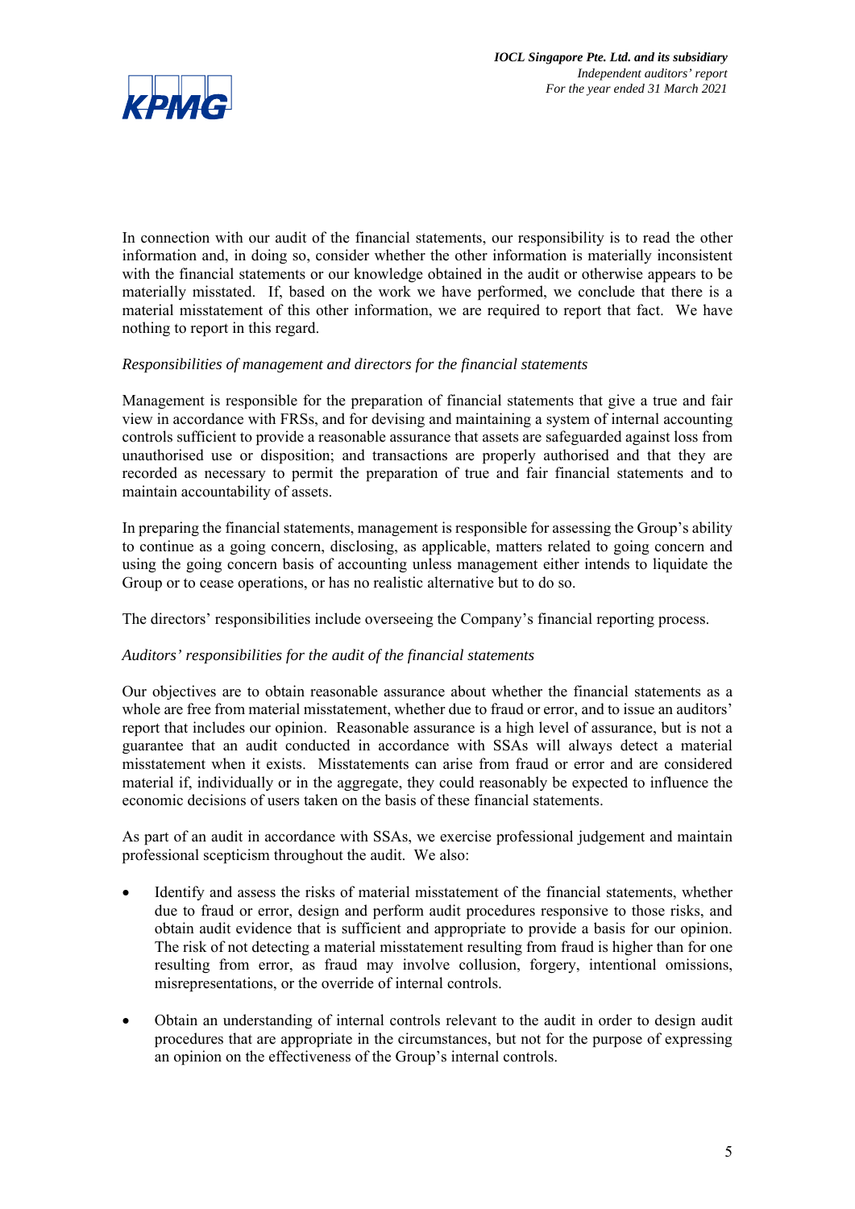In connection with our audit of the financial statements, our responsibility is to read the other information and, in doing so, consider whether the other information is materially inconsistent with the financial statements or our knowledge obtained in the audit or otherwise appears to be materially misstated. If, based on the work we have performed, we conclude that there is a material misstatement of this other information, we are required to report that fact. We have nothing to report in this regard.

*Responsibilities of management and directors for the financial statements*

Management is responsible for the preparation of financial statements that give a true and fair view in accordance with FRSs, and for devising and maintaining a system of internal accounting controls sufficient to provide a reasonable assurance that assets are safeguarded against loss from unauthorised use or disposition; and transactions are properly authorised and that they are recorded as necessary to permit the preparation of true and fair financial statements and to maintain accountability of assets.

In preparing the financial statements, management is responsible for assessing the Group's ability to continue as a going concern, disclosing, as applicable, matters related to going concern and using the going concern basis of accounting unless management either intends to liquidate the Group or to cease operations, or has no realistic alternative but to do so.

The directors' responsibilities include overseeing the Company's financial reporting process.

*Auditors' responsibilities for the audit of the financial statements*

Our objectives are to obtain reasonable assurance about whether the financial statements as a whole are free from material misstatement, whether due to fraud or error, and to issue an auditors' report that includes our opinion. Reasonable assurance is a high level of assurance, but is not a guarantee that an audit conducted in accordance with SSAs will always detect a material misstatement when it exists. Misstatements can arise from fraud or error and are considered material if, individually or in the aggregate, they could reasonably be expected to influence the economic decisions of users taken on the basis of these financial statements.

As part of an audit in accordance with SSAs, we exercise professional judgement and maintain professional scepticism throughout the audit. We also:

- Identify and assess the risks of material misstatement of the financial statements, whether due to fraud or error, design and perform audit procedures responsive to those risks, and obtain audit evidence that is sufficient and appropriate to provide a basis for our opinion. The risk of not detecting a material misstatement resulting from fraud is higher than for one resulting from error, as fraud may involve collusion, forgery, intentional omissions, misrepresentations, or the override of internal controls.

- Obtain an understanding of internal controls relevant to the audit in order to design audit procedures that are appropriate in the circumstances, but not for the purpose of expressing an opinion on the effectiveness of the Group's internal controls.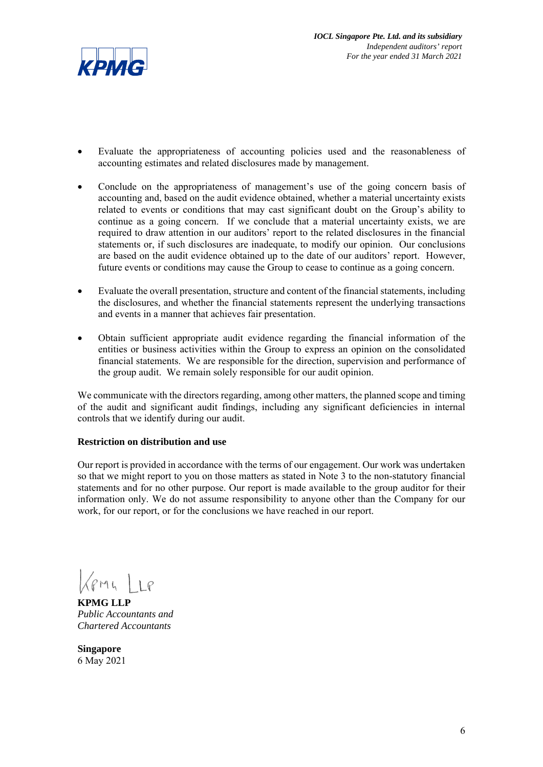- Evaluate the appropriateness of accounting policies used and the reasonableness of accounting estimates and related disclosures made by management.

- Conclude on the appropriateness of management's use of the going concern basis of accounting and, based on the audit evidence obtained, whether a material uncertainty exists related to events or conditions that may cast significant doubt on the Group's ability to continue as a going concern. If we conclude that a material uncertainty exists, we are required to draw attention in our auditors' report to the related disclosures in the financial statements or, if such disclosures are inadequate, to modify our opinion. Our conclusions are based on the audit evidence obtained up to the date of our auditors' report. However, future events or conditions may cause the Group to cease to continue as a going concern.

- Evaluate the overall presentation, structure and content of the financial statements, including the disclosures, and whether the financial statements represent the underlying transactions and events in a manner that achieves fair presentation.

- Obtain sufficient appropriate audit evidence regarding the financial information of the entities or business activities within the Group to express an opinion on the consolidated financial statements. We are responsible for the direction, supervision and performance of the group audit. We remain solely responsible for our audit opinion.

We communicate with the directors regarding, among other matters, the planned scope and timing of the audit and significant audit findings, including any significant deficiencies in internal controls that we identify during our audit.

**Restriction on distribution and use**

Our report is provided in accordance with the terms of our engagement. Our work was undertaken so that we might report to you on those matters as stated in Note 3 to the non-statutory financial statements and for no other purpose. Our report is made available to the group auditor for their information only. We do not assume responsibility to anyone other than the Company for our work, for our report, or for the conclusions we have reached in our report.

KPMG LLP

**KPMG LLP**
*Public Accountants and*
*Chartered Accountants*

**Singapore**
6 May 2021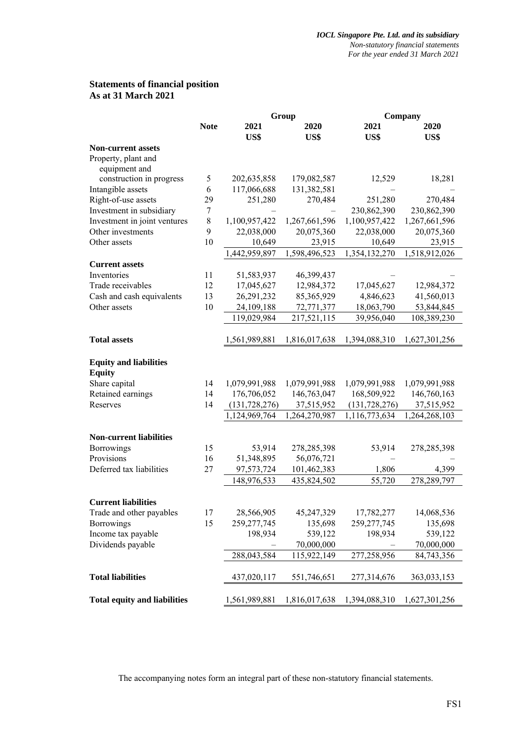## Statements of financial position
## As at 31 March 2021

| | Note | Group | | Company | |
|---|---|---|---|---|---|
| | | 2021 | 2020 | 2021 | 2020 |
| | | US$ | US$ | US$ | US$ |
| **Non-current assets** | | | | | |
| Property, plant and equipment and construction in progress | 5 | 202,635,858 | 179,082,587 | 12,529 | 18,281 |
| Intangible assets | 6 | 117,066,688 | 131,382,581 | – | – |
| Right-of-use assets | 29 | 251,280 | 270,484 | 251,280 | 270,484 |
| Investment in subsidiary | 7 | – | – | 230,862,390 | 230,862,390 |
| Investment in joint ventures | 8 | 1,100,957,422 | 1,267,661,596 | 1,100,957,422 | 1,267,661,596 |
| Other investments | 9 | 22,038,000 | 20,075,360 | 22,038,000 | 20,075,360 |
| Other assets | 10 | 10,649 | 23,915 | 10,649 | 23,915 |
| | | 1,442,959,897 | 1,598,496,523 | 1,354,132,270 | 1,518,912,026 |
| **Current assets** | | | | | |
| Inventories | 11 | 51,583,937 | 46,399,437 | – | – |
| Trade receivables | 12 | 17,045,627 | 12,984,372 | 17,045,627 | 12,984,372 |
| Cash and cash equivalents | 13 | 26,291,232 | 85,365,929 | 4,846,623 | 41,560,013 |
| Other assets | 10 | 24,109,188 | 72,771,377 | 18,063,790 | 53,844,845 |
| | | 119,029,984 | 217,521,115 | 39,956,040 | 108,389,230 |
| **Total assets** | | 1,561,989,881 | 1,816,017,638 | 1,394,088,310 | 1,627,301,256 |
| **Equity and liabilities** | | | | | |
| **Equity** | | | | | |
| Share capital | 14 | 1,079,991,988 | 1,079,991,988 | 1,079,991,988 | 1,079,991,988 |
| Retained earnings | 14 | 176,706,052 | 146,763,047 | 168,509,922 | 146,760,163 |
| Reserves | 14 | (131,728,276) | 37,515,952 | (131,728,276) | 37,515,952 |
| | | 1,124,969,764 | 1,264,270,987 | 1,116,773,634 | 1,264,268,103 |
| **Non-current liabilities** | | | | | |
| Borrowings | 15 | 53,914 | 278,285,398 | 53,914 | 278,285,398 |
| Provisions | 16 | 51,348,895 | 56,076,721 | – | – |
| Deferred tax liabilities | 27 | 97,573,724 | 101,462,383 | 1,806 | 4,399 |
| | | 148,976,533 | 435,824,502 | 55,720 | 278,289,797 |
| **Current liabilities** | | | | | |
| Trade and other payables | 17 | 28,566,905 | 45,247,329 | 17,782,277 | 14,068,536 |
| Borrowings | 15 | 259,277,745 | 135,698 | 259,277,745 | 135,698 |
| Income tax payable | | 198,934 | 539,122 | 198,934 | 539,122 |
| Dividends payable | | – | 70,000,000 | – | 70,000,000 |
| | | 288,043,584 | 115,922,149 | 277,258,956 | 84,743,356 |
| **Total liabilities** | | 437,020,117 | 551,746,651 | 277,314,676 | 363,033,153 |
| **Total equity and liabilities** | | 1,561,989,881 | 1,816,017,638 | 1,394,088,310 | 1,627,301,256 |

The accompanying notes form an integral part of these non-statutory financial statements.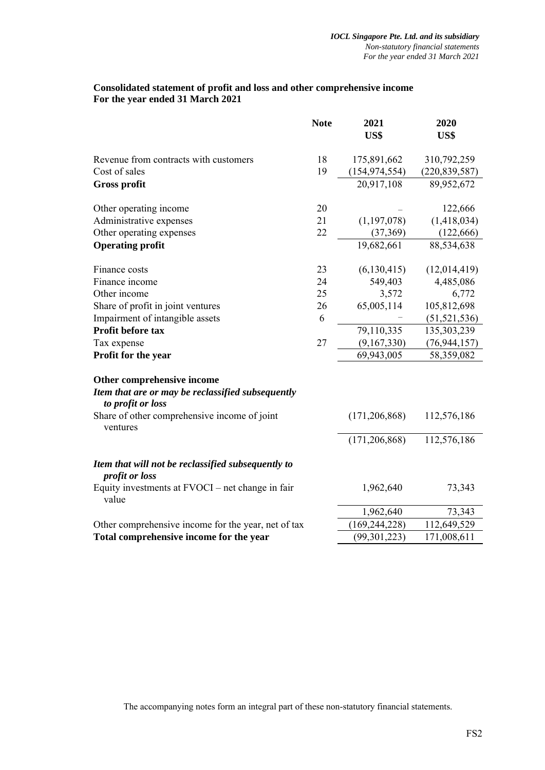## Consolidated statement of profit and loss and other comprehensive income
## For the year ended 31 March 2021

| | Note | 2021 US$ | 2020 US$ |
|---|---|---|---|
| Revenue from contracts with customers | 18 | 175,891,662 | 310,792,259 |
| Cost of sales | 19 | (154,974,554) | (220,839,587) |
| **Gross profit** | | 20,917,108 | 89,952,672 |
| Other operating income | 20 | – | 122,666 |
| Administrative expenses | 21 | (1,197,078) | (1,418,034) |
| Other operating expenses | 22 | (37,369) | (122,666) |
| **Operating profit** | | 19,682,661 | 88,534,638 |
| Finance costs | 23 | (6,130,415) | (12,014,419) |
| Finance income | 24 | 549,403 | 4,485,086 |
| Other income | 25 | 3,572 | 6,772 |
| Share of profit in joint ventures | 26 | 65,005,114 | 105,812,698 |
| Impairment of intangible assets | 6 | – | (51,521,536) |
| **Profit before tax** | | 79,110,335 | 135,303,239 |
| Tax expense | 27 | (9,167,330) | (76,944,157) |
| **Profit for the year** | | 69,943,005 | 58,359,082 |
| **Other comprehensive income** | | | |
| ***Item that are or may be reclassified subsequently to profit or loss*** | | | |
| Share of other comprehensive income of joint ventures | | (171,206,868) | 112,576,186 |
| | | (171,206,868) | 112,576,186 |
| ***Item that will not be reclassified subsequently to profit or loss*** | | | |
| Equity investments at FVOCI – net change in fair value | | 1,962,640 | 73,343 |
| | | 1,962,640 | 73,343 |
| Other comprehensive income for the year, net of tax | | (169,244,228) | 112,649,529 |
| **Total comprehensive income for the year** | | (99,301,223) | 171,008,611 |

The accompanying notes form an integral part of these non-statutory financial statements.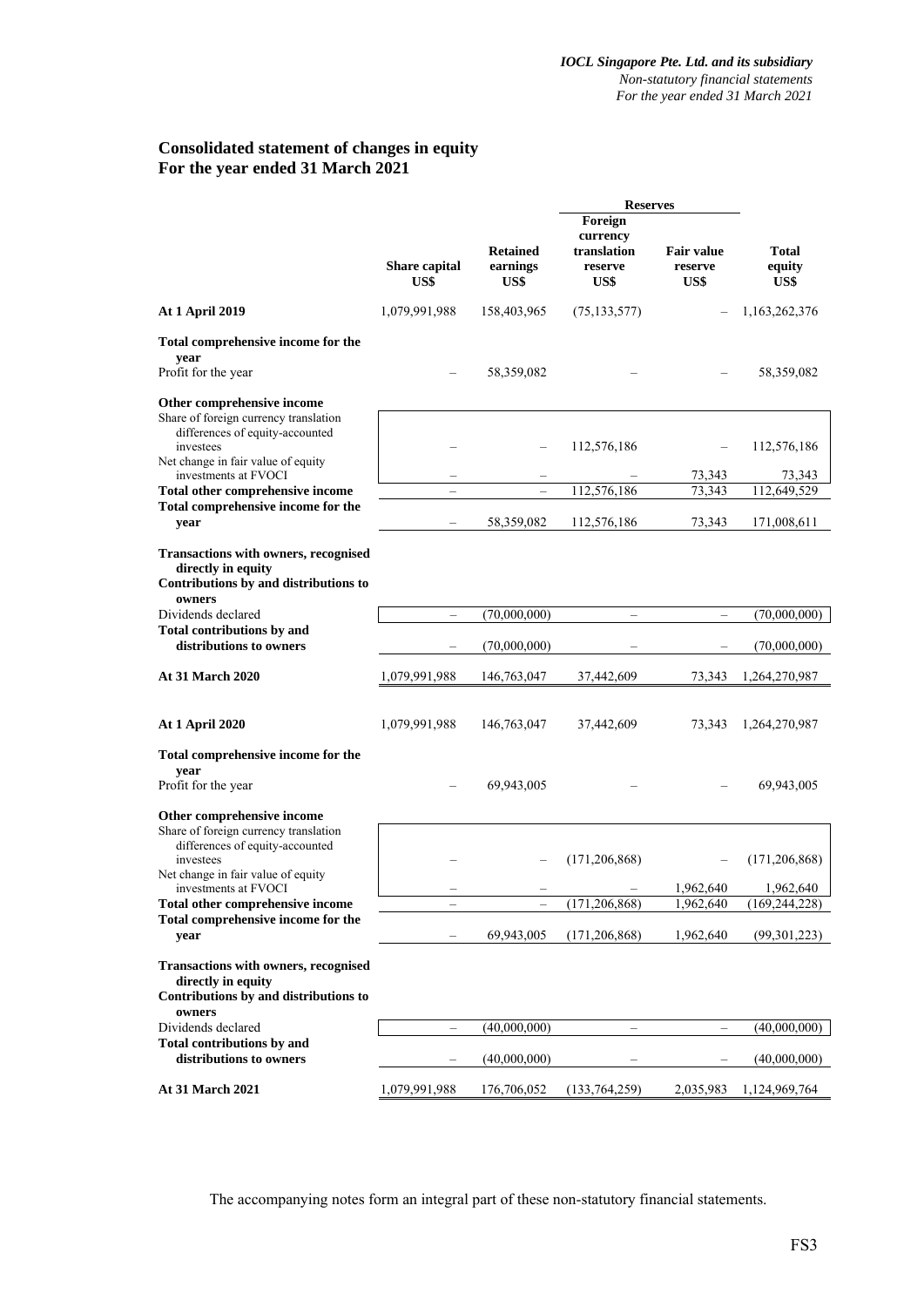# Consolidated statement of changes in equity
## For the year ended 31 March 2021

| | Share capital US$ | Retained earnings US$ | Reserves: Foreign currency translation reserve US$ | Reserves: Fair value reserve US$ | Total equity US$ |
|---|---|---|---|---|---|
| **At 1 April 2019** | 1,079,991,988 | 158,403,965 | (75,133,577) | – | 1,163,262,376 |
| **Total comprehensive income for the year** | | | | | |
| Profit for the year | – | 58,359,082 | – | – | 58,359,082 |
| **Other comprehensive income** | | | | | |
| Share of foreign currency translation differences of equity-accounted investees | – | – | 112,576,186 | – | 112,576,186 |
| Net change in fair value of equity investments at FVOCI | – | – | – | 73,343 | 73,343 |
| **Total other comprehensive income** | – | – | 112,576,186 | 73,343 | 112,649,529 |
| **Total comprehensive income for the year** | – | 58,359,082 | 112,576,186 | 73,343 | 171,008,611 |
| **Transactions with owners, recognised directly in equity** | | | | | |
| **Contributions by and distributions to owners** | | | | | |
| Dividends declared | – | (70,000,000) | – | – | (70,000,000) |
| **Total contributions by and distributions to owners** | – | (70,000,000) | – | – | (70,000,000) |
| **At 31 March 2020** | 1,079,991,988 | 146,763,047 | 37,442,609 | 73,343 | 1,264,270,987 |
| | | | | | |
| **At 1 April 2020** | 1,079,991,988 | 146,763,047 | 37,442,609 | 73,343 | 1,264,270,987 |
| **Total comprehensive income for the year** | | | | | |
| Profit for the year | – | 69,943,005 | – | – | 69,943,005 |
| **Other comprehensive income** | | | | | |
| Share of foreign currency translation differences of equity-accounted investees | – | – | (171,206,868) | – | (171,206,868) |
| Net change in fair value of equity investments at FVOCI | – | – | – | 1,962,640 | 1,962,640 |
| **Total other comprehensive income** | – | – | (171,206,868) | 1,962,640 | (169,244,228) |
| **Total comprehensive income for the year** | – | 69,943,005 | (171,206,868) | 1,962,640 | (99,301,223) |
| **Transactions with owners, recognised directly in equity** | | | | | |
| **Contributions by and distributions to owners** | | | | | |
| Dividends declared | – | (40,000,000) | – | – | (40,000,000) |
| **Total contributions by and distributions to owners** | – | (40,000,000) | – | – | (40,000,000) |
| **At 31 March 2021** | 1,079,991,988 | 176,706,052 | (133,764,259) | 2,035,983 | 1,124,969,764 |

The accompanying notes form an integral part of these non-statutory financial statements.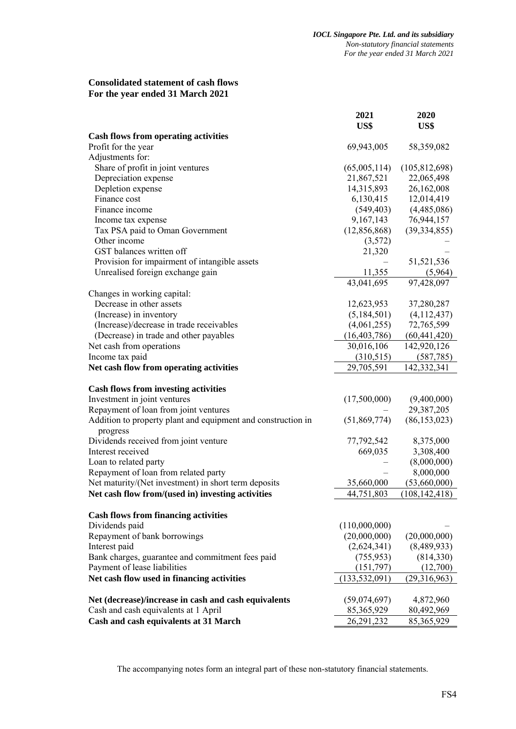## Consolidated statement of cash flows
## For the year ended 31 March 2021

| | 2021 US$ | 2020 US$ |
|---|---|---|
| **Cash flows from operating activities** | | |
| Profit for the year | 69,943,005 | 58,359,082 |
| Adjustments for: | | |
| Share of profit in joint ventures | (65,005,114) | (105,812,698) |
| Depreciation expense | 21,867,521 | 22,065,498 |
| Depletion expense | 14,315,893 | 26,162,008 |
| Finance cost | 6,130,415 | 12,014,419 |
| Finance income | (549,403) | (4,485,086) |
| Income tax expense | 9,167,143 | 76,944,157 |
| Tax PSA paid to Oman Government | (12,856,868) | (39,334,855) |
| Other income | (3,572) | – |
| GST balances written off | 21,320 | – |
| Provision for impairment of intangible assets | – | 51,521,536 |
| Unrealised foreign exchange gain | 11,355 | (5,964) |
| | 43,041,695 | 97,428,097 |
| Changes in working capital: | | |
| Decrease in other assets | 12,623,953 | 37,280,287 |
| (Increase) in inventory | (5,184,501) | (4,112,437) |
| (Increase)/decrease in trade receivables | (4,061,255) | 72,765,599 |
| (Decrease) in trade and other payables | (16,403,786) | (60,441,420) |
| Net cash from operations | 30,016,106 | 142,920,126 |
| Income tax paid | (310,515) | (587,785) |
| **Net cash flow from operating activities** | 29,705,591 | 142,332,341 |
| | | |
| **Cash flows from investing activities** | | |
| Investment in joint ventures | (17,500,000) | (9,400,000) |
| Repayment of loan from joint ventures | – | 29,387,205 |
| Addition to property plant and equipment and construction in progress | (51,869,774) | (86,153,023) |
| Dividends received from joint venture | 77,792,542 | 8,375,000 |
| Interest received | 669,035 | 3,308,400 |
| Loan to related party | – | (8,000,000) |
| Repayment of loan from related party | – | 8,000,000 |
| Net maturity/(Net investment) in short term deposits | 35,660,000 | (53,660,000) |
| **Net cash flow from/(used in) investing activities** | 44,751,803 | (108,142,418) |
| | | |
| **Cash flows from financing activities** | | |
| Dividends paid | (110,000,000) | – |
| Repayment of bank borrowings | (20,000,000) | (20,000,000) |
| Interest paid | (2,624,341) | (8,489,933) |
| Bank charges, guarantee and commitment fees paid | (755,953) | (814,330) |
| Payment of lease liabilities | (151,797) | (12,700) |
| **Net cash flow used in financing activities** | (133,532,091) | (29,316,963) |
| | | |
| **Net (decrease)/increase in cash and cash equivalents** | (59,074,697) | 4,872,960 |
| Cash and cash equivalents at 1 April | 85,365,929 | 80,492,969 |
| **Cash and cash equivalents at 31 March** | 26,291,232 | 85,365,929 |

The accompanying notes form an integral part of these non-statutory financial statements.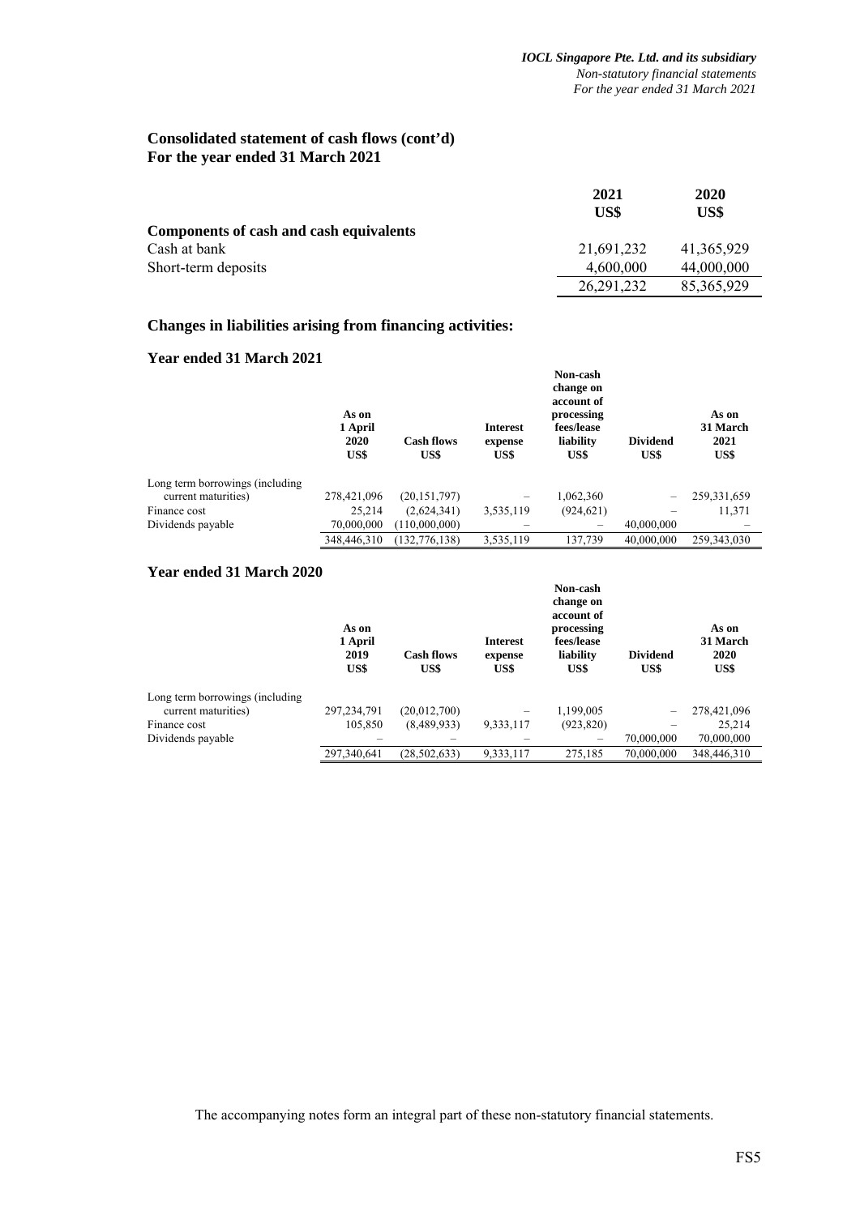## Consolidated statement of cash flows (cont'd)
## For the year ended 31 March 2021

| | 2021<br>US$ | 2020<br>US$ |
|---|---|---|
| **Components of cash and cash equivalents** | | |
| Cash at bank | 21,691,232 | 41,365,929 |
| Short-term deposits | 4,600,000 | 44,000,000 |
| | 26,291,232 | 85,365,929 |

### Changes in liabilities arising from financing activities:

**Year ended 31 March 2021**

| | As on 1 April 2020 US$ | Cash flows US$ | Interest expense US$ | Non-cash change on account of processing fees/lease liability US$ | Dividend US$ | As on 31 March 2021 US$ |
|---|---|---|---|---|---|---|
| Long term borrowings (including current maturities) | 278,421,096 | (20,151,797) | – | 1,062,360 | – | 259,331,659 |
| Finance cost | 25,214 | (2,624,341) | 3,535,119 | (924,621) | – | 11,371 |
| Dividends payable | 70,000,000 | (110,000,000) | – | – | 40,000,000 | – |
| | 348,446,310 | (132,776,138) | 3,535,119 | 137,739 | 40,000,000 | 259,343,030 |

**Year ended 31 March 2020**

| | As on 1 April 2019 US$ | Cash flows US$ | Interest expense US$ | Non-cash change on account of processing fees/lease liability US$ | Dividend US$ | As on 31 March 2020 US$ |
|---|---|---|---|---|---|---|
| Long term borrowings (including current maturities) | 297,234,791 | (20,012,700) | – | 1,199,005 | – | 278,421,096 |
| Finance cost | 105,850 | (8,489,933) | 9,333,117 | (923,820) | – | 25,214 |
| Dividends payable | – | – | – | – | 70,000,000 | 70,000,000 |
| | 297,340,641 | (28,502,633) | 9,333,117 | 275,185 | 70,000,000 | 348,446,310 |

The accompanying notes form an integral part of these non-statutory financial statements.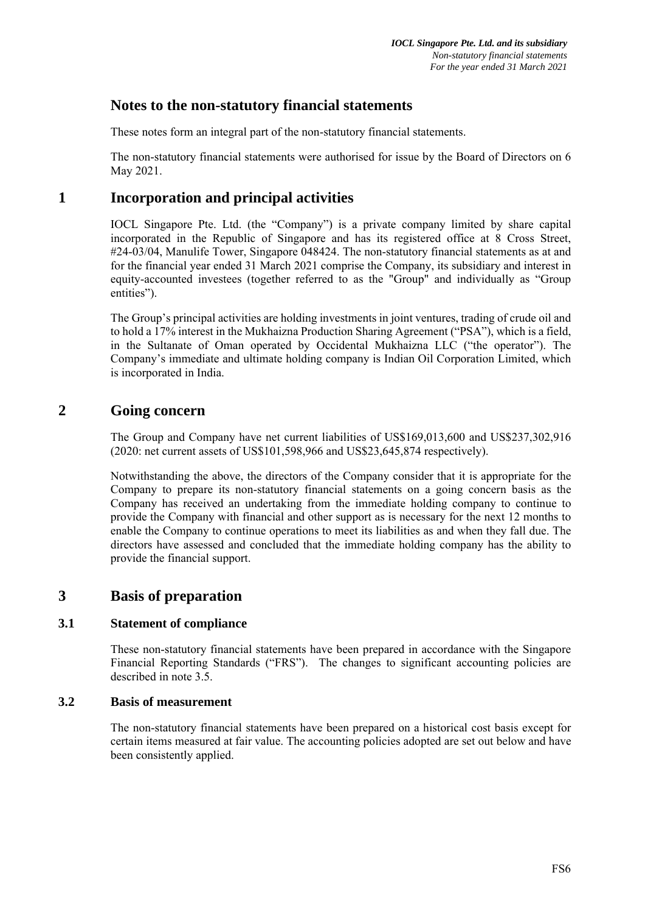# Notes to the non-statutory financial statements

These notes form an integral part of the non-statutory financial statements.

The non-statutory financial statements were authorised for issue by the Board of Directors on 6 May 2021.

## 1 Incorporation and principal activities

IOCL Singapore Pte. Ltd. (the "Company") is a private company limited by share capital incorporated in the Republic of Singapore and has its registered office at 8 Cross Street, #24-03/04, Manulife Tower, Singapore 048424. The non-statutory financial statements as at and for the financial year ended 31 March 2021 comprise the Company, its subsidiary and interest in equity-accounted investees (together referred to as the "Group" and individually as "Group entities").

The Group's principal activities are holding investments in joint ventures, trading of crude oil and to hold a 17% interest in the Mukhaizna Production Sharing Agreement ("PSA"), which is a field, in the Sultanate of Oman operated by Occidental Mukhaizna LLC ("the operator"). The Company's immediate and ultimate holding company is Indian Oil Corporation Limited, which is incorporated in India.

## 2 Going concern

The Group and Company have net current liabilities of US$169,013,600 and US$237,302,916 (2020: net current assets of US$101,598,966 and US$23,645,874 respectively).

Notwithstanding the above, the directors of the Company consider that it is appropriate for the Company to prepare its non-statutory financial statements on a going concern basis as the Company has received an undertaking from the immediate holding company to continue to provide the Company with financial and other support as is necessary for the next 12 months to enable the Company to continue operations to meet its liabilities as and when they fall due. The directors have assessed and concluded that the immediate holding company has the ability to provide the financial support.

## 3 Basis of preparation

### 3.1 Statement of compliance

These non-statutory financial statements have been prepared in accordance with the Singapore Financial Reporting Standards ("FRS"). The changes to significant accounting policies are described in note 3.5.

### 3.2 Basis of measurement

The non-statutory financial statements have been prepared on a historical cost basis except for certain items measured at fair value. The accounting policies adopted are set out below and have been consistently applied.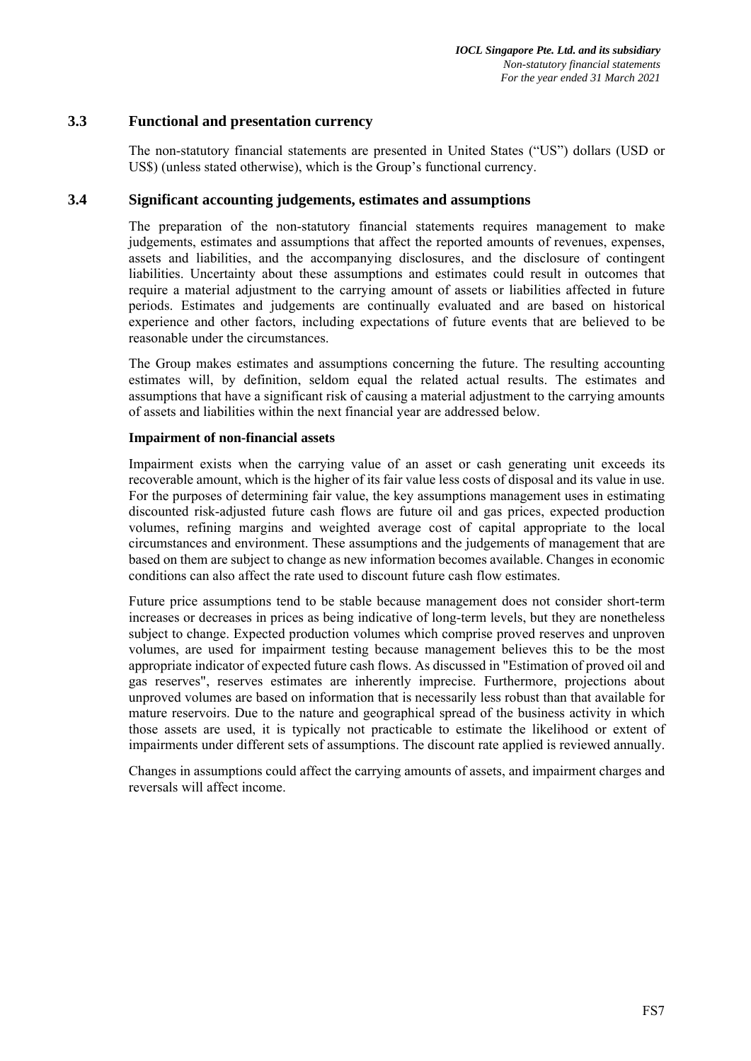### 3.3 Functional and presentation currency

The non-statutory financial statements are presented in United States ("US") dollars (USD or US$) (unless stated otherwise), which is the Group's functional currency.

### 3.4 Significant accounting judgements, estimates and assumptions

The preparation of the non-statutory financial statements requires management to make judgements, estimates and assumptions that affect the reported amounts of revenues, expenses, assets and liabilities, and the accompanying disclosures, and the disclosure of contingent liabilities. Uncertainty about these assumptions and estimates could result in outcomes that require a material adjustment to the carrying amount of assets or liabilities affected in future periods. Estimates and judgements are continually evaluated and are based on historical experience and other factors, including expectations of future events that are believed to be reasonable under the circumstances.

The Group makes estimates and assumptions concerning the future. The resulting accounting estimates will, by definition, seldom equal the related actual results. The estimates and assumptions that have a significant risk of causing a material adjustment to the carrying amounts of assets and liabilities within the next financial year are addressed below.

**Impairment of non-financial assets**

Impairment exists when the carrying value of an asset or cash generating unit exceeds its recoverable amount, which is the higher of its fair value less costs of disposal and its value in use. For the purposes of determining fair value, the key assumptions management uses in estimating discounted risk-adjusted future cash flows are future oil and gas prices, expected production volumes, refining margins and weighted average cost of capital appropriate to the local circumstances and environment. These assumptions and the judgements of management that are based on them are subject to change as new information becomes available. Changes in economic conditions can also affect the rate used to discount future cash flow estimates.

Future price assumptions tend to be stable because management does not consider short-term increases or decreases in prices as being indicative of long-term levels, but they are nonetheless subject to change. Expected production volumes which comprise proved reserves and unproven volumes, are used for impairment testing because management believes this to be the most appropriate indicator of expected future cash flows. As discussed in "Estimation of proved oil and gas reserves", reserves estimates are inherently imprecise. Furthermore, projections about unproved volumes are based on information that is necessarily less robust than that available for mature reservoirs. Due to the nature and geographical spread of the business activity in which those assets are used, it is typically not practicable to estimate the likelihood or extent of impairments under different sets of assumptions. The discount rate applied is reviewed annually.

Changes in assumptions could affect the carrying amounts of assets, and impairment charges and reversals will affect income.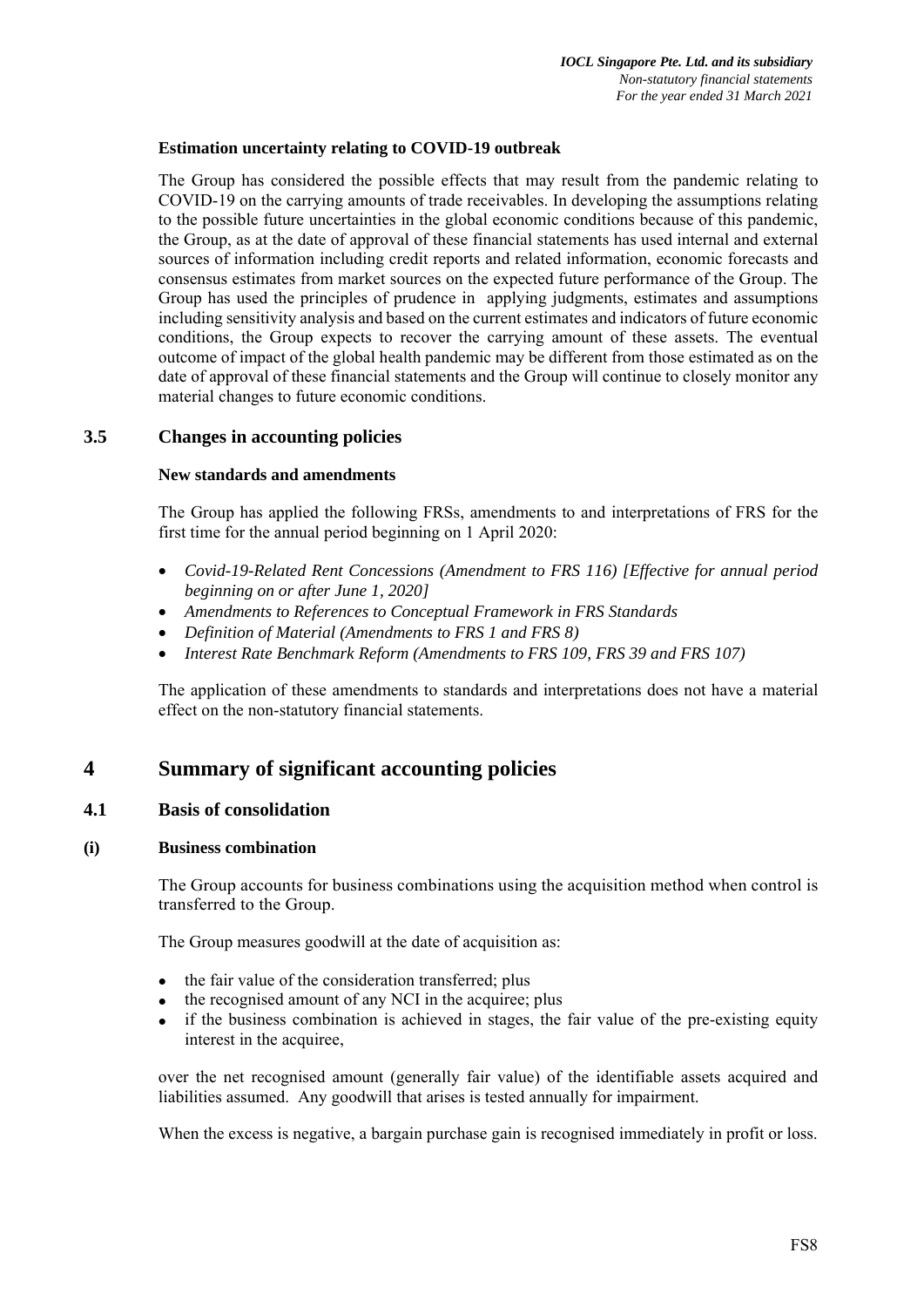**Estimation uncertainty relating to COVID-19 outbreak**

The Group has considered the possible effects that may result from the pandemic relating to COVID-19 on the carrying amounts of trade receivables. In developing the assumptions relating to the possible future uncertainties in the global economic conditions because of this pandemic, the Group, as at the date of approval of these financial statements has used internal and external sources of information including credit reports and related information, economic forecasts and consensus estimates from market sources on the expected future performance of the Group. The Group has used the principles of prudence in applying judgments, estimates and assumptions including sensitivity analysis and based on the current estimates and indicators of future economic conditions, the Group expects to recover the carrying amount of these assets. The eventual outcome of impact of the global health pandemic may be different from those estimated as on the date of approval of these financial statements and the Group will continue to closely monitor any material changes to future economic conditions.

### 3.5 Changes in accounting policies

**New standards and amendments**

The Group has applied the following FRSs, amendments to and interpretations of FRS for the first time for the annual period beginning on 1 April 2020:

- *Covid-19-Related Rent Concessions (Amendment to FRS 116) [Effective for annual period beginning on or after June 1, 2020]*
- *Amendments to References to Conceptual Framework in FRS Standards*
- *Definition of Material (Amendments to FRS 1 and FRS 8)*
- *Interest Rate Benchmark Reform (Amendments to FRS 109, FRS 39 and FRS 107)*

The application of these amendments to standards and interpretations does not have a material effect on the non-statutory financial statements.

## 4 Summary of significant accounting policies

### 4.1 Basis of consolidation

**(i) Business combination**

The Group accounts for business combinations using the acquisition method when control is transferred to the Group.

The Group measures goodwill at the date of acquisition as:

- the fair value of the consideration transferred; plus
- the recognised amount of any NCI in the acquiree; plus
- if the business combination is achieved in stages, the fair value of the pre-existing equity interest in the acquiree,

over the net recognised amount (generally fair value) of the identifiable assets acquired and liabilities assumed. Any goodwill that arises is tested annually for impairment.

When the excess is negative, a bargain purchase gain is recognised immediately in profit or loss.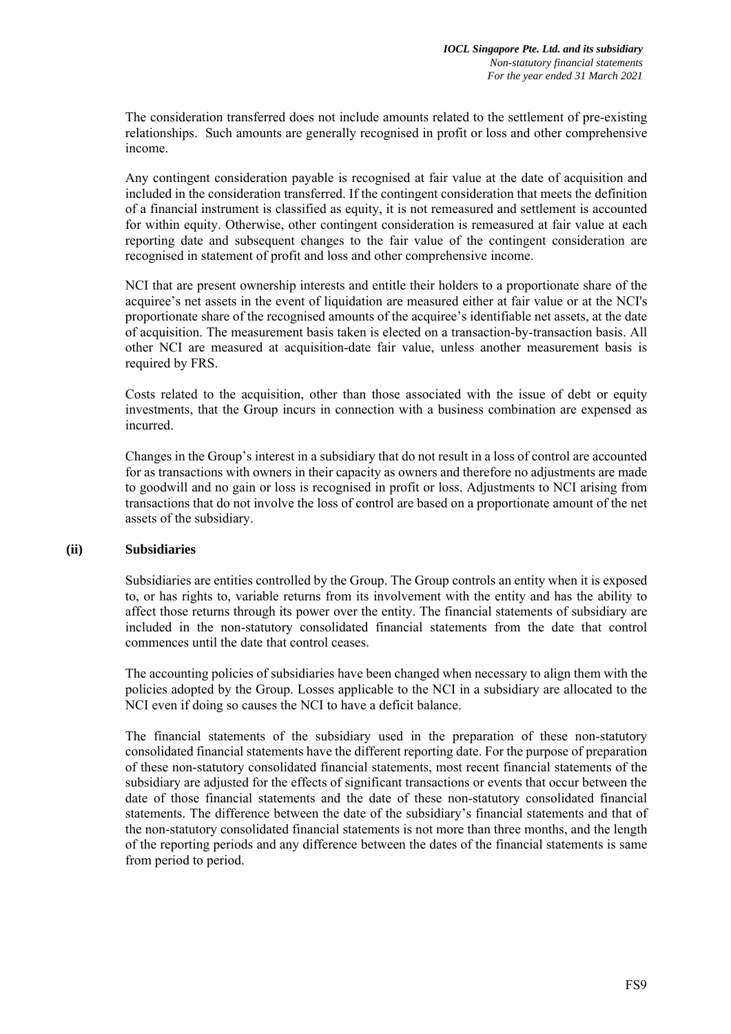The consideration transferred does not include amounts related to the settlement of pre-existing relationships. Such amounts are generally recognised in profit or loss and other comprehensive income.

Any contingent consideration payable is recognised at fair value at the date of acquisition and included in the consideration transferred. If the contingent consideration that meets the definition of a financial instrument is classified as equity, it is not remeasured and settlement is accounted for within equity. Otherwise, other contingent consideration is remeasured at fair value at each reporting date and subsequent changes to the fair value of the contingent consideration are recognised in statement of profit and loss and other comprehensive income.

NCI that are present ownership interests and entitle their holders to a proportionate share of the acquiree's net assets in the event of liquidation are measured either at fair value or at the NCI's proportionate share of the recognised amounts of the acquiree's identifiable net assets, at the date of acquisition. The measurement basis taken is elected on a transaction-by-transaction basis. All other NCI are measured at acquisition-date fair value, unless another measurement basis is required by FRS.

Costs related to the acquisition, other than those associated with the issue of debt or equity investments, that the Group incurs in connection with a business combination are expensed as incurred.

Changes in the Group's interest in a subsidiary that do not result in a loss of control are accounted for as transactions with owners in their capacity as owners and therefore no adjustments are made to goodwill and no gain or loss is recognised in profit or loss. Adjustments to NCI arising from transactions that do not involve the loss of control are based on a proportionate amount of the net assets of the subsidiary.

**(ii) Subsidiaries**

Subsidiaries are entities controlled by the Group. The Group controls an entity when it is exposed to, or has rights to, variable returns from its involvement with the entity and has the ability to affect those returns through its power over the entity. The financial statements of subsidiary are included in the non-statutory consolidated financial statements from the date that control commences until the date that control ceases.

The accounting policies of subsidiaries have been changed when necessary to align them with the policies adopted by the Group. Losses applicable to the NCI in a subsidiary are allocated to the NCI even if doing so causes the NCI to have a deficit balance.

The financial statements of the subsidiary used in the preparation of these non-statutory consolidated financial statements have the different reporting date. For the purpose of preparation of these non-statutory consolidated financial statements, most recent financial statements of the subsidiary are adjusted for the effects of significant transactions or events that occur between the date of those financial statements and the date of these non-statutory consolidated financial statements. The difference between the date of the subsidiary's financial statements and that of the non-statutory consolidated financial statements is not more than three months, and the length of the reporting periods and any difference between the dates of the financial statements is same from period to period.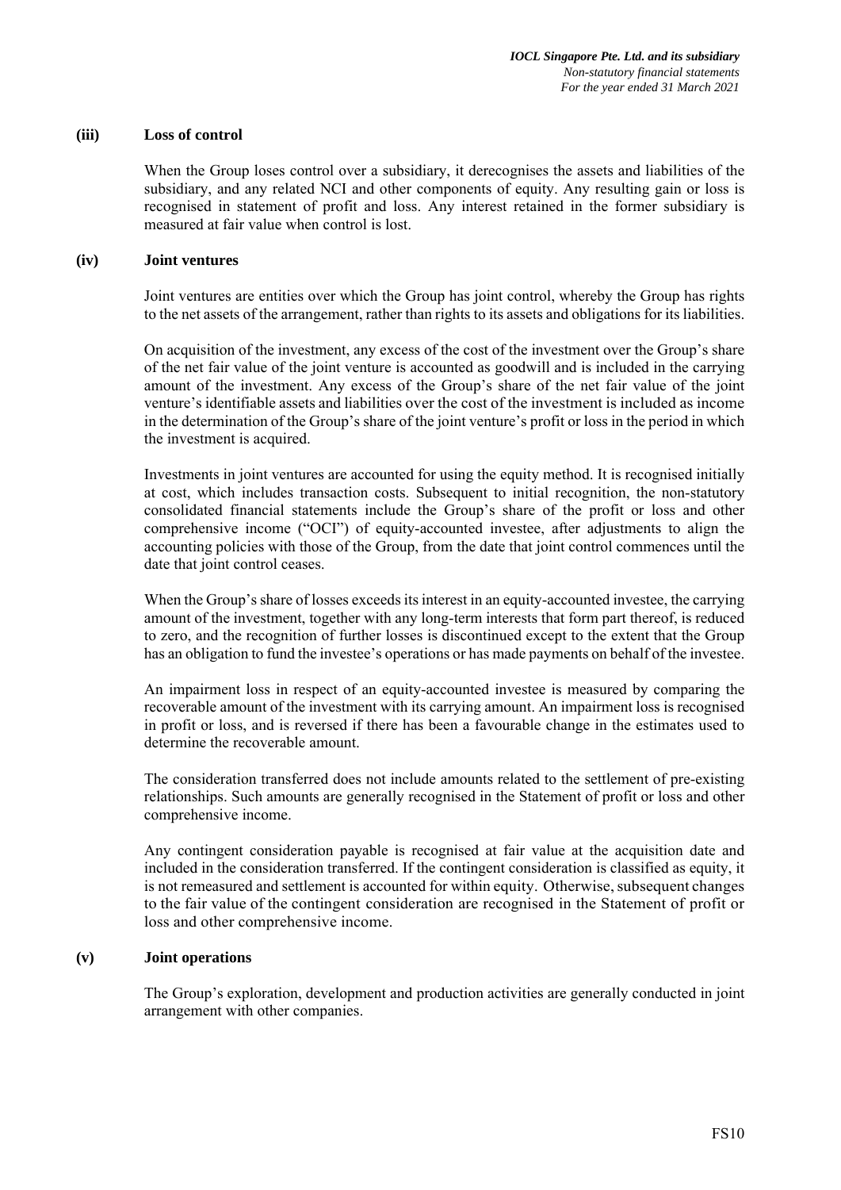#### (iii) Loss of control

When the Group loses control over a subsidiary, it derecognises the assets and liabilities of the subsidiary, and any related NCI and other components of equity. Any resulting gain or loss is recognised in statement of profit and loss. Any interest retained in the former subsidiary is measured at fair value when control is lost.

#### (iv) Joint ventures

Joint ventures are entities over which the Group has joint control, whereby the Group has rights to the net assets of the arrangement, rather than rights to its assets and obligations for its liabilities.

On acquisition of the investment, any excess of the cost of the investment over the Group's share of the net fair value of the joint venture is accounted as goodwill and is included in the carrying amount of the investment. Any excess of the Group's share of the net fair value of the joint venture's identifiable assets and liabilities over the cost of the investment is included as income in the determination of the Group's share of the joint venture's profit or loss in the period in which the investment is acquired.

Investments in joint ventures are accounted for using the equity method. It is recognised initially at cost, which includes transaction costs. Subsequent to initial recognition, the non-statutory consolidated financial statements include the Group's share of the profit or loss and other comprehensive income ("OCI") of equity-accounted investee, after adjustments to align the accounting policies with those of the Group, from the date that joint control commences until the date that joint control ceases.

When the Group's share of losses exceeds its interest in an equity-accounted investee, the carrying amount of the investment, together with any long-term interests that form part thereof, is reduced to zero, and the recognition of further losses is discontinued except to the extent that the Group has an obligation to fund the investee's operations or has made payments on behalf of the investee.

An impairment loss in respect of an equity-accounted investee is measured by comparing the recoverable amount of the investment with its carrying amount. An impairment loss is recognised in profit or loss, and is reversed if there has been a favourable change in the estimates used to determine the recoverable amount.

The consideration transferred does not include amounts related to the settlement of pre-existing relationships. Such amounts are generally recognised in the Statement of profit or loss and other comprehensive income.

Any contingent consideration payable is recognised at fair value at the acquisition date and included in the consideration transferred. If the contingent consideration is classified as equity, it is not remeasured and settlement is accounted for within equity. Otherwise, subsequent changes to the fair value of the contingent consideration are recognised in the Statement of profit or loss and other comprehensive income.

#### (v) Joint operations

The Group's exploration, development and production activities are generally conducted in joint arrangement with other companies.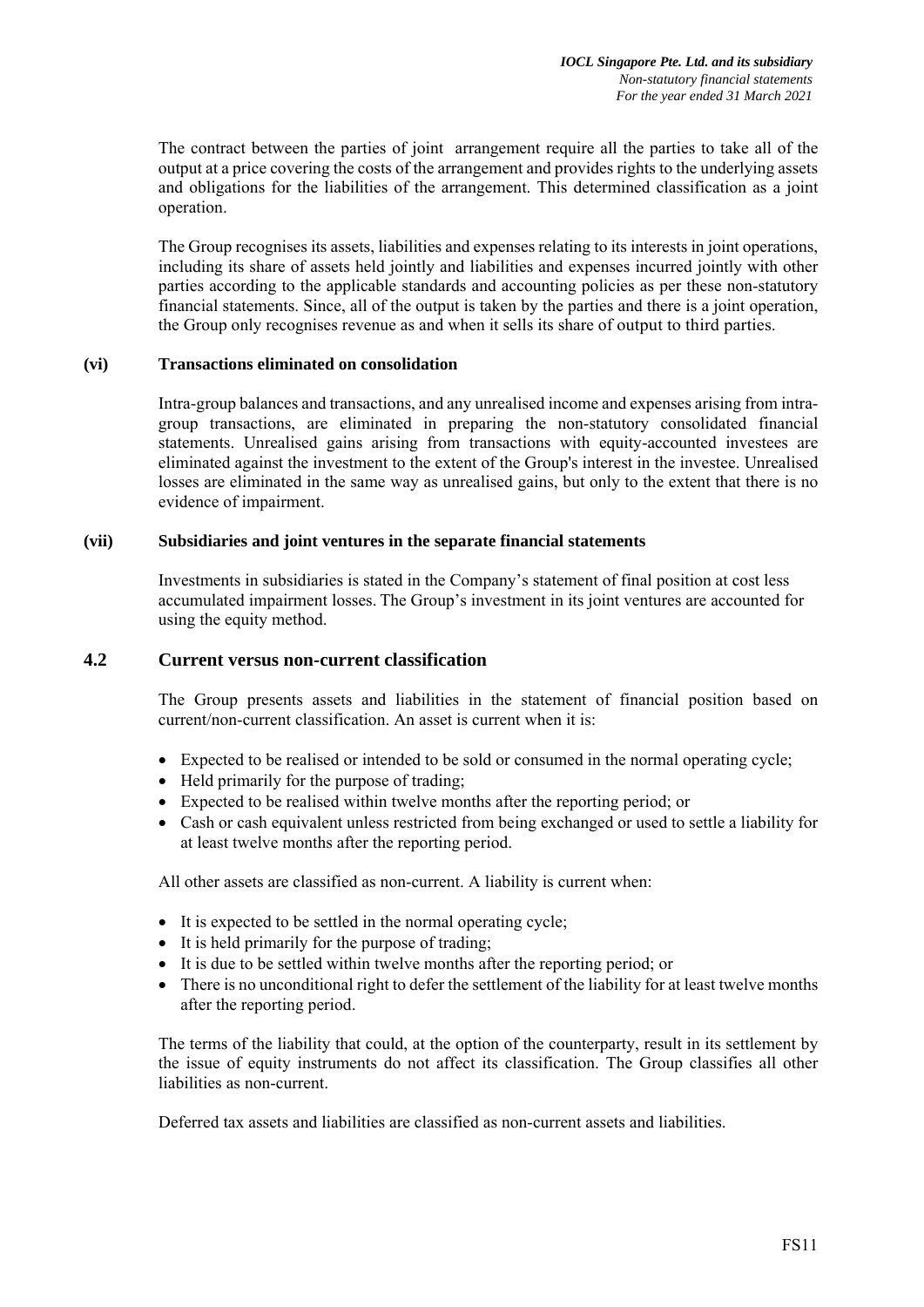The contract between the parties of joint arrangement require all the parties to take all of the output at a price covering the costs of the arrangement and provides rights to the underlying assets and obligations for the liabilities of the arrangement. This determined classification as a joint operation.

The Group recognises its assets, liabilities and expenses relating to its interests in joint operations, including its share of assets held jointly and liabilities and expenses incurred jointly with other parties according to the applicable standards and accounting policies as per these non-statutory financial statements. Since, all of the output is taken by the parties and there is a joint operation, the Group only recognises revenue as and when it sells its share of output to third parties.

**(vi) Transactions eliminated on consolidation**

Intra-group balances and transactions, and any unrealised income and expenses arising from intra-group transactions, are eliminated in preparing the non-statutory consolidated financial statements. Unrealised gains arising from transactions with equity-accounted investees are eliminated against the investment to the extent of the Group's interest in the investee. Unrealised losses are eliminated in the same way as unrealised gains, but only to the extent that there is no evidence of impairment.

**(vii) Subsidiaries and joint ventures in the separate financial statements**

Investments in subsidiaries is stated in the Company's statement of final position at cost less accumulated impairment losses. The Group's investment in its joint ventures are accounted for using the equity method.

## 4.2 Current versus non-current classification

The Group presents assets and liabilities in the statement of financial position based on current/non-current classification. An asset is current when it is:

- Expected to be realised or intended to be sold or consumed in the normal operating cycle;
- Held primarily for the purpose of trading;
- Expected to be realised within twelve months after the reporting period; or
- Cash or cash equivalent unless restricted from being exchanged or used to settle a liability for at least twelve months after the reporting period.

All other assets are classified as non-current. A liability is current when:

- It is expected to be settled in the normal operating cycle;
- It is held primarily for the purpose of trading;
- It is due to be settled within twelve months after the reporting period; or
- There is no unconditional right to defer the settlement of the liability for at least twelve months after the reporting period.

The terms of the liability that could, at the option of the counterparty, result in its settlement by the issue of equity instruments do not affect its classification. The Group classifies all other liabilities as non-current.

Deferred tax assets and liabilities are classified as non-current assets and liabilities.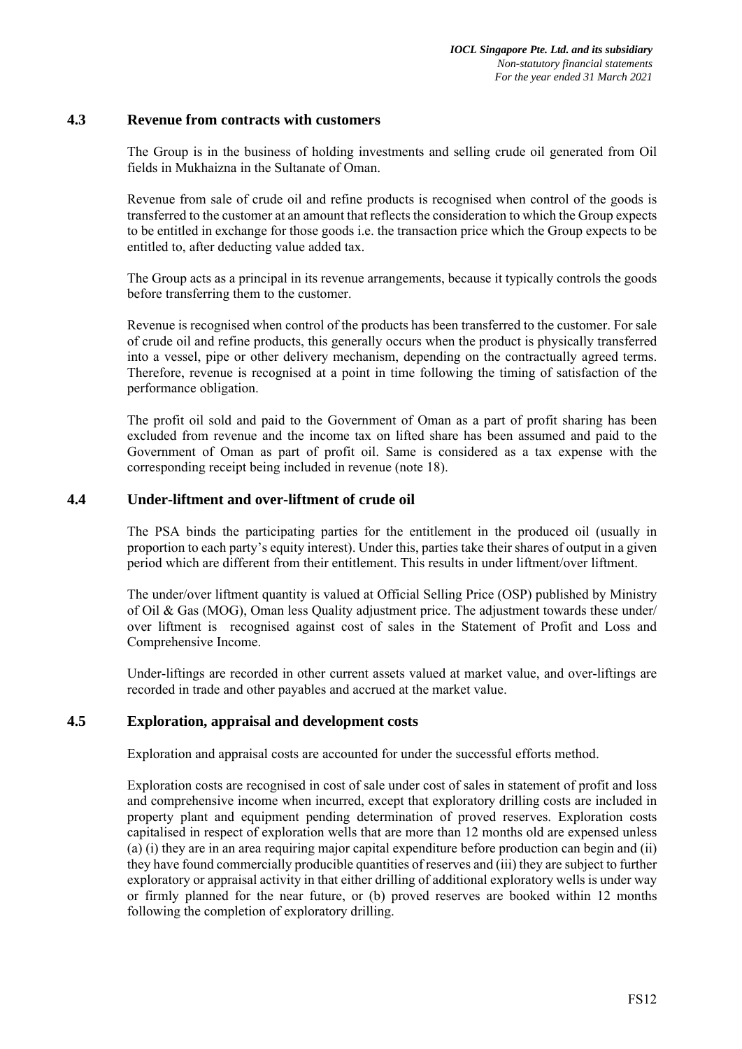### 4.3 Revenue from contracts with customers

The Group is in the business of holding investments and selling crude oil generated from Oil fields in Mukhaizna in the Sultanate of Oman.

Revenue from sale of crude oil and refine products is recognised when control of the goods is transferred to the customer at an amount that reflects the consideration to which the Group expects to be entitled in exchange for those goods i.e. the transaction price which the Group expects to be entitled to, after deducting value added tax.

The Group acts as a principal in its revenue arrangements, because it typically controls the goods before transferring them to the customer.

Revenue is recognised when control of the products has been transferred to the customer. For sale of crude oil and refine products, this generally occurs when the product is physically transferred into a vessel, pipe or other delivery mechanism, depending on the contractually agreed terms. Therefore, revenue is recognised at a point in time following the timing of satisfaction of the performance obligation.

The profit oil sold and paid to the Government of Oman as a part of profit sharing has been excluded from revenue and the income tax on lifted share has been assumed and paid to the Government of Oman as part of profit oil. Same is considered as a tax expense with the corresponding receipt being included in revenue (note 18).

### 4.4 Under-liftment and over-liftment of crude oil

The PSA binds the participating parties for the entitlement in the produced oil (usually in proportion to each party's equity interest). Under this, parties take their shares of output in a given period which are different from their entitlement. This results in under liftment/over liftment.

The under/over liftment quantity is valued at Official Selling Price (OSP) published by Ministry of Oil & Gas (MOG), Oman less Quality adjustment price. The adjustment towards these under/ over liftment is recognised against cost of sales in the Statement of Profit and Loss and Comprehensive Income.

Under-liftings are recorded in other current assets valued at market value, and over-liftings are recorded in trade and other payables and accrued at the market value.

### 4.5 Exploration, appraisal and development costs

Exploration and appraisal costs are accounted for under the successful efforts method.

Exploration costs are recognised in cost of sale under cost of sales in statement of profit and loss and comprehensive income when incurred, except that exploratory drilling costs are included in property plant and equipment pending determination of proved reserves. Exploration costs capitalised in respect of exploration wells that are more than 12 months old are expensed unless (a) (i) they are in an area requiring major capital expenditure before production can begin and (ii) they have found commercially producible quantities of reserves and (iii) they are subject to further exploratory or appraisal activity in that either drilling of additional exploratory wells is under way or firmly planned for the near future, or (b) proved reserves are booked within 12 months following the completion of exploratory drilling.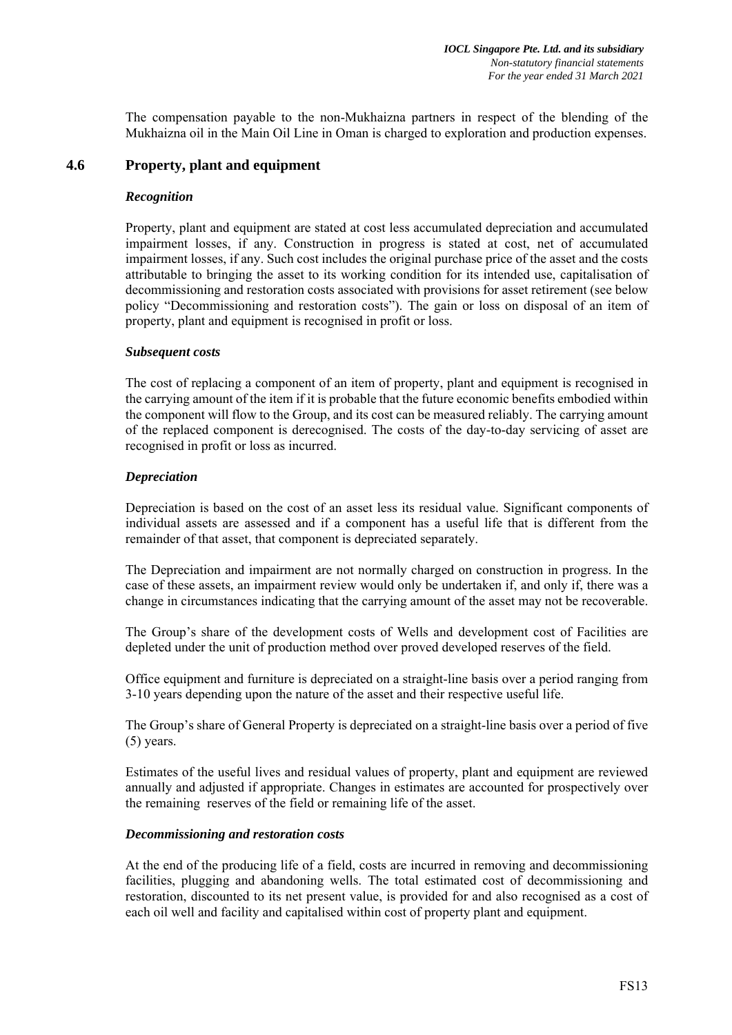The compensation payable to the non-Mukhaizna partners in respect of the blending of the Mukhaizna oil in the Main Oil Line in Oman is charged to exploration and production expenses.

## 4.6 Property, plant and equipment

***Recognition***

Property, plant and equipment are stated at cost less accumulated depreciation and accumulated impairment losses, if any. Construction in progress is stated at cost, net of accumulated impairment losses, if any. Such cost includes the original purchase price of the asset and the costs attributable to bringing the asset to its working condition for its intended use, capitalisation of decommissioning and restoration costs associated with provisions for asset retirement (see below policy "Decommissioning and restoration costs"). The gain or loss on disposal of an item of property, plant and equipment is recognised in profit or loss.

***Subsequent costs***

The cost of replacing a component of an item of property, plant and equipment is recognised in the carrying amount of the item if it is probable that the future economic benefits embodied within the component will flow to the Group, and its cost can be measured reliably. The carrying amount of the replaced component is derecognised. The costs of the day-to-day servicing of asset are recognised in profit or loss as incurred.

***Depreciation***

Depreciation is based on the cost of an asset less its residual value. Significant components of individual assets are assessed and if a component has a useful life that is different from the remainder of that asset, that component is depreciated separately.

The Depreciation and impairment are not normally charged on construction in progress. In the case of these assets, an impairment review would only be undertaken if, and only if, there was a change in circumstances indicating that the carrying amount of the asset may not be recoverable.

The Group's share of the development costs of Wells and development cost of Facilities are depleted under the unit of production method over proved developed reserves of the field.

Office equipment and furniture is depreciated on a straight-line basis over a period ranging from 3-10 years depending upon the nature of the asset and their respective useful life.

The Group's share of General Property is depreciated on a straight-line basis over a period of five (5) years.

Estimates of the useful lives and residual values of property, plant and equipment are reviewed annually and adjusted if appropriate. Changes in estimates are accounted for prospectively over the remaining reserves of the field or remaining life of the asset.

***Decommissioning and restoration costs***

At the end of the producing life of a field, costs are incurred in removing and decommissioning facilities, plugging and abandoning wells. The total estimated cost of decommissioning and restoration, discounted to its net present value, is provided for and also recognised as a cost of each oil well and facility and capitalised within cost of property plant and equipment.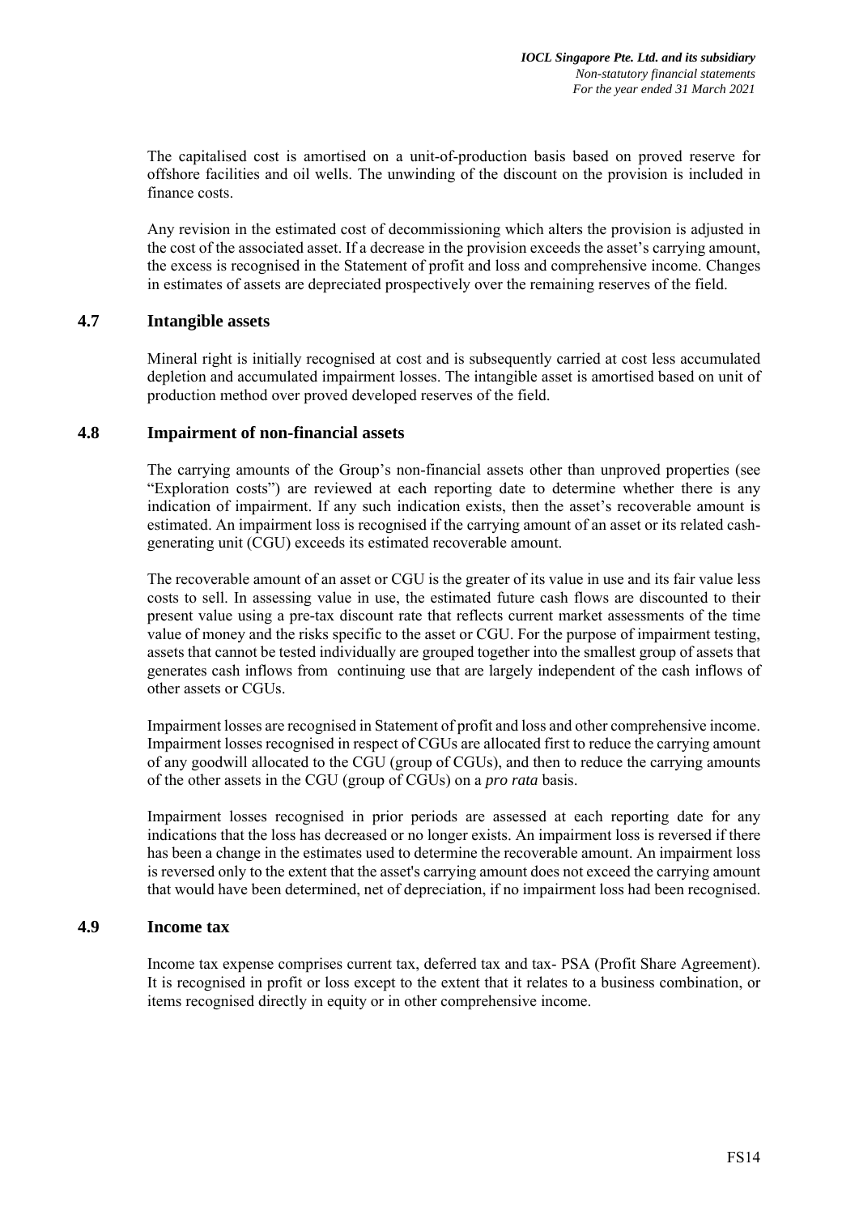The capitalised cost is amortised on a unit-of-production basis based on proved reserve for offshore facilities and oil wells. The unwinding of the discount on the provision is included in finance costs.

Any revision in the estimated cost of decommissioning which alters the provision is adjusted in the cost of the associated asset. If a decrease in the provision exceeds the asset's carrying amount, the excess is recognised in the Statement of profit and loss and comprehensive income. Changes in estimates of assets are depreciated prospectively over the remaining reserves of the field.

## 4.7 Intangible assets

Mineral right is initially recognised at cost and is subsequently carried at cost less accumulated depletion and accumulated impairment losses. The intangible asset is amortised based on unit of production method over proved developed reserves of the field.

## 4.8 Impairment of non-financial assets

The carrying amounts of the Group's non-financial assets other than unproved properties (see "Exploration costs") are reviewed at each reporting date to determine whether there is any indication of impairment. If any such indication exists, then the asset's recoverable amount is estimated. An impairment loss is recognised if the carrying amount of an asset or its related cash-generating unit (CGU) exceeds its estimated recoverable amount.

The recoverable amount of an asset or CGU is the greater of its value in use and its fair value less costs to sell. In assessing value in use, the estimated future cash flows are discounted to their present value using a pre-tax discount rate that reflects current market assessments of the time value of money and the risks specific to the asset or CGU. For the purpose of impairment testing, assets that cannot be tested individually are grouped together into the smallest group of assets that generates cash inflows from continuing use that are largely independent of the cash inflows of other assets or CGUs.

Impairment losses are recognised in Statement of profit and loss and other comprehensive income. Impairment losses recognised in respect of CGUs are allocated first to reduce the carrying amount of any goodwill allocated to the CGU (group of CGUs), and then to reduce the carrying amounts of the other assets in the CGU (group of CGUs) on a *pro rata* basis.

Impairment losses recognised in prior periods are assessed at each reporting date for any indications that the loss has decreased or no longer exists. An impairment loss is reversed if there has been a change in the estimates used to determine the recoverable amount. An impairment loss is reversed only to the extent that the asset's carrying amount does not exceed the carrying amount that would have been determined, net of depreciation, if no impairment loss had been recognised.

## 4.9 Income tax

Income tax expense comprises current tax, deferred tax and tax- PSA (Profit Share Agreement). It is recognised in profit or loss except to the extent that it relates to a business combination, or items recognised directly in equity or in other comprehensive income.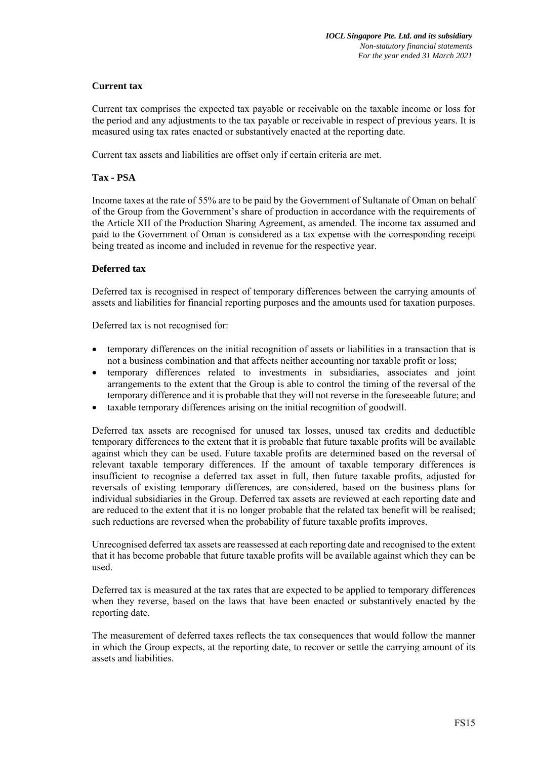**Current tax**

Current tax comprises the expected tax payable or receivable on the taxable income or loss for the period and any adjustments to the tax payable or receivable in respect of previous years. It is measured using tax rates enacted or substantively enacted at the reporting date.

Current tax assets and liabilities are offset only if certain criteria are met.

**Tax - PSA**

Income taxes at the rate of 55% are to be paid by the Government of Sultanate of Oman on behalf of the Group from the Government's share of production in accordance with the requirements of the Article XII of the Production Sharing Agreement, as amended. The income tax assumed and paid to the Government of Oman is considered as a tax expense with the corresponding receipt being treated as income and included in revenue for the respective year.

**Deferred tax**

Deferred tax is recognised in respect of temporary differences between the carrying amounts of assets and liabilities for financial reporting purposes and the amounts used for taxation purposes.

Deferred tax is not recognised for:

- temporary differences on the initial recognition of assets or liabilities in a transaction that is not a business combination and that affects neither accounting nor taxable profit or loss;
- temporary differences related to investments in subsidiaries, associates and joint arrangements to the extent that the Group is able to control the timing of the reversal of the temporary difference and it is probable that they will not reverse in the foreseeable future; and
- taxable temporary differences arising on the initial recognition of goodwill.

Deferred tax assets are recognised for unused tax losses, unused tax credits and deductible temporary differences to the extent that it is probable that future taxable profits will be available against which they can be used. Future taxable profits are determined based on the reversal of relevant taxable temporary differences. If the amount of taxable temporary differences is insufficient to recognise a deferred tax asset in full, then future taxable profits, adjusted for reversals of existing temporary differences, are considered, based on the business plans for individual subsidiaries in the Group. Deferred tax assets are reviewed at each reporting date and are reduced to the extent that it is no longer probable that the related tax benefit will be realised; such reductions are reversed when the probability of future taxable profits improves.

Unrecognised deferred tax assets are reassessed at each reporting date and recognised to the extent that it has become probable that future taxable profits will be available against which they can be used.

Deferred tax is measured at the tax rates that are expected to be applied to temporary differences when they reverse, based on the laws that have been enacted or substantively enacted by the reporting date.

The measurement of deferred taxes reflects the tax consequences that would follow the manner in which the Group expects, at the reporting date, to recover or settle the carrying amount of its assets and liabilities.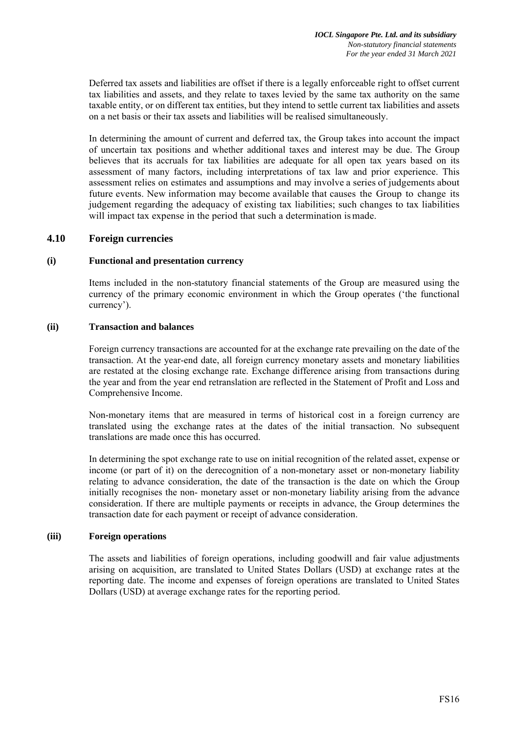Deferred tax assets and liabilities are offset if there is a legally enforceable right to offset current tax liabilities and assets, and they relate to taxes levied by the same tax authority on the same taxable entity, or on different tax entities, but they intend to settle current tax liabilities and assets on a net basis or their tax assets and liabilities will be realised simultaneously.

In determining the amount of current and deferred tax, the Group takes into account the impact of uncertain tax positions and whether additional taxes and interest may be due. The Group believes that its accruals for tax liabilities are adequate for all open tax years based on its assessment of many factors, including interpretations of tax law and prior experience. This assessment relies on estimates and assumptions and may involve a series of judgements about future events. New information may become available that causes the Group to change its judgement regarding the adequacy of existing tax liabilities; such changes to tax liabilities will impact tax expense in the period that such a determination is made.

## 4.10 Foreign currencies

### (i) Functional and presentation currency

Items included in the non-statutory financial statements of the Group are measured using the currency of the primary economic environment in which the Group operates ('the functional currency').

### (ii) Transaction and balances

Foreign currency transactions are accounted for at the exchange rate prevailing on the date of the transaction. At the year-end date, all foreign currency monetary assets and monetary liabilities are restated at the closing exchange rate. Exchange difference arising from transactions during the year and from the year end retranslation are reflected in the Statement of Profit and Loss and Comprehensive Income.

Non-monetary items that are measured in terms of historical cost in a foreign currency are translated using the exchange rates at the dates of the initial transaction. No subsequent translations are made once this has occurred.

In determining the spot exchange rate to use on initial recognition of the related asset, expense or income (or part of it) on the derecognition of a non-monetary asset or non-monetary liability relating to advance consideration, the date of the transaction is the date on which the Group initially recognises the non- monetary asset or non-monetary liability arising from the advance consideration. If there are multiple payments or receipts in advance, the Group determines the transaction date for each payment or receipt of advance consideration.

### (iii) Foreign operations

The assets and liabilities of foreign operations, including goodwill and fair value adjustments arising on acquisition, are translated to United States Dollars (USD) at exchange rates at the reporting date. The income and expenses of foreign operations are translated to United States Dollars (USD) at average exchange rates for the reporting period.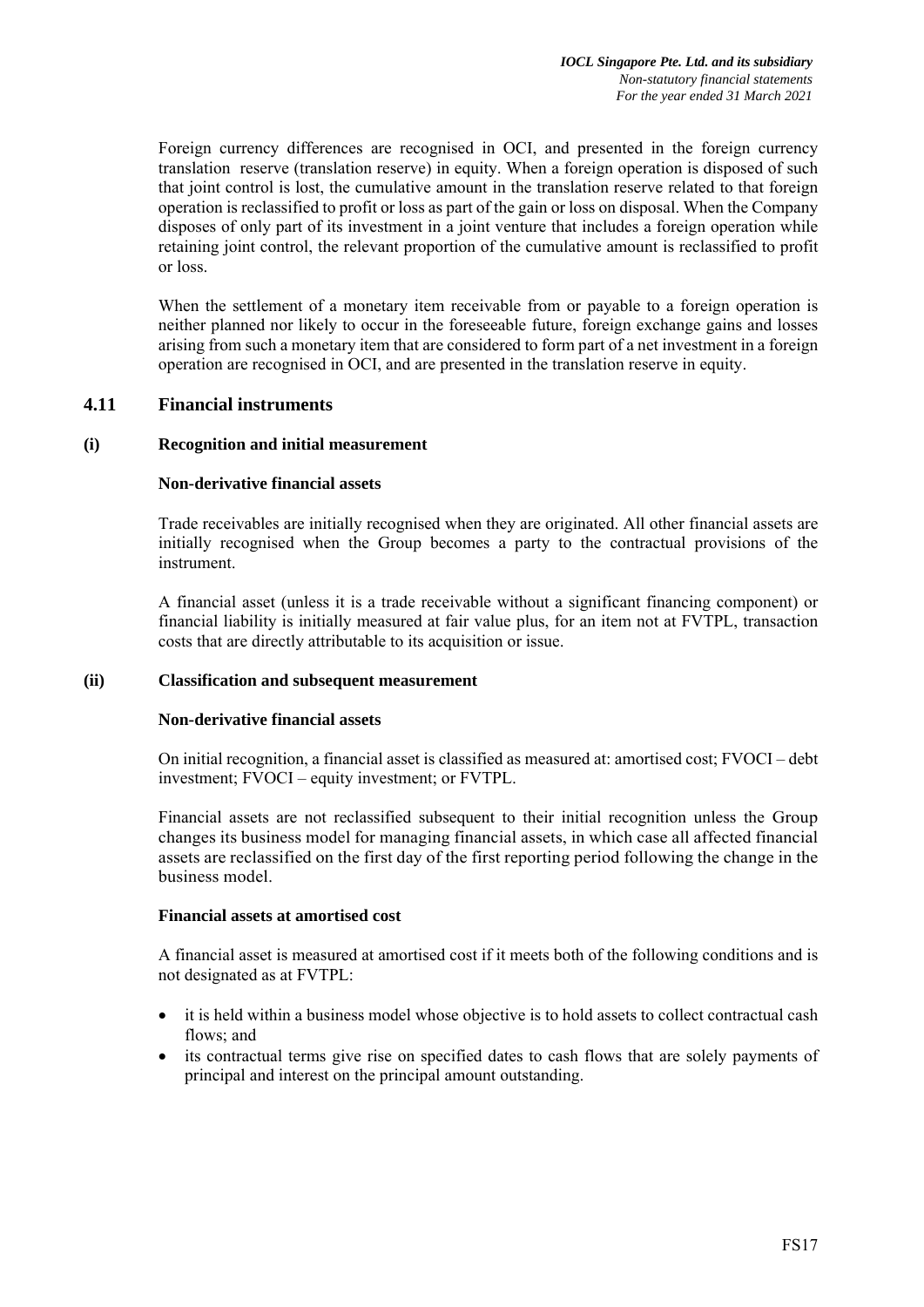Foreign currency differences are recognised in OCI, and presented in the foreign currency translation reserve (translation reserve) in equity. When a foreign operation is disposed of such that joint control is lost, the cumulative amount in the translation reserve related to that foreign operation is reclassified to profit or loss as part of the gain or loss on disposal. When the Company disposes of only part of its investment in a joint venture that includes a foreign operation while retaining joint control, the relevant proportion of the cumulative amount is reclassified to profit or loss.

When the settlement of a monetary item receivable from or payable to a foreign operation is neither planned nor likely to occur in the foreseeable future, foreign exchange gains and losses arising from such a monetary item that are considered to form part of a net investment in a foreign operation are recognised in OCI, and are presented in the translation reserve in equity.

## 4.11 Financial instruments

### (i) Recognition and initial measurement

**Non-derivative financial assets**

Trade receivables are initially recognised when they are originated. All other financial assets are initially recognised when the Group becomes a party to the contractual provisions of the instrument.

A financial asset (unless it is a trade receivable without a significant financing component) or financial liability is initially measured at fair value plus, for an item not at FVTPL, transaction costs that are directly attributable to its acquisition or issue.

### (ii) Classification and subsequent measurement

**Non-derivative financial assets**

On initial recognition, a financial asset is classified as measured at: amortised cost; FVOCI – debt investment; FVOCI – equity investment; or FVTPL.

Financial assets are not reclassified subsequent to their initial recognition unless the Group changes its business model for managing financial assets, in which case all affected financial assets are reclassified on the first day of the first reporting period following the change in the business model.

**Financial assets at amortised cost**

A financial asset is measured at amortised cost if it meets both of the following conditions and is not designated as at FVTPL:

- it is held within a business model whose objective is to hold assets to collect contractual cash flows; and
- its contractual terms give rise on specified dates to cash flows that are solely payments of principal and interest on the principal amount outstanding.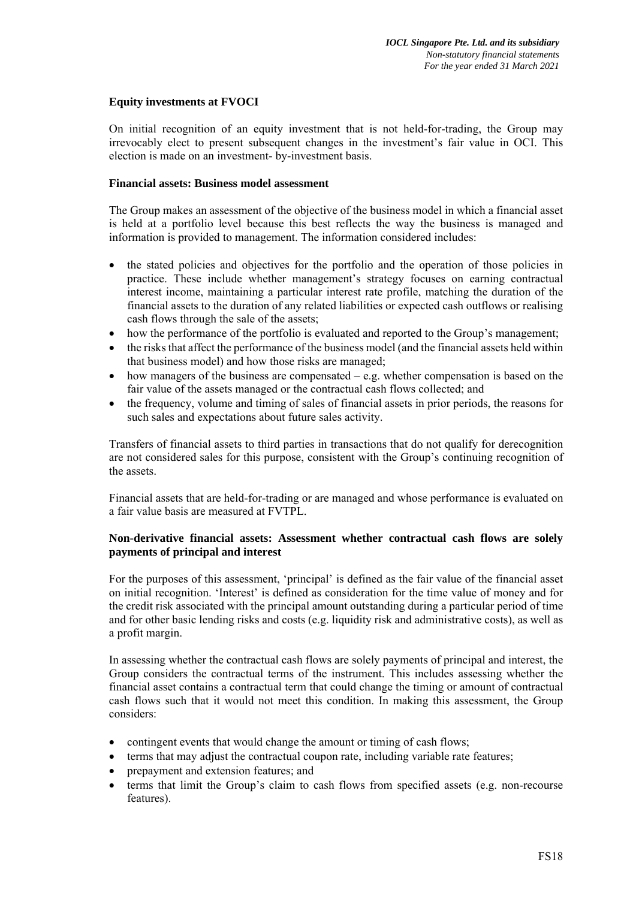**Equity investments at FVOCI**

On initial recognition of an equity investment that is not held-for-trading, the Group may irrevocably elect to present subsequent changes in the investment's fair value in OCI. This election is made on an investment- by-investment basis.

**Financial assets: Business model assessment**

The Group makes an assessment of the objective of the business model in which a financial asset is held at a portfolio level because this best reflects the way the business is managed and information is provided to management. The information considered includes:

- the stated policies and objectives for the portfolio and the operation of those policies in practice. These include whether management's strategy focuses on earning contractual interest income, maintaining a particular interest rate profile, matching the duration of the financial assets to the duration of any related liabilities or expected cash outflows or realising cash flows through the sale of the assets;
- how the performance of the portfolio is evaluated and reported to the Group's management;
- the risks that affect the performance of the business model (and the financial assets held within that business model) and how those risks are managed;
- how managers of the business are compensated – e.g. whether compensation is based on the fair value of the assets managed or the contractual cash flows collected; and
- the frequency, volume and timing of sales of financial assets in prior periods, the reasons for such sales and expectations about future sales activity.

Transfers of financial assets to third parties in transactions that do not qualify for derecognition are not considered sales for this purpose, consistent with the Group's continuing recognition of the assets.

Financial assets that are held-for-trading or are managed and whose performance is evaluated on a fair value basis are measured at FVTPL.

**Non-derivative financial assets: Assessment whether contractual cash flows are solely payments of principal and interest**

For the purposes of this assessment, 'principal' is defined as the fair value of the financial asset on initial recognition. 'Interest' is defined as consideration for the time value of money and for the credit risk associated with the principal amount outstanding during a particular period of time and for other basic lending risks and costs (e.g. liquidity risk and administrative costs), as well as a profit margin.

In assessing whether the contractual cash flows are solely payments of principal and interest, the Group considers the contractual terms of the instrument. This includes assessing whether the financial asset contains a contractual term that could change the timing or amount of contractual cash flows such that it would not meet this condition. In making this assessment, the Group considers:

- contingent events that would change the amount or timing of cash flows;
- terms that may adjust the contractual coupon rate, including variable rate features;
- prepayment and extension features; and
- terms that limit the Group's claim to cash flows from specified assets (e.g. non-recourse features).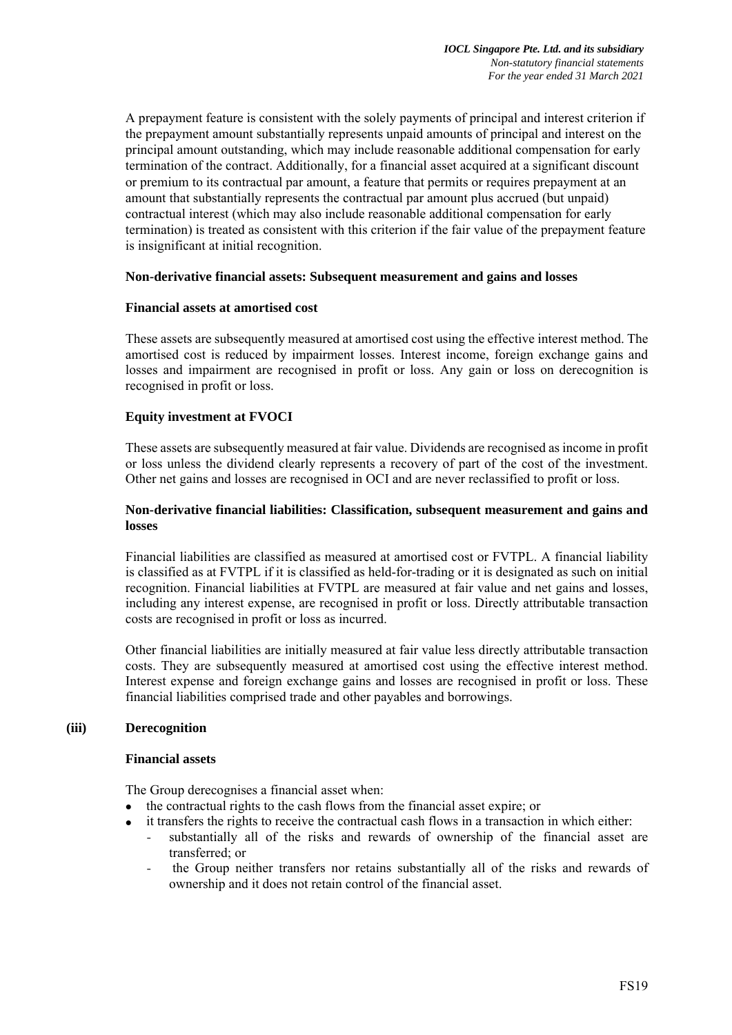A prepayment feature is consistent with the solely payments of principal and interest criterion if the prepayment amount substantially represents unpaid amounts of principal and interest on the principal amount outstanding, which may include reasonable additional compensation for early termination of the contract. Additionally, for a financial asset acquired at a significant discount or premium to its contractual par amount, a feature that permits or requires prepayment at an amount that substantially represents the contractual par amount plus accrued (but unpaid) contractual interest (which may also include reasonable additional compensation for early termination) is treated as consistent with this criterion if the fair value of the prepayment feature is insignificant at initial recognition.

**Non-derivative financial assets: Subsequent measurement and gains and losses**

**Financial assets at amortised cost**

These assets are subsequently measured at amortised cost using the effective interest method. The amortised cost is reduced by impairment losses. Interest income, foreign exchange gains and losses and impairment are recognised in profit or loss. Any gain or loss on derecognition is recognised in profit or loss.

**Equity investment at FVOCI**

These assets are subsequently measured at fair value. Dividends are recognised as income in profit or loss unless the dividend clearly represents a recovery of part of the cost of the investment. Other net gains and losses are recognised in OCI and are never reclassified to profit or loss.

**Non-derivative financial liabilities: Classification, subsequent measurement and gains and losses**

Financial liabilities are classified as measured at amortised cost or FVTPL. A financial liability is classified as at FVTPL if it is classified as held-for-trading or it is designated as such on initial recognition. Financial liabilities at FVTPL are measured at fair value and net gains and losses, including any interest expense, are recognised in profit or loss. Directly attributable transaction costs are recognised in profit or loss as incurred.

Other financial liabilities are initially measured at fair value less directly attributable transaction costs. They are subsequently measured at amortised cost using the effective interest method. Interest expense and foreign exchange gains and losses are recognised in profit or loss. These financial liabilities comprised trade and other payables and borrowings.

**(iii) Derecognition**

**Financial assets**

The Group derecognises a financial asset when:

- the contractual rights to the cash flows from the financial asset expire; or
- it transfers the rights to receive the contractual cash flows in a transaction in which either:
  - substantially all of the risks and rewards of ownership of the financial asset are transferred; or
  - the Group neither transfers nor retains substantially all of the risks and rewards of ownership and it does not retain control of the financial asset.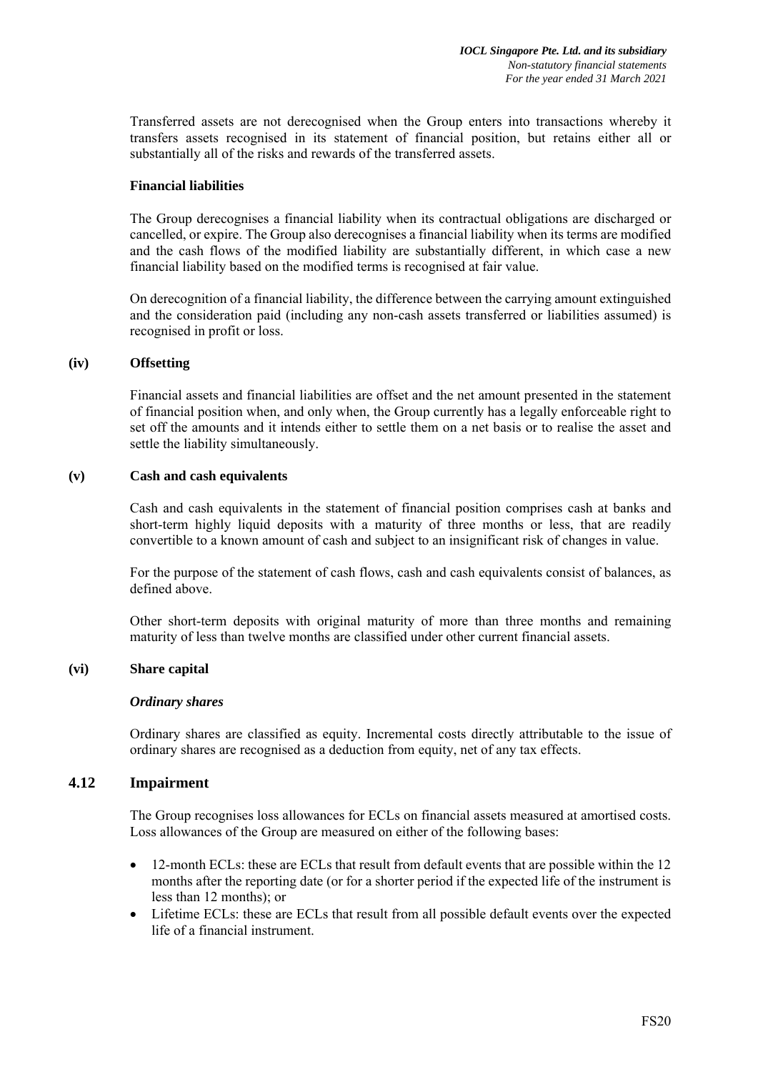Transferred assets are not derecognised when the Group enters into transactions whereby it transfers assets recognised in its statement of financial position, but retains either all or substantially all of the risks and rewards of the transferred assets.

**Financial liabilities**

The Group derecognises a financial liability when its contractual obligations are discharged or cancelled, or expire. The Group also derecognises a financial liability when its terms are modified and the cash flows of the modified liability are substantially different, in which case a new financial liability based on the modified terms is recognised at fair value.

On derecognition of a financial liability, the difference between the carrying amount extinguished and the consideration paid (including any non-cash assets transferred or liabilities assumed) is recognised in profit or loss.

**(iv) Offsetting**

Financial assets and financial liabilities are offset and the net amount presented in the statement of financial position when, and only when, the Group currently has a legally enforceable right to set off the amounts and it intends either to settle them on a net basis or to realise the asset and settle the liability simultaneously.

**(v) Cash and cash equivalents**

Cash and cash equivalents in the statement of financial position comprises cash at banks and short-term highly liquid deposits with a maturity of three months or less, that are readily convertible to a known amount of cash and subject to an insignificant risk of changes in value.

For the purpose of the statement of cash flows, cash and cash equivalents consist of balances, as defined above.

Other short-term deposits with original maturity of more than three months and remaining maturity of less than twelve months are classified under other current financial assets.

**(vi) Share capital**

***Ordinary shares***

Ordinary shares are classified as equity. Incremental costs directly attributable to the issue of ordinary shares are recognised as a deduction from equity, net of any tax effects.

## 4.12 Impairment

The Group recognises loss allowances for ECLs on financial assets measured at amortised costs. Loss allowances of the Group are measured on either of the following bases:

- 12-month ECLs: these are ECLs that result from default events that are possible within the 12 months after the reporting date (or for a shorter period if the expected life of the instrument is less than 12 months); or
- Lifetime ECLs: these are ECLs that result from all possible default events over the expected life of a financial instrument.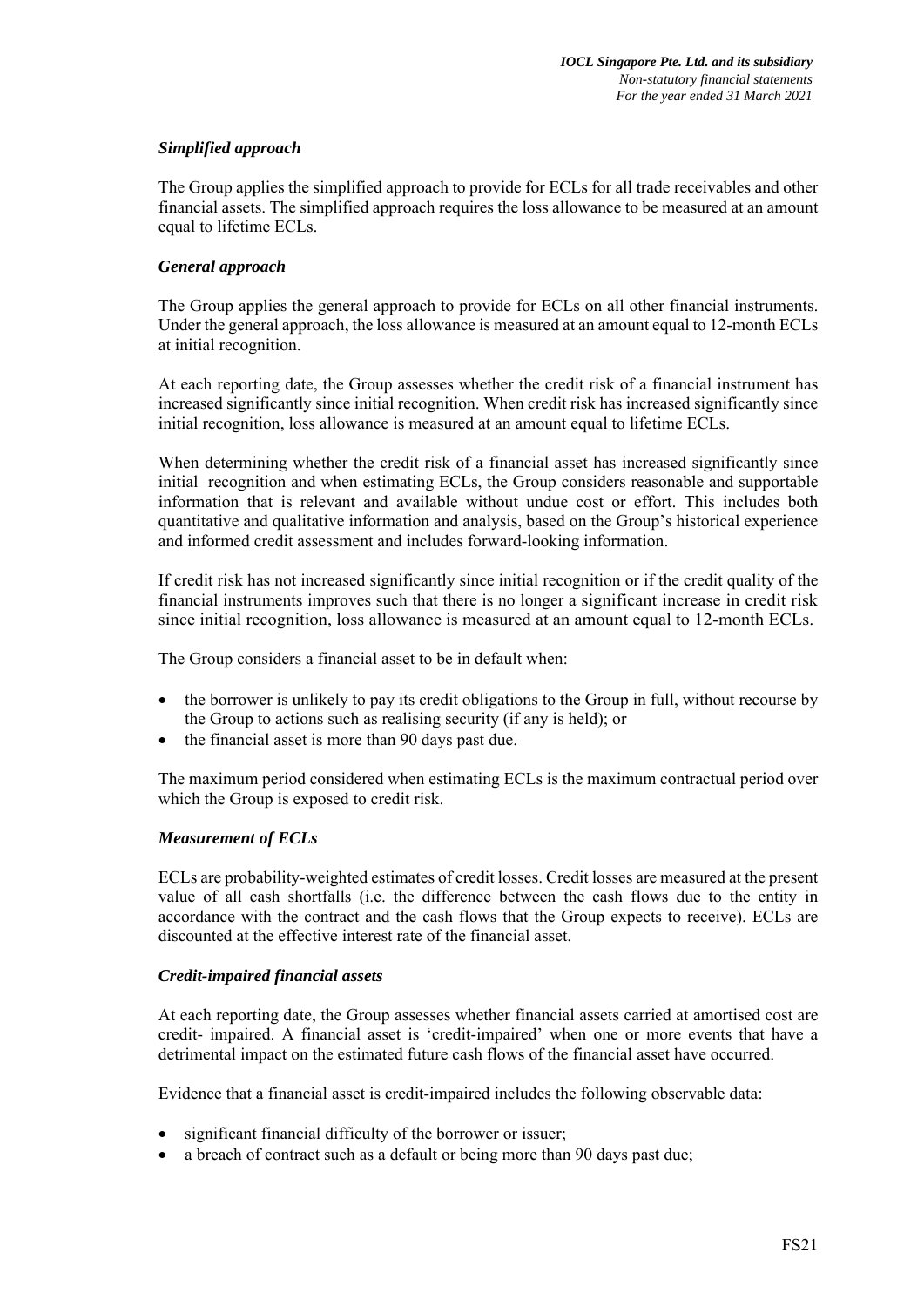*Simplified approach*

The Group applies the simplified approach to provide for ECLs for all trade receivables and other financial assets. The simplified approach requires the loss allowance to be measured at an amount equal to lifetime ECLs.

*General approach*

The Group applies the general approach to provide for ECLs on all other financial instruments. Under the general approach, the loss allowance is measured at an amount equal to 12-month ECLs at initial recognition.

At each reporting date, the Group assesses whether the credit risk of a financial instrument has increased significantly since initial recognition. When credit risk has increased significantly since initial recognition, loss allowance is measured at an amount equal to lifetime ECLs.

When determining whether the credit risk of a financial asset has increased significantly since initial recognition and when estimating ECLs, the Group considers reasonable and supportable information that is relevant and available without undue cost or effort. This includes both quantitative and qualitative information and analysis, based on the Group's historical experience and informed credit assessment and includes forward-looking information.

If credit risk has not increased significantly since initial recognition or if the credit quality of the financial instruments improves such that there is no longer a significant increase in credit risk since initial recognition, loss allowance is measured at an amount equal to 12-month ECLs.

The Group considers a financial asset to be in default when:

- the borrower is unlikely to pay its credit obligations to the Group in full, without recourse by the Group to actions such as realising security (if any is held); or
- the financial asset is more than 90 days past due.

The maximum period considered when estimating ECLs is the maximum contractual period over which the Group is exposed to credit risk.

*Measurement of ECLs*

ECLs are probability-weighted estimates of credit losses. Credit losses are measured at the present value of all cash shortfalls (i.e. the difference between the cash flows due to the entity in accordance with the contract and the cash flows that the Group expects to receive). ECLs are discounted at the effective interest rate of the financial asset.

*Credit-impaired financial assets*

At each reporting date, the Group assesses whether financial assets carried at amortised cost are credit- impaired. A financial asset is 'credit-impaired' when one or more events that have a detrimental impact on the estimated future cash flows of the financial asset have occurred.

Evidence that a financial asset is credit-impaired includes the following observable data:

- significant financial difficulty of the borrower or issuer;
- a breach of contract such as a default or being more than 90 days past due;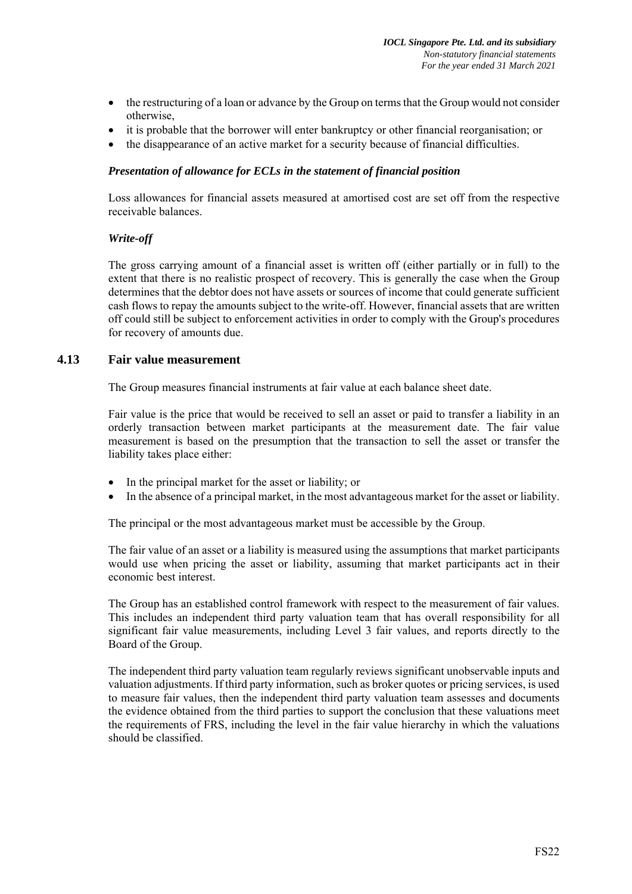- the restructuring of a loan or advance by the Group on terms that the Group would not consider otherwise,
- it is probable that the borrower will enter bankruptcy or other financial reorganisation; or
- the disappearance of an active market for a security because of financial difficulties.

***Presentation of allowance for ECLs in the statement of financial position***

Loss allowances for financial assets measured at amortised cost are set off from the respective receivable balances.

***Write-off***

The gross carrying amount of a financial asset is written off (either partially or in full) to the extent that there is no realistic prospect of recovery. This is generally the case when the Group determines that the debtor does not have assets or sources of income that could generate sufficient cash flows to repay the amounts subject to the write-off. However, financial assets that are written off could still be subject to enforcement activities in order to comply with the Group's procedures for recovery of amounts due.

## 4.13 Fair value measurement

The Group measures financial instruments at fair value at each balance sheet date.

Fair value is the price that would be received to sell an asset or paid to transfer a liability in an orderly transaction between market participants at the measurement date. The fair value measurement is based on the presumption that the transaction to sell the asset or transfer the liability takes place either:

- In the principal market for the asset or liability; or
- In the absence of a principal market, in the most advantageous market for the asset or liability.

The principal or the most advantageous market must be accessible by the Group.

The fair value of an asset or a liability is measured using the assumptions that market participants would use when pricing the asset or liability, assuming that market participants act in their economic best interest.

The Group has an established control framework with respect to the measurement of fair values. This includes an independent third party valuation team that has overall responsibility for all significant fair value measurements, including Level 3 fair values, and reports directly to the Board of the Group.

The independent third party valuation team regularly reviews significant unobservable inputs and valuation adjustments. If third party information, such as broker quotes or pricing services, is used to measure fair values, then the independent third party valuation team assesses and documents the evidence obtained from the third parties to support the conclusion that these valuations meet the requirements of FRS, including the level in the fair value hierarchy in which the valuations should be classified.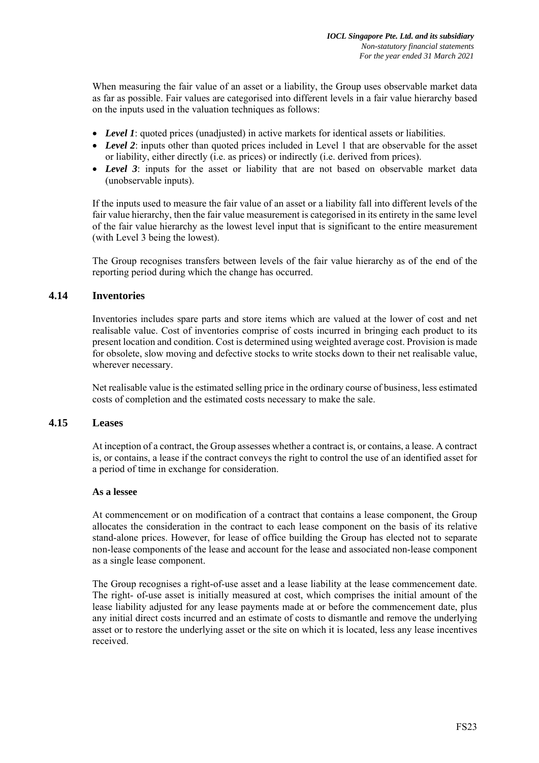When measuring the fair value of an asset or a liability, the Group uses observable market data as far as possible. Fair values are categorised into different levels in a fair value hierarchy based on the inputs used in the valuation techniques as follows:

- ***Level 1***: quoted prices (unadjusted) in active markets for identical assets or liabilities.
- ***Level 2***: inputs other than quoted prices included in Level 1 that are observable for the asset or liability, either directly (i.e. as prices) or indirectly (i.e. derived from prices).
- ***Level 3***: inputs for the asset or liability that are not based on observable market data (unobservable inputs).

If the inputs used to measure the fair value of an asset or a liability fall into different levels of the fair value hierarchy, then the fair value measurement is categorised in its entirety in the same level of the fair value hierarchy as the lowest level input that is significant to the entire measurement (with Level 3 being the lowest).

The Group recognises transfers between levels of the fair value hierarchy as of the end of the reporting period during which the change has occurred.

## 4.14 Inventories

Inventories includes spare parts and store items which are valued at the lower of cost and net realisable value. Cost of inventories comprise of costs incurred in bringing each product to its present location and condition. Cost is determined using weighted average cost. Provision is made for obsolete, slow moving and defective stocks to write stocks down to their net realisable value, wherever necessary.

Net realisable value is the estimated selling price in the ordinary course of business, less estimated costs of completion and the estimated costs necessary to make the sale.

## 4.15 Leases

At inception of a contract, the Group assesses whether a contract is, or contains, a lease. A contract is, or contains, a lease if the contract conveys the right to control the use of an identified asset for a period of time in exchange for consideration.

**As a lessee**

At commencement or on modification of a contract that contains a lease component, the Group allocates the consideration in the contract to each lease component on the basis of its relative stand-alone prices. However, for lease of office building the Group has elected not to separate non-lease components of the lease and account for the lease and associated non-lease component as a single lease component.

The Group recognises a right-of-use asset and a lease liability at the lease commencement date. The right- of-use asset is initially measured at cost, which comprises the initial amount of the lease liability adjusted for any lease payments made at or before the commencement date, plus any initial direct costs incurred and an estimate of costs to dismantle and remove the underlying asset or to restore the underlying asset or the site on which it is located, less any lease incentives received.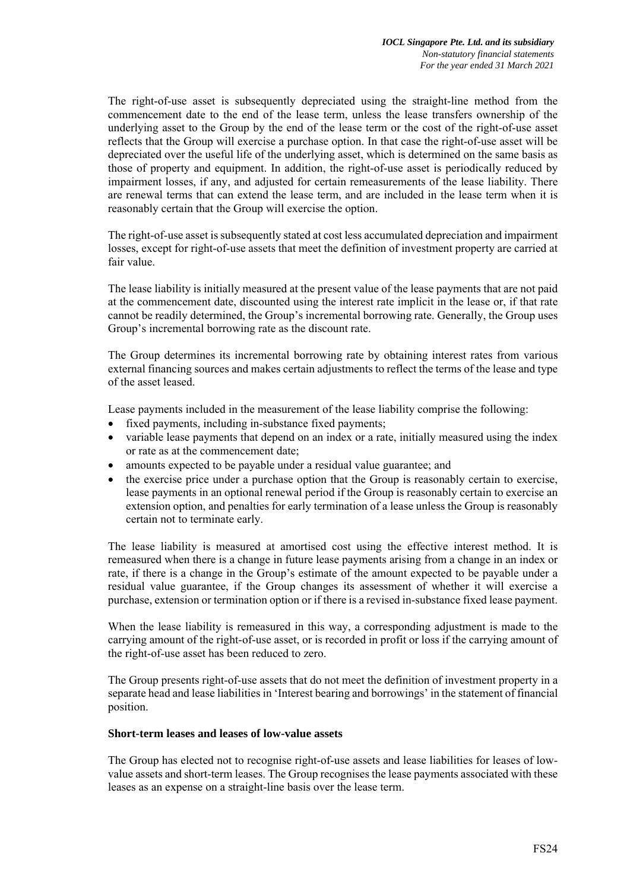The right-of-use asset is subsequently depreciated using the straight-line method from the commencement date to the end of the lease term, unless the lease transfers ownership of the underlying asset to the Group by the end of the lease term or the cost of the right-of-use asset reflects that the Group will exercise a purchase option. In that case the right-of-use asset will be depreciated over the useful life of the underlying asset, which is determined on the same basis as those of property and equipment. In addition, the right-of-use asset is periodically reduced by impairment losses, if any, and adjusted for certain remeasurements of the lease liability. There are renewal terms that can extend the lease term, and are included in the lease term when it is reasonably certain that the Group will exercise the option.

The right-of-use asset is subsequently stated at cost less accumulated depreciation and impairment losses, except for right-of-use assets that meet the definition of investment property are carried at fair value.

The lease liability is initially measured at the present value of the lease payments that are not paid at the commencement date, discounted using the interest rate implicit in the lease or, if that rate cannot be readily determined, the Group's incremental borrowing rate. Generally, the Group uses Group's incremental borrowing rate as the discount rate.

The Group determines its incremental borrowing rate by obtaining interest rates from various external financing sources and makes certain adjustments to reflect the terms of the lease and type of the asset leased.

Lease payments included in the measurement of the lease liability comprise the following:

- fixed payments, including in-substance fixed payments;
- variable lease payments that depend on an index or a rate, initially measured using the index or rate as at the commencement date;
- amounts expected to be payable under a residual value guarantee; and
- the exercise price under a purchase option that the Group is reasonably certain to exercise, lease payments in an optional renewal period if the Group is reasonably certain to exercise an extension option, and penalties for early termination of a lease unless the Group is reasonably certain not to terminate early.

The lease liability is measured at amortised cost using the effective interest method. It is remeasured when there is a change in future lease payments arising from a change in an index or rate, if there is a change in the Group's estimate of the amount expected to be payable under a residual value guarantee, if the Group changes its assessment of whether it will exercise a purchase, extension or termination option or if there is a revised in-substance fixed lease payment.

When the lease liability is remeasured in this way, a corresponding adjustment is made to the carrying amount of the right-of-use asset, or is recorded in profit or loss if the carrying amount of the right-of-use asset has been reduced to zero.

The Group presents right-of-use assets that do not meet the definition of investment property in a separate head and lease liabilities in 'Interest bearing and borrowings' in the statement of financial position.

**Short-term leases and leases of low-value assets**

The Group has elected not to recognise right-of-use assets and lease liabilities for leases of low-value assets and short-term leases. The Group recognises the lease payments associated with these leases as an expense on a straight-line basis over the lease term.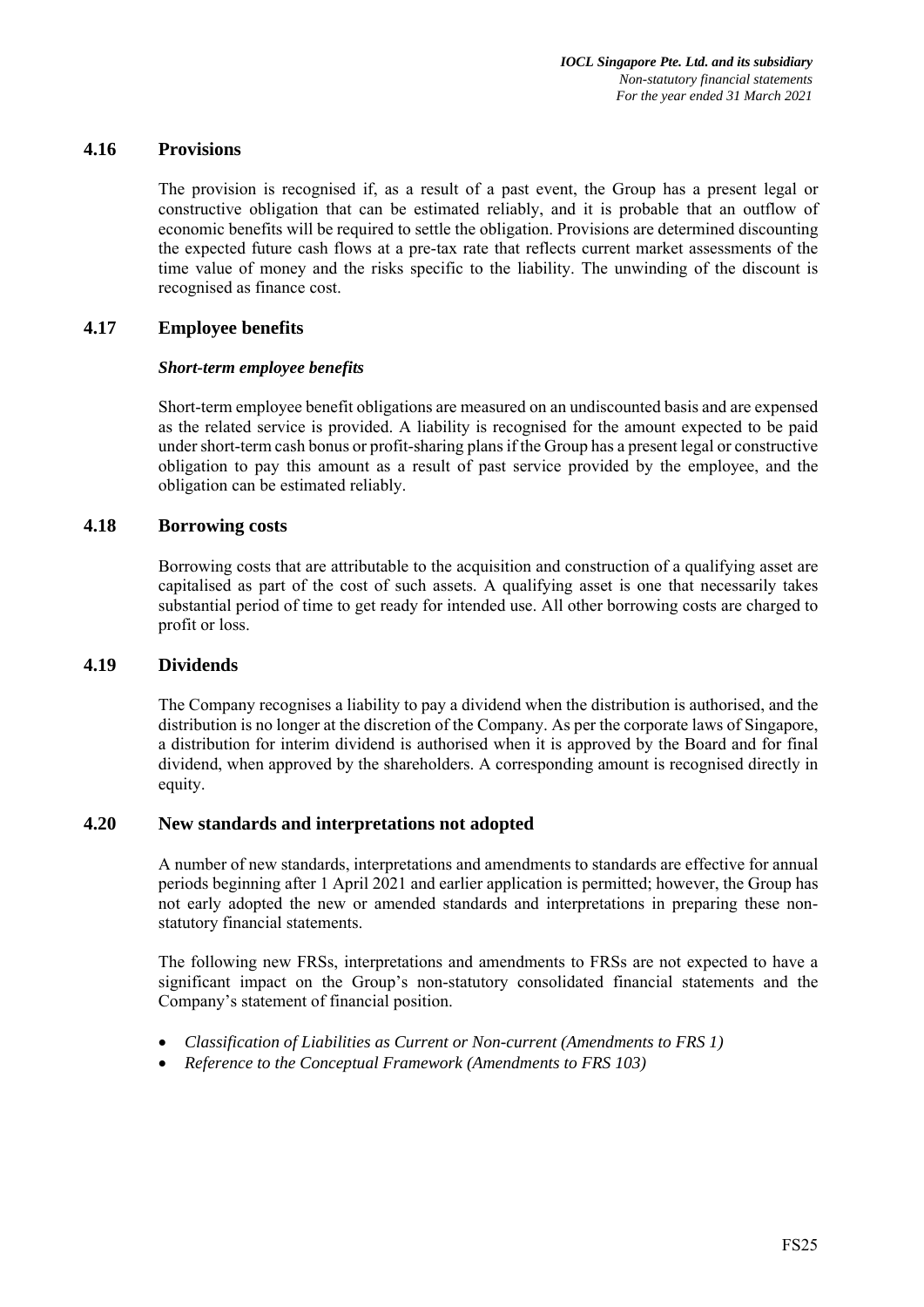## 4.16 Provisions

The provision is recognised if, as a result of a past event, the Group has a present legal or constructive obligation that can be estimated reliably, and it is probable that an outflow of economic benefits will be required to settle the obligation. Provisions are determined discounting the expected future cash flows at a pre-tax rate that reflects current market assessments of the time value of money and the risks specific to the liability. The unwinding of the discount is recognised as finance cost.

## 4.17 Employee benefits

***Short-term employee benefits***

Short-term employee benefit obligations are measured on an undiscounted basis and are expensed as the related service is provided. A liability is recognised for the amount expected to be paid under short-term cash bonus or profit-sharing plans if the Group has a present legal or constructive obligation to pay this amount as a result of past service provided by the employee, and the obligation can be estimated reliably.

## 4.18 Borrowing costs

Borrowing costs that are attributable to the acquisition and construction of a qualifying asset are capitalised as part of the cost of such assets. A qualifying asset is one that necessarily takes substantial period of time to get ready for intended use. All other borrowing costs are charged to profit or loss.

## 4.19 Dividends

The Company recognises a liability to pay a dividend when the distribution is authorised, and the distribution is no longer at the discretion of the Company. As per the corporate laws of Singapore, a distribution for interim dividend is authorised when it is approved by the Board and for final dividend, when approved by the shareholders. A corresponding amount is recognised directly in equity.

## 4.20 New standards and interpretations not adopted

A number of new standards, interpretations and amendments to standards are effective for annual periods beginning after 1 April 2021 and earlier application is permitted; however, the Group has not early adopted the new or amended standards and interpretations in preparing these non-statutory financial statements.

The following new FRSs, interpretations and amendments to FRSs are not expected to have a significant impact on the Group's non-statutory consolidated financial statements and the Company's statement of financial position.

- *Classification of Liabilities as Current or Non-current (Amendments to FRS 1)*
- *Reference to the Conceptual Framework (Amendments to FRS 103)*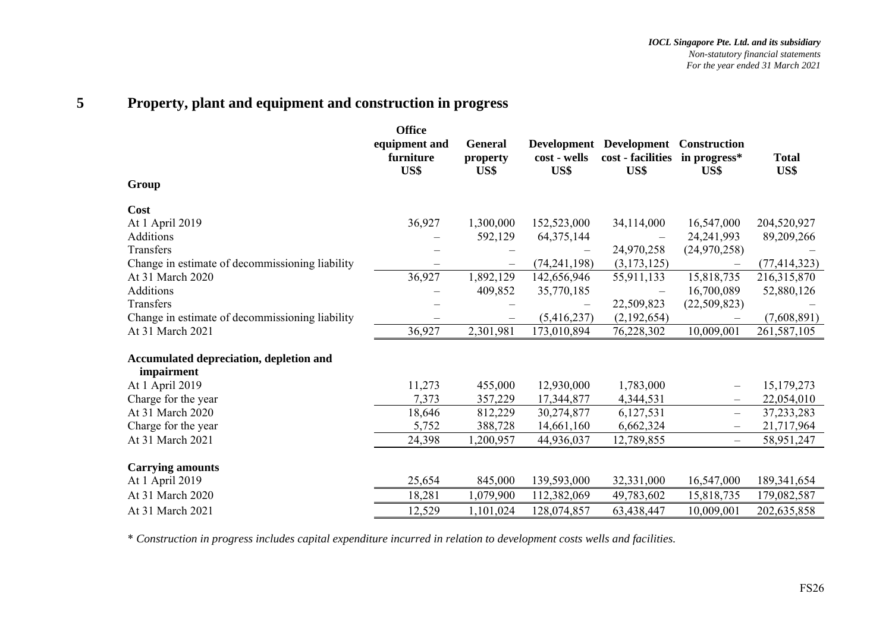# 5 Property, plant and equipment and construction in progress

| | Office equipment and furniture US$ | General property US$ | Development cost - wells US$ | Development cost - facilities US$ | Construction in progress* US$ | Total US$ |
|---|---|---|---|---|---|---|
| **Group** | | | | | | |
| **Cost** | | | | | | |
| At 1 April 2019 | 36,927 | 1,300,000 | 152,523,000 | 34,114,000 | 16,547,000 | 204,520,927 |
| Additions | – | 592,129 | 64,375,144 | – | 24,241,993 | 89,209,266 |
| Transfers | – | – | – | 24,970,258 | (24,970,258) | – |
| Change in estimate of decommissioning liability | – | – | (74,241,198) | (3,173,125) | – | (77,414,323) |
| At 31 March 2020 | 36,927 | 1,892,129 | 142,656,946 | 55,911,133 | 15,818,735 | 216,315,870 |
| Additions | – | 409,852 | 35,770,185 | – | 16,700,089 | 52,880,126 |
| Transfers | – | – | – | 22,509,823 | (22,509,823) | – |
| Change in estimate of decommissioning liability | – | – | (5,416,237) | (2,192,654) | – | (7,608,891) |
| At 31 March 2021 | 36,927 | 2,301,981 | 173,010,894 | 76,228,302 | 10,009,001 | 261,587,105 |
| **Accumulated depreciation, depletion and impairment** | | | | | | |
| At 1 April 2019 | 11,273 | 455,000 | 12,930,000 | 1,783,000 | – | 15,179,273 |
| Charge for the year | 7,373 | 357,229 | 17,344,877 | 4,344,531 | – | 22,054,010 |
| At 31 March 2020 | 18,646 | 812,229 | 30,274,877 | 6,127,531 | – | 37,233,283 |
| Charge for the year | 5,752 | 388,728 | 14,661,160 | 6,662,324 | – | 21,717,964 |
| At 31 March 2021 | 24,398 | 1,200,957 | 44,936,037 | 12,789,855 | – | 58,951,247 |
| **Carrying amounts** | | | | | | |
| At 1 April 2019 | 25,654 | 845,000 | 139,593,000 | 32,331,000 | 16,547,000 | 189,341,654 |
| At 31 March 2020 | 18,281 | 1,079,900 | 112,382,069 | 49,783,602 | 15,818,735 | 179,082,587 |
| At 31 March 2021 | 12,529 | 1,101,024 | 128,074,857 | 63,438,447 | 10,009,001 | 202,635,858 |

*\* Construction in progress includes capital expenditure incurred in relation to development costs wells and facilities.*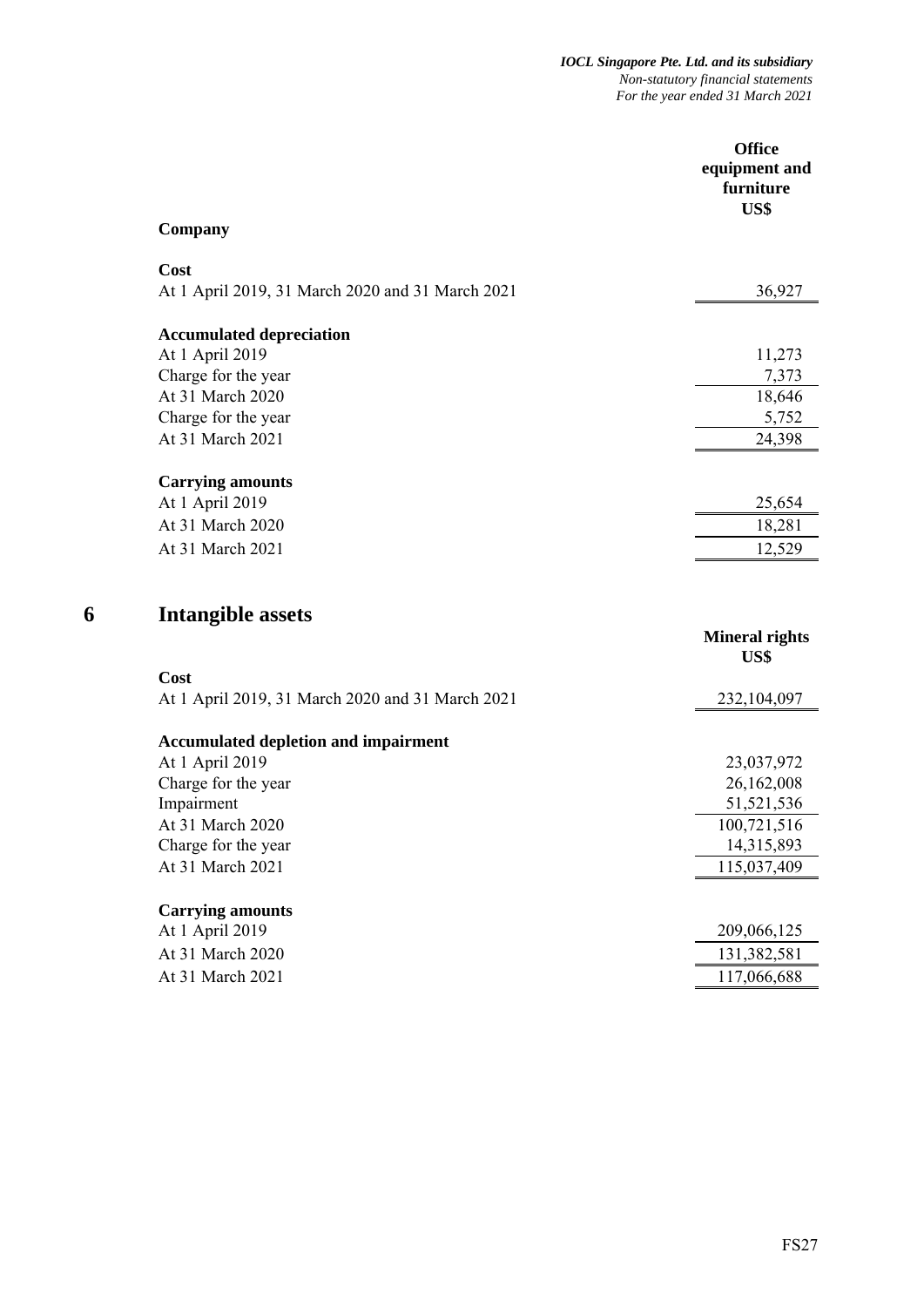| | Office equipment and furniture US$ |
|---|---|
| **Company** | |
| **Cost** | |
| At 1 April 2019, 31 March 2020 and 31 March 2021 | 36,927 |
| **Accumulated depreciation** | |
| At 1 April 2019 | 11,273 |
| Charge for the year | 7,373 |
| At 31 March 2020 | 18,646 |
| Charge for the year | 5,752 |
| At 31 March 2021 | 24,398 |
| **Carrying amounts** | |
| At 1 April 2019 | 25,654 |
| At 31 March 2020 | 18,281 |
| At 31 March 2021 | 12,529 |

# 6 Intangible assets

| | Mineral rights US$ |
|---|---|
| **Cost** | |
| At 1 April 2019, 31 March 2020 and 31 March 2021 | 232,104,097 |
| **Accumulated depletion and impairment** | |
| At 1 April 2019 | 23,037,972 |
| Charge for the year | 26,162,008 |
| Impairment | 51,521,536 |
| At 31 March 2020 | 100,721,516 |
| Charge for the year | 14,315,893 |
| At 31 March 2021 | 115,037,409 |
| **Carrying amounts** | |
| At 1 April 2019 | 209,066,125 |
| At 31 March 2020 | 131,382,581 |
| At 31 March 2021 | 117,066,688 |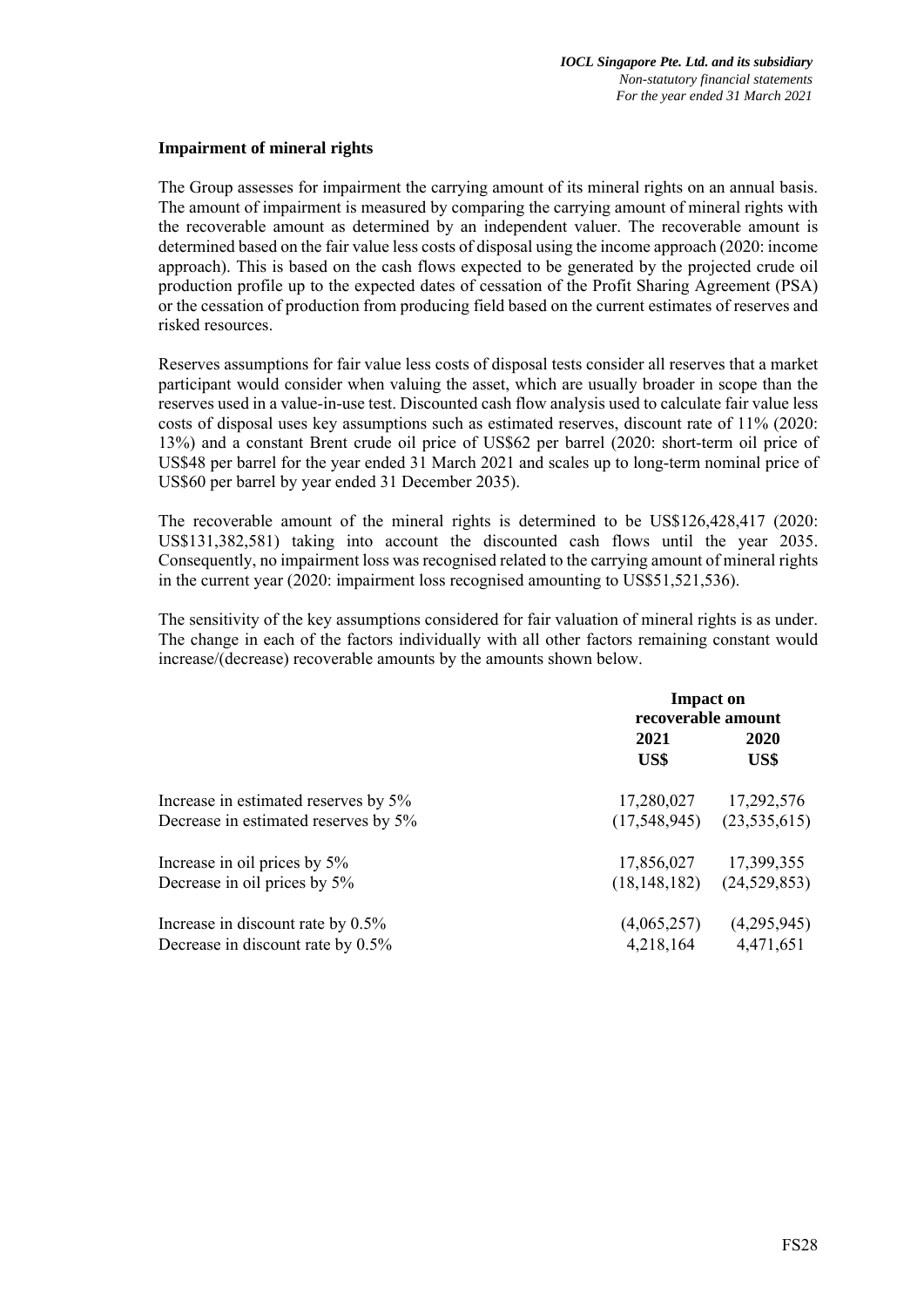### Impairment of mineral rights

The Group assesses for impairment the carrying amount of its mineral rights on an annual basis. The amount of impairment is measured by comparing the carrying amount of mineral rights with the recoverable amount as determined by an independent valuer. The recoverable amount is determined based on the fair value less costs of disposal using the income approach (2020: income approach). This is based on the cash flows expected to be generated by the projected crude oil production profile up to the expected dates of cessation of the Profit Sharing Agreement (PSA) or the cessation of production from producing field based on the current estimates of reserves and risked resources.

Reserves assumptions for fair value less costs of disposal tests consider all reserves that a market participant would consider when valuing the asset, which are usually broader in scope than the reserves used in a value-in-use test. Discounted cash flow analysis used to calculate fair value less costs of disposal uses key assumptions such as estimated reserves, discount rate of 11% (2020: 13%) and a constant Brent crude oil price of US$62 per barrel (2020: short-term oil price of US$48 per barrel for the year ended 31 March 2021 and scales up to long-term nominal price of US$60 per barrel by year ended 31 December 2035).

The recoverable amount of the mineral rights is determined to be US$126,428,417 (2020: US$131,382,581) taking into account the discounted cash flows until the year 2035. Consequently, no impairment loss was recognised related to the carrying amount of mineral rights in the current year (2020: impairment loss recognised amounting to US$51,521,536).

The sensitivity of the key assumptions considered for fair valuation of mineral rights is as under. The change in each of the factors individually with all other factors remaining constant would increase/(decrease) recoverable amounts by the amounts shown below.

| | **Impact on recoverable amount** | |
|---|---|---|
| | **2021** | **2020** |
| | **US$** | **US$** |
| Increase in estimated reserves by 5% | 17,280,027 | 17,292,576 |
| Decrease in estimated reserves by 5% | (17,548,945) | (23,535,615) |
| Increase in oil prices by 5% | 17,856,027 | 17,399,355 |
| Decrease in oil prices by 5% | (18,148,182) | (24,529,853) |
| Increase in discount rate by 0.5% | (4,065,257) | (4,295,945) |
| Decrease in discount rate by 0.5% | 4,218,164 | 4,471,651 |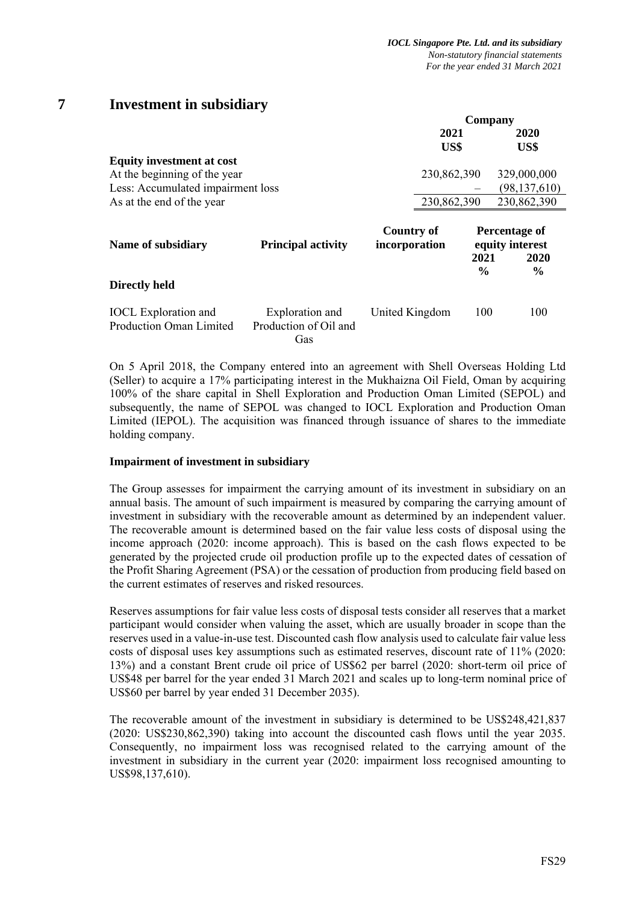# 7 Investment in subsidiary

| | Company | |
|---|---|---|
| | 2021 | 2020 |
| | US$ | US$ |
| **Equity investment at cost** | | |
| At the beginning of the year | 230,862,390 | 329,000,000 |
| Less: Accumulated impairment loss | – | (98,137,610) |
| As at the end of the year | 230,862,390 | 230,862,390 |

| Name of subsidiary | Principal activity | Country of incorporation | Percentage of equity interest | |
|---|---|---|---|---|
| | | | 2021 | 2020 |
| | | | % | % |
| **Directly held** | | | | |
| IOCL Exploration and Production Oman Limited | Exploration and Production of Oil and Gas | United Kingdom | 100 | 100 |

On 5 April 2018, the Company entered into an agreement with Shell Overseas Holding Ltd (Seller) to acquire a 17% participating interest in the Mukhaizna Oil Field, Oman by acquiring 100% of the share capital in Shell Exploration and Production Oman Limited (SEPOL) and subsequently, the name of SEPOL was changed to IOCL Exploration and Production Oman Limited (IEPOL). The acquisition was financed through issuance of shares to the immediate holding company.

**Impairment of investment in subsidiary**

The Group assesses for impairment the carrying amount of its investment in subsidiary on an annual basis. The amount of such impairment is measured by comparing the carrying amount of investment in subsidiary with the recoverable amount as determined by an independent valuer. The recoverable amount is determined based on the fair value less costs of disposal using the income approach (2020: income approach). This is based on the cash flows expected to be generated by the projected crude oil production profile up to the expected dates of cessation of the Profit Sharing Agreement (PSA) or the cessation of production from producing field based on the current estimates of reserves and risked resources.

Reserves assumptions for fair value less costs of disposal tests consider all reserves that a market participant would consider when valuing the asset, which are usually broader in scope than the reserves used in a value-in-use test. Discounted cash flow analysis used to calculate fair value less costs of disposal uses key assumptions such as estimated reserves, discount rate of 11% (2020: 13%) and a constant Brent crude oil price of US$62 per barrel (2020: short-term oil price of US$48 per barrel for the year ended 31 March 2021 and scales up to long-term nominal price of US$60 per barrel by year ended 31 December 2035).

The recoverable amount of the investment in subsidiary is determined to be US$248,421,837 (2020: US$230,862,390) taking into account the discounted cash flows until the year 2035. Consequently, no impairment loss was recognised related to the carrying amount of the investment in subsidiary in the current year (2020: impairment loss recognised amounting to US$98,137,610).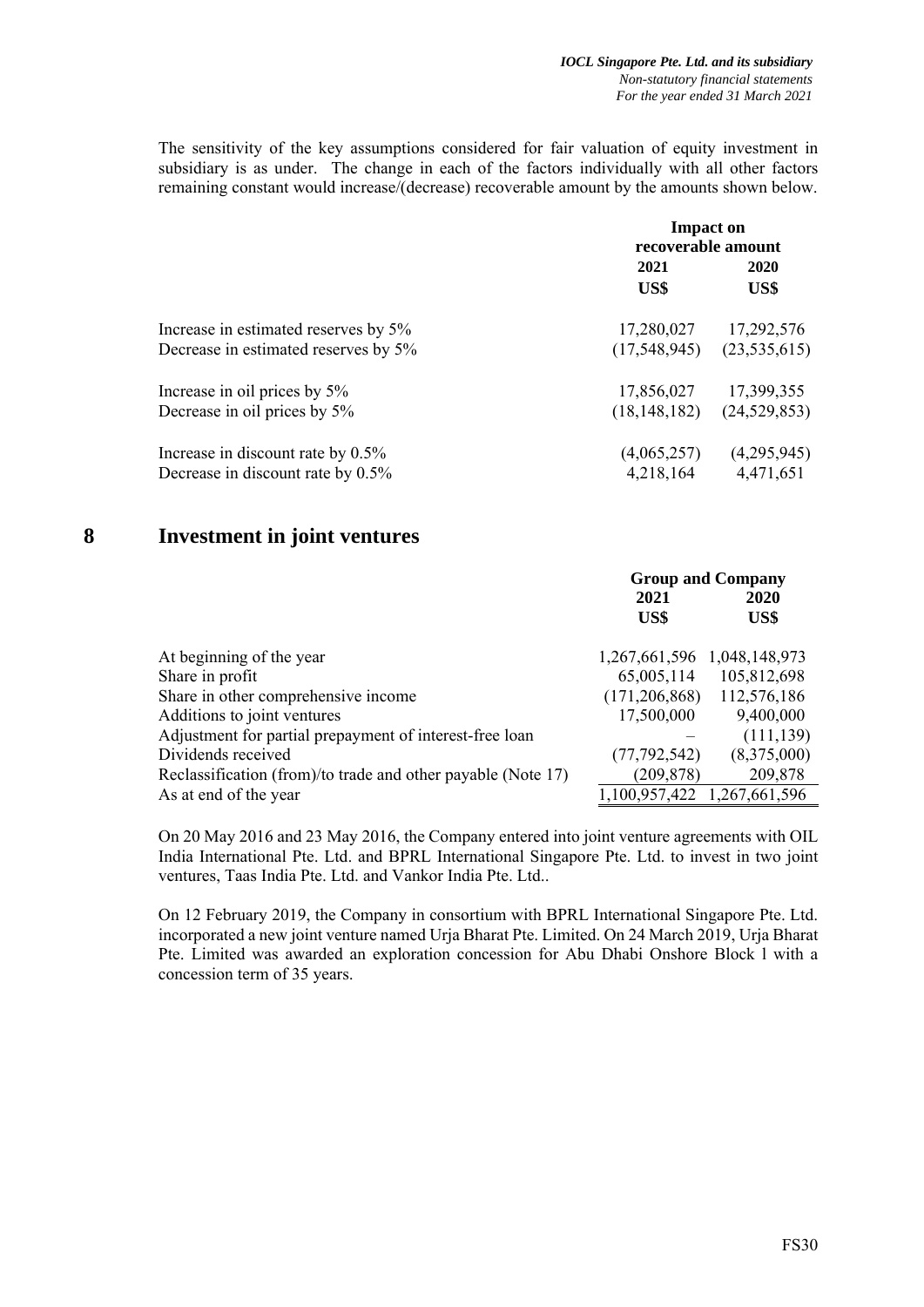The sensitivity of the key assumptions considered for fair valuation of equity investment in subsidiary is as under. The change in each of the factors individually with all other factors remaining constant would increase/(decrease) recoverable amount by the amounts shown below.

| | Impact on recoverable amount | |
|---|---|---|
| | **2021** | **2020** |
| | **US$** | **US$** |
| Increase in estimated reserves by 5% | 17,280,027 | 17,292,576 |
| Decrease in estimated reserves by 5% | (17,548,945) | (23,535,615) |
| Increase in oil prices by 5% | 17,856,027 | 17,399,355 |
| Decrease in oil prices by 5% | (18,148,182) | (24,529,853) |
| Increase in discount rate by 0.5% | (4,065,257) | (4,295,945) |
| Decrease in discount rate by 0.5% | 4,218,164 | 4,471,651 |

## 8 Investment in joint ventures

| | Group and Company | |
|---|---|---|
| | **2021** | **2020** |
| | **US$** | **US$** |
| At beginning of the year | 1,267,661,596 | 1,048,148,973 |
| Share in profit | 65,005,114 | 105,812,698 |
| Share in other comprehensive income | (171,206,868) | 112,576,186 |
| Additions to joint ventures | 17,500,000 | 9,400,000 |
| Adjustment for partial prepayment of interest-free loan | – | (111,139) |
| Dividends received | (77,792,542) | (8,375,000) |
| Reclassification (from)/to trade and other payable (Note 17) | (209,878) | 209,878 |
| As at end of the year | 1,100,957,422 | 1,267,661,596 |

On 20 May 2016 and 23 May 2016, the Company entered into joint venture agreements with OIL India International Pte. Ltd. and BPRL International Singapore Pte. Ltd. to invest in two joint ventures, Taas India Pte. Ltd. and Vankor India Pte. Ltd..

On 12 February 2019, the Company in consortium with BPRL International Singapore Pte. Ltd. incorporated a new joint venture named Urja Bharat Pte. Limited. On 24 March 2019, Urja Bharat Pte. Limited was awarded an exploration concession for Abu Dhabi Onshore Block l with a concession term of 35 years.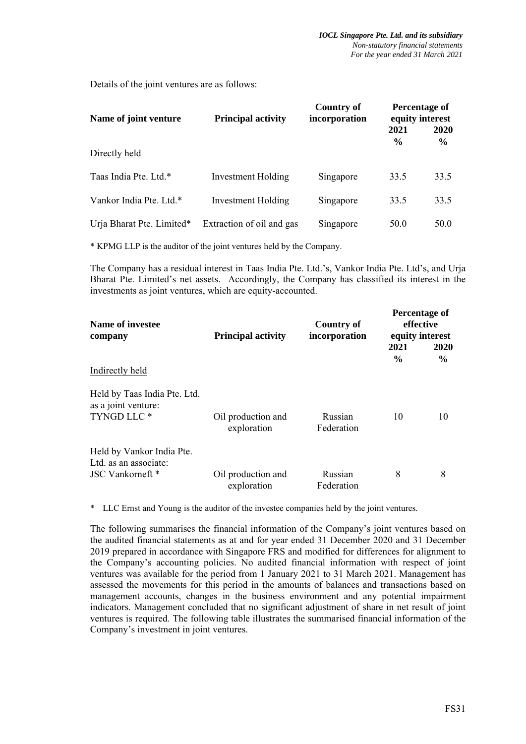Details of the joint ventures are as follows:

| Name of joint venture | Principal activity | Country of incorporation | Percentage of equity interest | |
|---|---|---|---|---|
| | | | 2021 | 2020 |
| | | | % | % |
| Directly held | | | | |
| Taas India Pte. Ltd.* | Investment Holding | Singapore | 33.5 | 33.5 |
| Vankor India Pte. Ltd.* | Investment Holding | Singapore | 33.5 | 33.5 |
| Urja Bharat Pte. Limited* | Extraction of oil and gas | Singapore | 50.0 | 50.0 |

\* KPMG LLP is the auditor of the joint ventures held by the Company.

The Company has a residual interest in Taas India Pte. Ltd.'s, Vankor India Pte. Ltd's, and Urja Bharat Pte. Limited's net assets. Accordingly, the Company has classified its interest in the investments as joint ventures, which are equity-accounted.

| Name of investee company | Principal activity | Country of incorporation | Percentage of effective equity interest | |
|---|---|---|---|---|
| | | | 2021 | 2020 |
| | | | % | % |
| Indirectly held | | | | |
| Held by Taas India Pte. Ltd. as a joint venture: | | | | |
| TYNGD LLC * | Oil production and exploration | Russian Federation | 10 | 10 |
| Held by Vankor India Pte. Ltd. as an associate: | | | | |
| JSC Vankorneft * | Oil production and exploration | Russian Federation | 8 | 8 |

\* LLC Ernst and Young is the auditor of the investee companies held by the joint ventures.

The following summarises the financial information of the Company's joint ventures based on the audited financial statements as at and for year ended 31 December 2020 and 31 December 2019 prepared in accordance with Singapore FRS and modified for differences for alignment to the Company's accounting policies. No audited financial information with respect of joint ventures was available for the period from 1 January 2021 to 31 March 2021. Management has assessed the movements for this period in the amounts of balances and transactions based on management accounts, changes in the business environment and any potential impairment indicators. Management concluded that no significant adjustment of share in net result of joint ventures is required. The following table illustrates the summarised financial information of the Company's investment in joint ventures.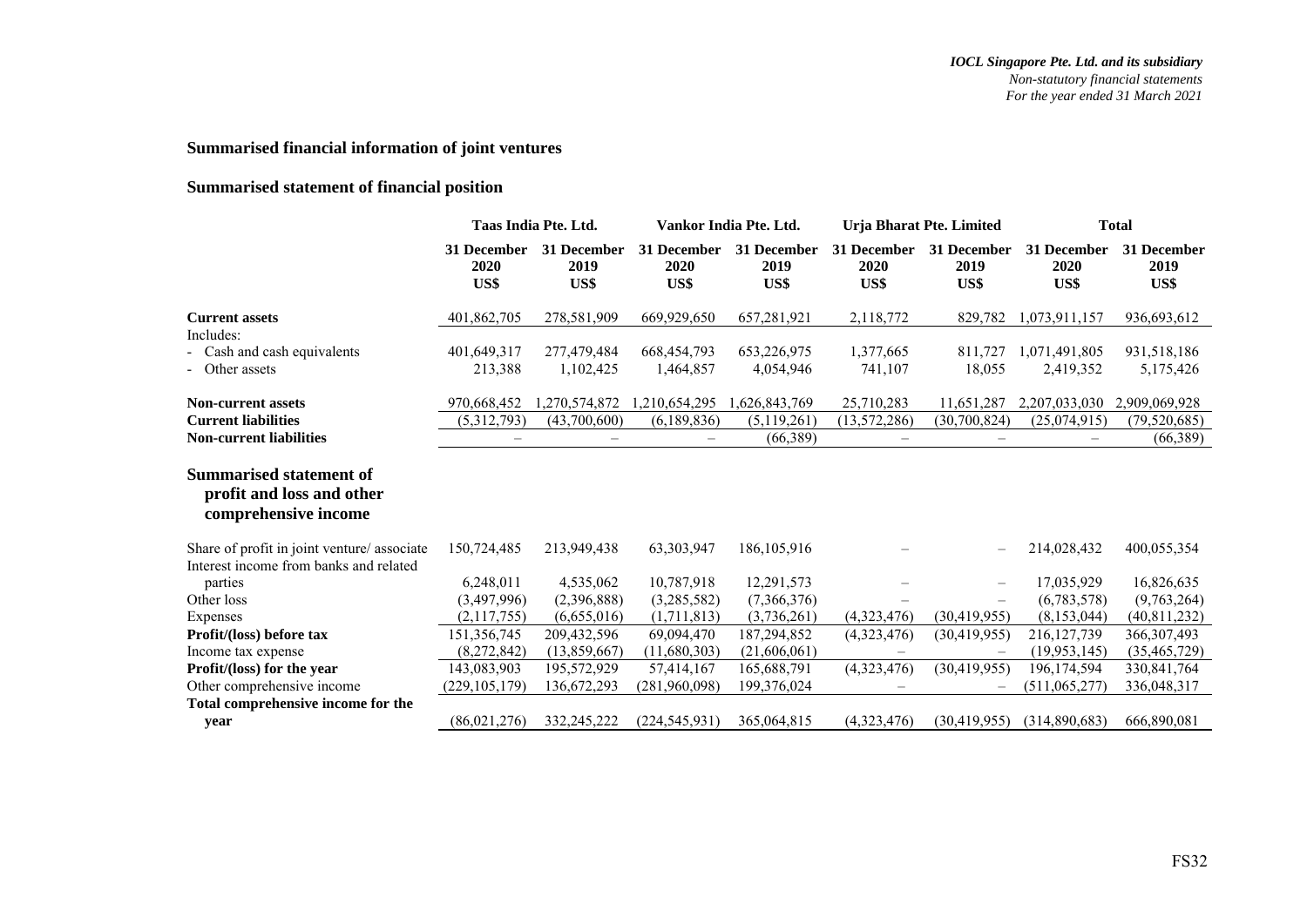## Summarised financial information of joint ventures

## Summarised statement of financial position

| | Taas India Pte. Ltd. | | Vankor India Pte. Ltd. | | Urja Bharat Pte. Limited | | Total | |
|---|---|---|---|---|---|---|---|---|
| | 31 December 2020 US$ | 31 December 2019 US$ | 31 December 2020 US$ | 31 December 2019 US$ | 31 December 2020 US$ | 31 December 2019 US$ | 31 December 2020 US$ | 31 December 2019 US$ |
| **Current assets** | 401,862,705 | 278,581,909 | 669,929,650 | 657,281,921 | 2,118,772 | 829,782 | 1,073,911,157 | 936,693,612 |
| Includes: | | | | | | | | |
| - Cash and cash equivalents | 401,649,317 | 277,479,484 | 668,454,793 | 653,226,975 | 1,377,665 | 811,727 | 1,071,491,805 | 931,518,186 |
| - Other assets | 213,388 | 1,102,425 | 1,464,857 | 4,054,946 | 741,107 | 18,055 | 2,419,352 | 5,175,426 |
| **Non-current assets** | 970,668,452 | 1,270,574,872 | 1,210,654,295 | 1,626,843,769 | 25,710,283 | 11,651,287 | 2,207,033,030 | 2,909,069,928 |
| **Current liabilities** | (5,312,793) | (43,700,600) | (6,189,836) | (5,119,261) | (13,572,286) | (30,700,824) | (25,074,915) | (79,520,685) |
| **Non-current liabilities** | – | – | – | (66,389) | – | – | – | (66,389) |
| **Summarised statement of profit and loss and other comprehensive income** | | | | | | | | |
| Share of profit in joint venture/ associate | 150,724,485 | 213,949,438 | 63,303,947 | 186,105,916 | – | – | 214,028,432 | 400,055,354 |
| Interest income from banks and related parties | 6,248,011 | 4,535,062 | 10,787,918 | 12,291,573 | – | – | 17,035,929 | 16,826,635 |
| Other loss | (3,497,996) | (2,396,888) | (3,285,582) | (7,366,376) | – | – | (6,783,578) | (9,763,264) |
| Expenses | (2,117,755) | (6,655,016) | (1,711,813) | (3,736,261) | (4,323,476) | (30,419,955) | (8,153,044) | (40,811,232) |
| **Profit/(loss) before tax** | 151,356,745 | 209,432,596 | 69,094,470 | 187,294,852 | (4,323,476) | (30,419,955) | 216,127,739 | 366,307,493 |
| Income tax expense | (8,272,842) | (13,859,667) | (11,680,303) | (21,606,061) | – | – | (19,953,145) | (35,465,729) |
| **Profit/(loss) for the year** | 143,083,903 | 195,572,929 | 57,414,167 | 165,688,791 | (4,323,476) | (30,419,955) | 196,174,594 | 330,841,764 |
| Other comprehensive income | (229,105,179) | 136,672,293 | (281,960,098) | 199,376,024 | – | – | (511,065,277) | 336,048,317 |
| **Total comprehensive income for the year** | (86,021,276) | 332,245,222 | (224,545,931) | 365,064,815 | (4,323,476) | (30,419,955) | (314,890,683) | 666,890,081 |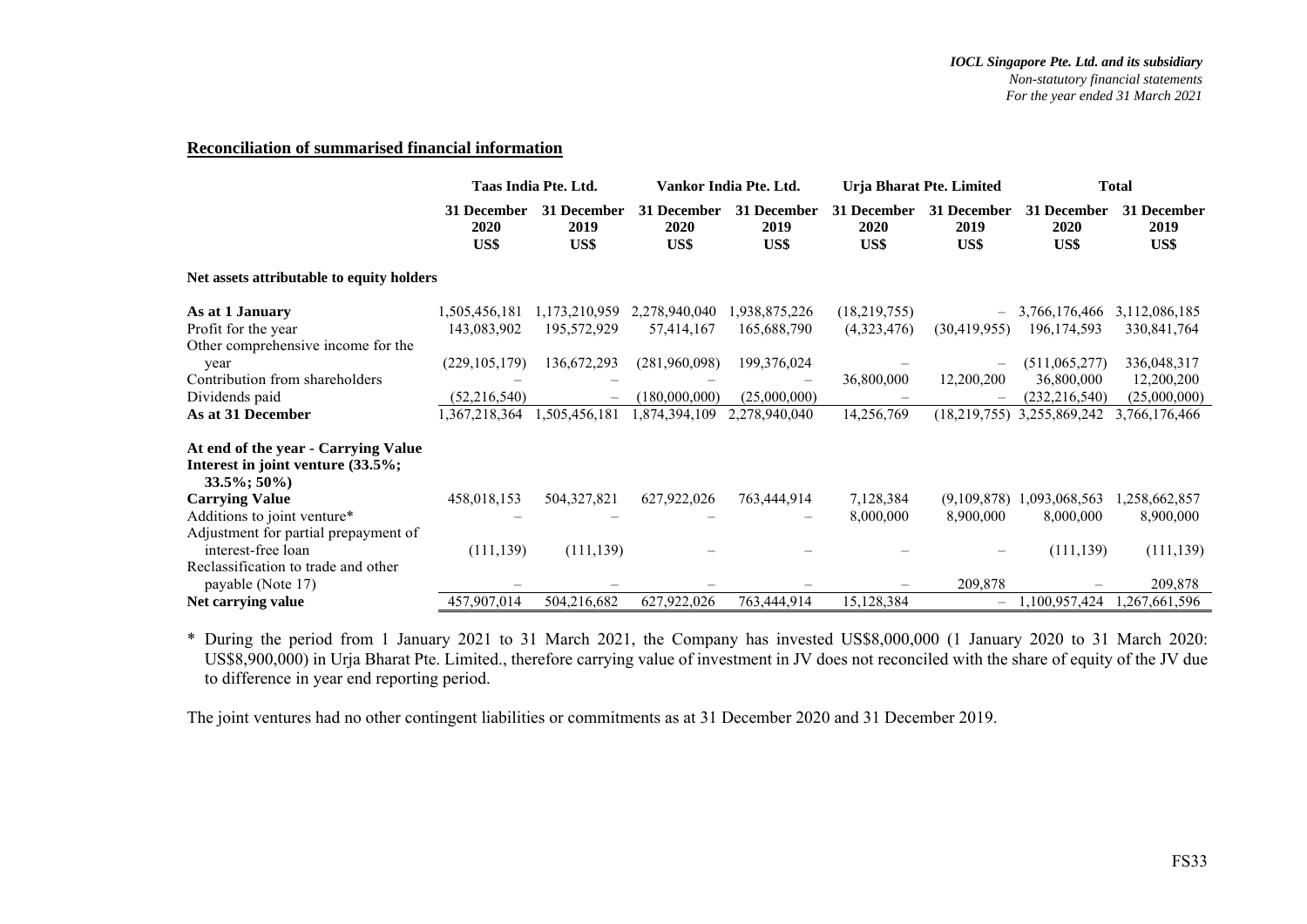## Reconciliation of summarised financial information

| | Taas India Pte. Ltd. | | Vankor India Pte. Ltd. | | Urja Bharat Pte. Limited | | Total | |
|---|---|---|---|---|---|---|---|---|
| | 31 December 2020 US$ | 31 December 2019 US$ | 31 December 2020 US$ | 31 December 2019 US$ | 31 December 2020 US$ | 31 December 2019 US$ | 31 December 2020 US$ | 31 December 2019 US$ |
| **Net assets attributable to equity holders** | | | | | | | | |
| **As at 1 January** | 1,505,456,181 | 1,173,210,959 | 2,278,940,040 | 1,938,875,226 | (18,219,755) | – | 3,766,176,466 | 3,112,086,185 |
| Profit for the year | 143,083,902 | 195,572,929 | 57,414,167 | 165,688,790 | (4,323,476) | (30,419,955) | 196,174,593 | 330,841,764 |
| Other comprehensive income for the year | (229,105,179) | 136,672,293 | (281,960,098) | 199,376,024 | – | – | (511,065,277) | 336,048,317 |
| Contribution from shareholders | – | – | – | – | 36,800,000 | 12,200,200 | 36,800,000 | 12,200,200 |
| Dividends paid | (52,216,540) | – | (180,000,000) | (25,000,000) | – | – | (232,216,540) | (25,000,000) |
| **As at 31 December** | 1,367,218,364 | 1,505,456,181 | 1,874,394,109 | 2,278,940,040 | 14,256,769 | (18,219,755) | 3,255,869,242 | 3,766,176,466 |
| **At end of the year - Carrying Value Interest in joint venture (33.5%; 33.5%; 50%)** | | | | | | | | |
| **Carrying Value** | 458,018,153 | 504,327,821 | 627,922,026 | 763,444,914 | 7,128,384 | (9,109,878) | 1,093,068,563 | 1,258,662,857 |
| Additions to joint venture* | – | – | – | – | 8,000,000 | 8,900,000 | 8,000,000 | 8,900,000 |
| Adjustment for partial prepayment of interest-free loan | (111,139) | (111,139) | – | – | – | – | (111,139) | (111,139) |
| Reclassification to trade and other payable (Note 17) | – | – | – | – | – | 209,878 | – | 209,878 |
| **Net carrying value** | 457,907,014 | 504,216,682 | 627,922,026 | 763,444,914 | 15,128,384 | – | 1,100,957,424 | 1,267,661,596 |

* During the period from 1 January 2021 to 31 March 2021, the Company has invested US$8,000,000 (1 January 2020 to 31 March 2020: US$8,900,000) in Urja Bharat Pte. Limited., therefore carrying value of investment in JV does not reconciled with the share of equity of the JV due to difference in year end reporting period.

The joint ventures had no other contingent liabilities or commitments as at 31 December 2020 and 31 December 2019.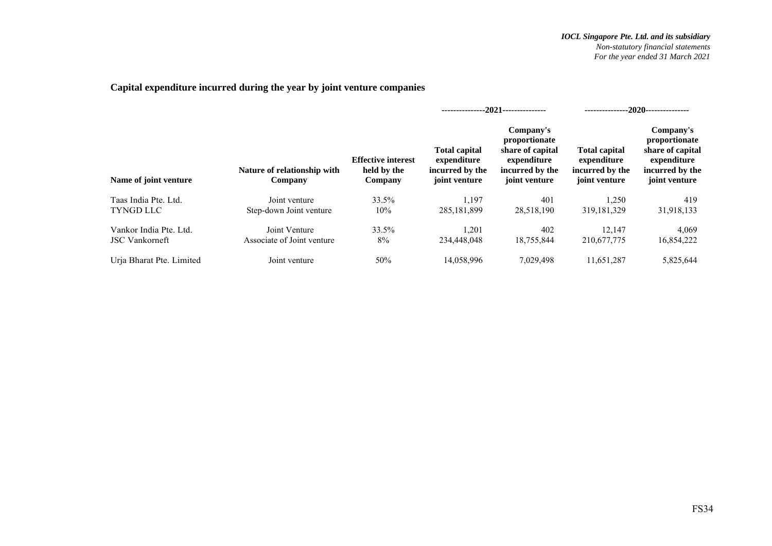## Capital expenditure incurred during the year by joint venture companies

| Name of joint venture | Nature of relationship with Company | Effective interest held by the Company | 2021 | | 2020 | |
|---|---|---|---|---|---|---|
| | | | Total capital expenditure incurred by the joint venture | Company's proportionate share of capital expenditure incurred by the joint venture | Total capital expenditure incurred by the joint venture | Company's proportionate share of capital expenditure incurred by the joint venture |
| Taas India Pte. Ltd. | Joint venture | 33.5% | 1,197 | 401 | 1,250 | 419 |
| TYNGD LLC | Step-down Joint venture | 10% | 285,181,899 | 28,518,190 | 319,181,329 | 31,918,133 |
| Vankor India Pte. Ltd. | Joint Venture | 33.5% | 1,201 | 402 | 12,147 | 4,069 |
| JSC Vankorneft | Associate of Joint venture | 8% | 234,448,048 | 18,755,844 | 210,677,775 | 16,854,222 |
| Urja Bharat Pte. Limited | Joint venture | 50% | 14,058,996 | 7,029,498 | 11,651,287 | 5,825,644 |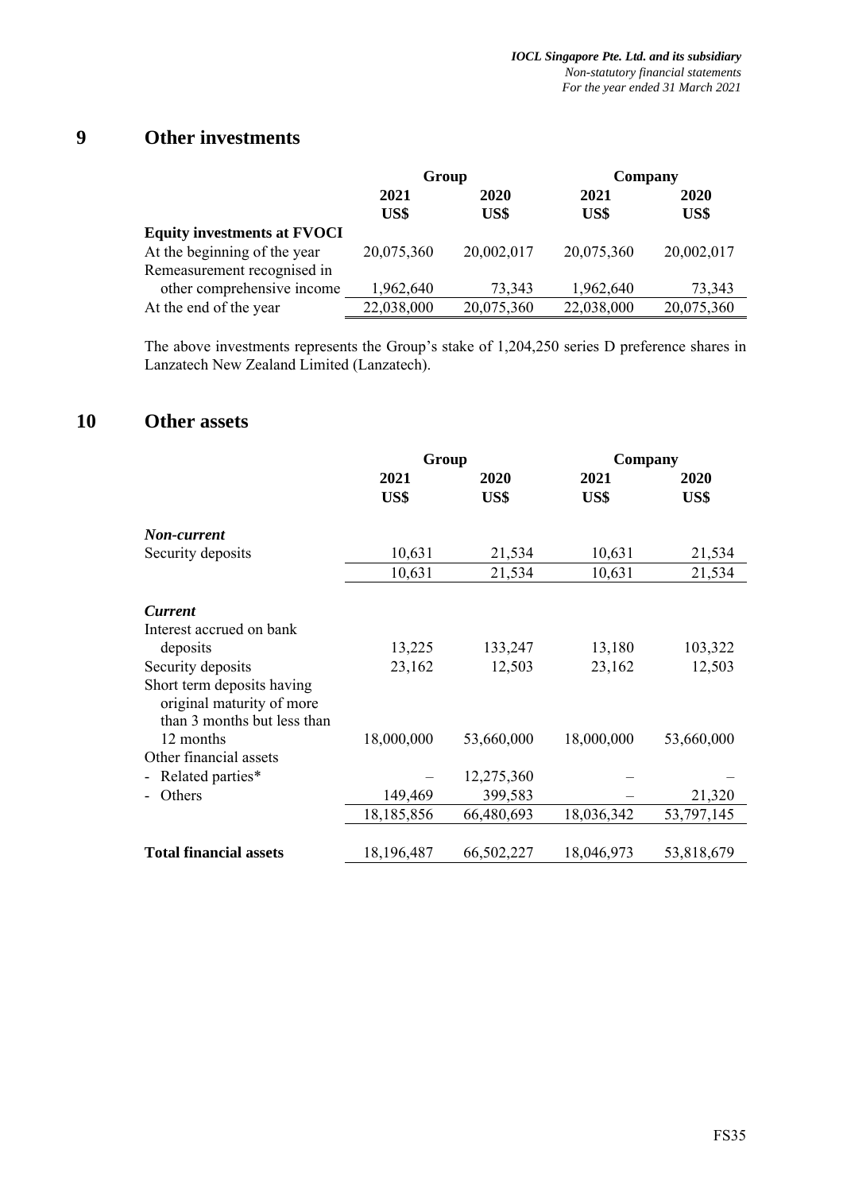## 9 Other investments

| | Group | | Company | |
|---|---|---|---|---|
| | 2021 | 2020 | 2021 | 2020 |
| | US$ | US$ | US$ | US$ |
| **Equity investments at FVOCI** | | | | |
| At the beginning of the year | 20,075,360 | 20,002,017 | 20,075,360 | 20,002,017 |
| Remeasurement recognised in other comprehensive income | 1,962,640 | 73,343 | 1,962,640 | 73,343 |
| At the end of the year | 22,038,000 | 20,075,360 | 22,038,000 | 20,075,360 |

The above investments represents the Group's stake of 1,204,250 series D preference shares in Lanzatech New Zealand Limited (Lanzatech).

## 10 Other assets

| | Group | | Company | |
|---|---|---|---|---|
| | 2021 | 2020 | 2021 | 2020 |
| | US$ | US$ | US$ | US$ |
| ***Non-current*** | | | | |
| Security deposits | 10,631 | 21,534 | 10,631 | 21,534 |
| | 10,631 | 21,534 | 10,631 | 21,534 |
| ***Current*** | | | | |
| Interest accrued on bank deposits | 13,225 | 133,247 | 13,180 | 103,322 |
| Security deposits | 23,162 | 12,503 | 23,162 | 12,503 |
| Short term deposits having original maturity of more than 3 months but less than 12 months | 18,000,000 | 53,660,000 | 18,000,000 | 53,660,000 |
| Other financial assets | | | | |
| - Related parties* | – | 12,275,360 | – | – |
| - Others | 149,469 | 399,583 | – | 21,320 |
| | 18,185,856 | 66,480,693 | 18,036,342 | 53,797,145 |
| **Total financial assets** | 18,196,487 | 66,502,227 | 18,046,973 | 53,818,679 |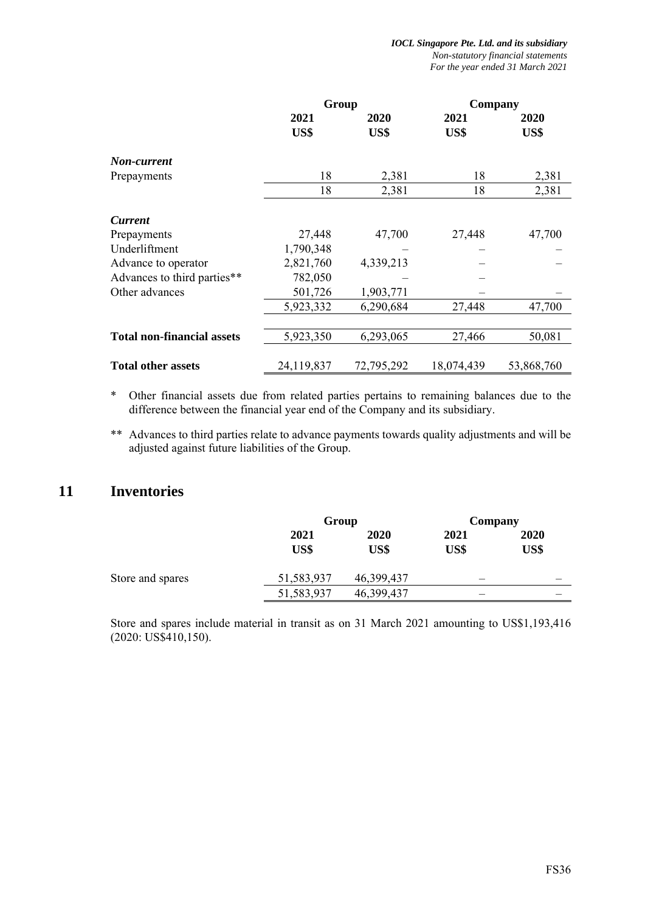| | Group | | Company | |
|---|---|---|---|---|
| | 2021 | 2020 | 2021 | 2020 |
| | US$ | US$ | US$ | US$ |
| ***Non-current*** | | | | |
| Prepayments | 18 | 2,381 | 18 | 2,381 |
| | 18 | 2,381 | 18 | 2,381 |
| ***Current*** | | | | |
| Prepayments | 27,448 | 47,700 | 27,448 | 47,700 |
| Underliftment | 1,790,348 | – | – | – |
| Advance to operator | 2,821,760 | 4,339,213 | – | – |
| Advances to third parties** | 782,050 | – | – | |
| Other advances | 501,726 | 1,903,771 | – | – |
| | 5,923,332 | 6,290,684 | 27,448 | 47,700 |
| **Total non-financial assets** | 5,923,350 | 6,293,065 | 27,466 | 50,081 |
| **Total other assets** | 24,119,837 | 72,795,292 | 18,074,439 | 53,868,760 |

\* Other financial assets due from related parties pertains to remaining balances due to the difference between the financial year end of the Company and its subsidiary.

\*\* Advances to third parties relate to advance payments towards quality adjustments and will be adjusted against future liabilities of the Group.

## 11 Inventories

| | Group | | Company | |
|---|---|---|---|---|
| | 2021 | 2020 | 2021 | 2020 |
| | US$ | US$ | US$ | US$ |
| Store and spares | 51,583,937 | 46,399,437 | – | – |
| | 51,583,937 | 46,399,437 | – | – |

Store and spares include material in transit as on 31 March 2021 amounting to US$1,193,416 (2020: US$410,150).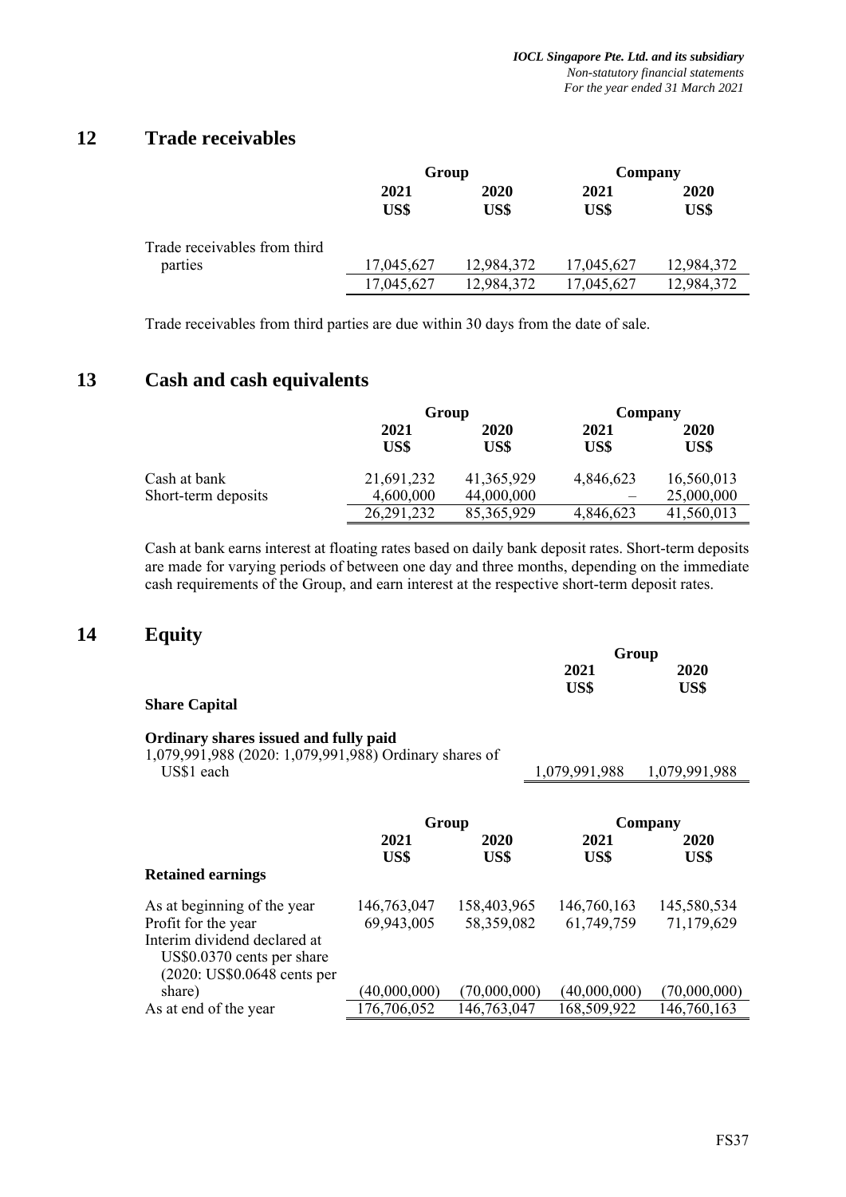## 12 Trade receivables

| | Group | | Company | |
|---|---|---|---|---|
| | 2021 US$ | 2020 US$ | 2021 US$ | 2020 US$ |
| Trade receivables from third parties | 17,045,627 | 12,984,372 | 17,045,627 | 12,984,372 |
| | 17,045,627 | 12,984,372 | 17,045,627 | 12,984,372 |

Trade receivables from third parties are due within 30 days from the date of sale.

## 13 Cash and cash equivalents

| | Group | | Company | |
|---|---|---|---|---|
| | 2021 US$ | 2020 US$ | 2021 US$ | 2020 US$ |
| Cash at bank | 21,691,232 | 41,365,929 | 4,846,623 | 16,560,013 |
| Short-term deposits | 4,600,000 | 44,000,000 | – | 25,000,000 |
| | 26,291,232 | 85,365,929 | 4,846,623 | 41,560,013 |

Cash at bank earns interest at floating rates based on daily bank deposit rates. Short-term deposits are made for varying periods of between one day and three months, depending on the immediate cash requirements of the Group, and earn interest at the respective short-term deposit rates.

## 14 Equity

| | Group | |
|---|---|---|
| | 2021 US$ | 2020 US$ |
| **Share Capital** | | |
| **Ordinary shares issued and fully paid** | | |
| 1,079,991,988 (2020: 1,079,991,988) Ordinary shares of US$1 each | 1,079,991,988 | 1,079,991,988 |

| | Group | | Company | |
|---|---|---|---|---|
| | 2021 US$ | 2020 US$ | 2021 US$ | 2020 US$ |
| **Retained earnings** | | | | |
| As at beginning of the year | 146,763,047 | 158,403,965 | 146,760,163 | 145,580,534 |
| Profit for the year | 69,943,005 | 58,359,082 | 61,749,759 | 71,179,629 |
| Interim dividend declared at US$0.0370 cents per share (2020: US$0.0648 cents per share) | (40,000,000) | (70,000,000) | (40,000,000) | (70,000,000) |
| As at end of the year | 176,706,052 | 146,763,047 | 168,509,922 | 146,760,163 |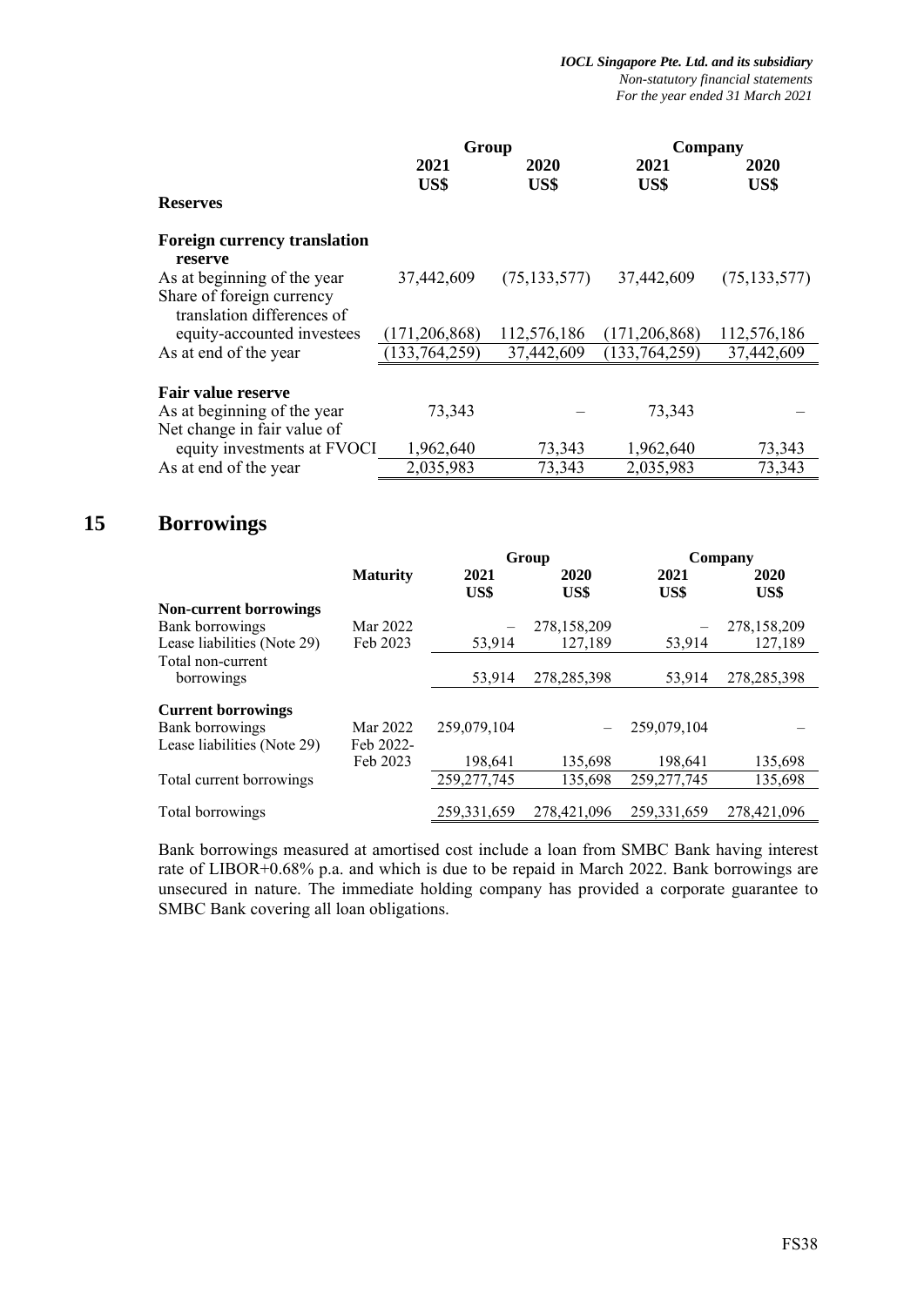| | Group | | Company | |
|---|---|---|---|---|
| | 2021 | 2020 | 2021 | 2020 |
| | US$ | US$ | US$ | US$ |
| **Reserves** | | | | |
| **Foreign currency translation reserve** | | | | |
| As at beginning of the year | 37,442,609 | (75,133,577) | 37,442,609 | (75,133,577) |
| Share of foreign currency translation differences of equity-accounted investees | (171,206,868) | 112,576,186 | (171,206,868) | 112,576,186 |
| As at end of the year | (133,764,259) | 37,442,609 | (133,764,259) | 37,442,609 |
| **Fair value reserve** | | | | |
| As at beginning of the year | 73,343 | – | 73,343 | – |
| Net change in fair value of equity investments at FVOCI | 1,962,640 | 73,343 | 1,962,640 | 73,343 |
| As at end of the year | 2,035,983 | 73,343 | 2,035,983 | 73,343 |

## 15 Borrowings

| | | Group | | Company | |
|---|---|---|---|---|---|
| | **Maturity** | 2021 | 2020 | 2021 | 2020 |
| | | US$ | US$ | US$ | US$ |
| **Non-current borrowings** | | | | | |
| Bank borrowings | Mar 2022 | – | 278,158,209 | – | 278,158,209 |
| Lease liabilities (Note 29) | Feb 2023 | 53,914 | 127,189 | 53,914 | 127,189 |
| Total non-current borrowings | | 53,914 | 278,285,398 | 53,914 | 278,285,398 |
| **Current borrowings** | | | | | |
| Bank borrowings | Mar 2022 | 259,079,104 | – | 259,079,104 | – |
| Lease liabilities (Note 29) | Feb 2022-Feb 2023 | 198,641 | 135,698 | 198,641 | 135,698 |
| Total current borrowings | | 259,277,745 | 135,698 | 259,277,745 | 135,698 |
| Total borrowings | | 259,331,659 | 278,421,096 | 259,331,659 | 278,421,096 |

Bank borrowings measured at amortised cost include a loan from SMBC Bank having interest rate of LIBOR+0.68% p.a. and which is due to be repaid in March 2022. Bank borrowings are unsecured in nature. The immediate holding company has provided a corporate guarantee to SMBC Bank covering all loan obligations.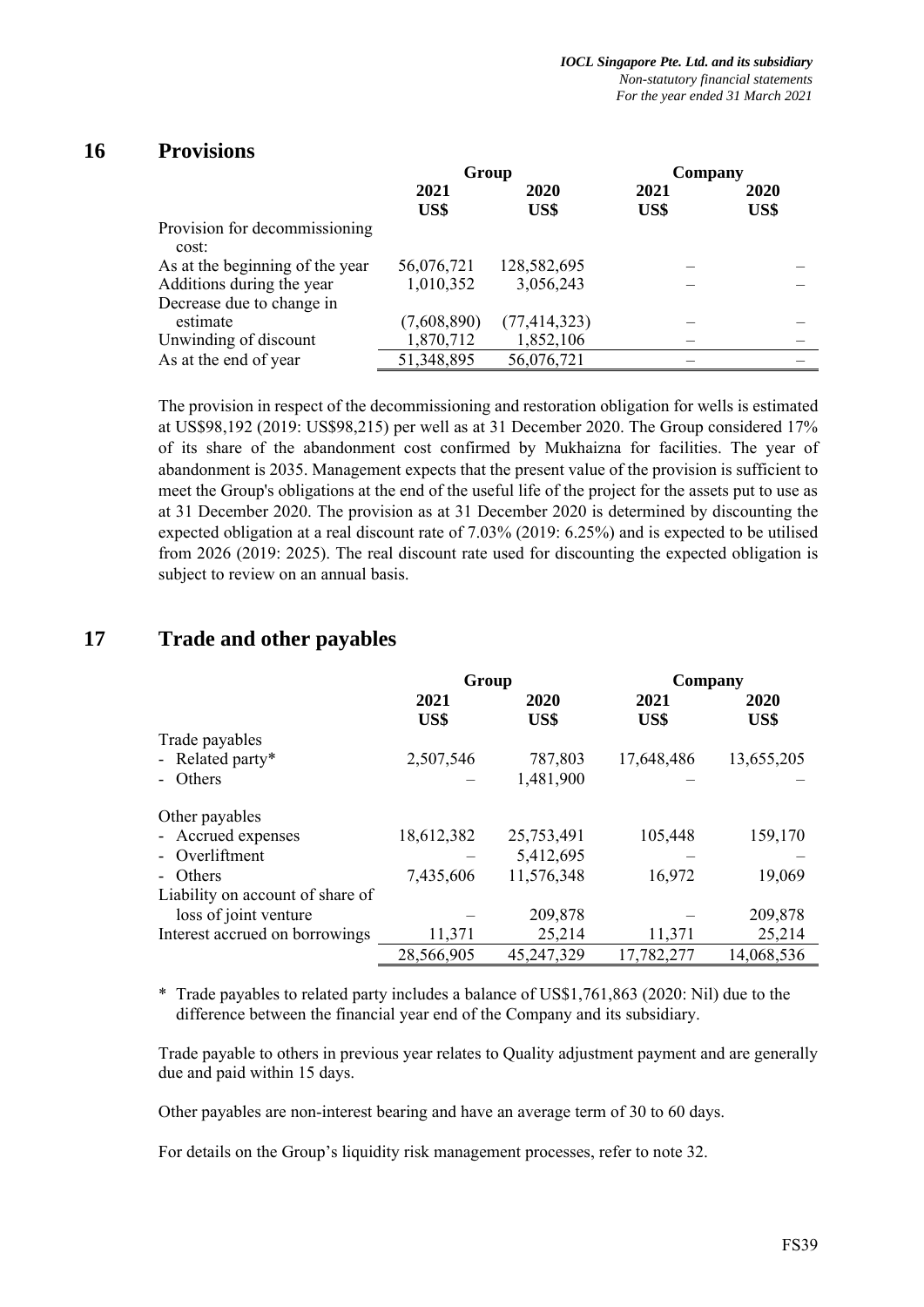## 16 Provisions

| | Group | | Company | |
|---|---|---|---|---|
| | 2021 US$ | 2020 US$ | 2021 US$ | 2020 US$ |
| Provision for decommissioning cost: | | | | |
| As at the beginning of the year | 56,076,721 | 128,582,695 | – | – |
| Additions during the year | 1,010,352 | 3,056,243 | – | – |
| Decrease due to change in estimate | (7,608,890) | (77,414,323) | – | – |
| Unwinding of discount | 1,870,712 | 1,852,106 | – | – |
| As at the end of year | 51,348,895 | 56,076,721 | – | – |

The provision in respect of the decommissioning and restoration obligation for wells is estimated at US$98,192 (2019: US$98,215) per well as at 31 December 2020. The Group considered 17% of its share of the abandonment cost confirmed by Mukhaizna for facilities. The year of abandonment is 2035. Management expects that the present value of the provision is sufficient to meet the Group's obligations at the end of the useful life of the project for the assets put to use as at 31 December 2020. The provision as at 31 December 2020 is determined by discounting the expected obligation at a real discount rate of 7.03% (2019: 6.25%) and is expected to be utilised from 2026 (2019: 2025). The real discount rate used for discounting the expected obligation is subject to review on an annual basis.

## 17 Trade and other payables

| | Group | | Company | |
|---|---|---|---|---|
| | 2021 US$ | 2020 US$ | 2021 US$ | 2020 US$ |
| Trade payables | | | | |
| - Related party* | 2,507,546 | 787,803 | 17,648,486 | 13,655,205 |
| - Others | – | 1,481,900 | – | – |
| Other payables | | | | |
| - Accrued expenses | 18,612,382 | 25,753,491 | 105,448 | 159,170 |
| - Overliftment | – | 5,412,695 | – | – |
| - Others | 7,435,606 | 11,576,348 | 16,972 | 19,069 |
| Liability on account of share of loss of joint venture | – | 209,878 | – | 209,878 |
| Interest accrued on borrowings | 11,371 | 25,214 | 11,371 | 25,214 |
| | 28,566,905 | 45,247,329 | 17,782,277 | 14,068,536 |

* Trade payables to related party includes a balance of US$1,761,863 (2020: Nil) due to the difference between the financial year end of the Company and its subsidiary.

Trade payable to others in previous year relates to Quality adjustment payment and are generally due and paid within 15 days.

Other payables are non-interest bearing and have an average term of 30 to 60 days.

For details on the Group's liquidity risk management processes, refer to note 32.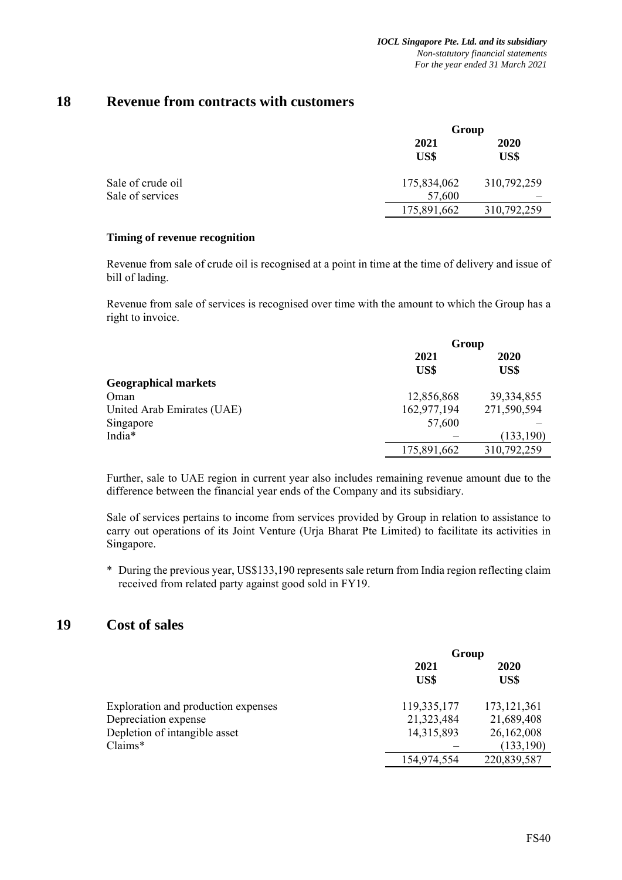## 18 Revenue from contracts with customers

| | Group | |
|---|---|---|
| | 2021 | 2020 |
| | US$ | US$ |
| Sale of crude oil | 175,834,062 | 310,792,259 |
| Sale of services | 57,600 | – |
| | 175,891,662 | 310,792,259 |

**Timing of revenue recognition**

Revenue from sale of crude oil is recognised at a point in time at the time of delivery and issue of bill of lading.

Revenue from sale of services is recognised over time with the amount to which the Group has a right to invoice.

| | Group | |
|---|---|---|
| | 2021 | 2020 |
| | US$ | US$ |
| **Geographical markets** | | |
| Oman | 12,856,868 | 39,334,855 |
| United Arab Emirates (UAE) | 162,977,194 | 271,590,594 |
| Singapore | 57,600 | – |
| India* | – | (133,190) |
| | 175,891,662 | 310,792,259 |

Further, sale to UAE region in current year also includes remaining revenue amount due to the difference between the financial year ends of the Company and its subsidiary.

Sale of services pertains to income from services provided by Group in relation to assistance to carry out operations of its Joint Venture (Urja Bharat Pte Limited) to facilitate its activities in Singapore.

\* During the previous year, US$133,190 represents sale return from India region reflecting claim received from related party against good sold in FY19.

## 19 Cost of sales

| | Group | |
|---|---|---|
| | 2021 | 2020 |
| | US$ | US$ |
| Exploration and production expenses | 119,335,177 | 173,121,361 |
| Depreciation expense | 21,323,484 | 21,689,408 |
| Depletion of intangible asset | 14,315,893 | 26,162,008 |
| Claims* | – | (133,190) |
| | 154,974,554 | 220,839,587 |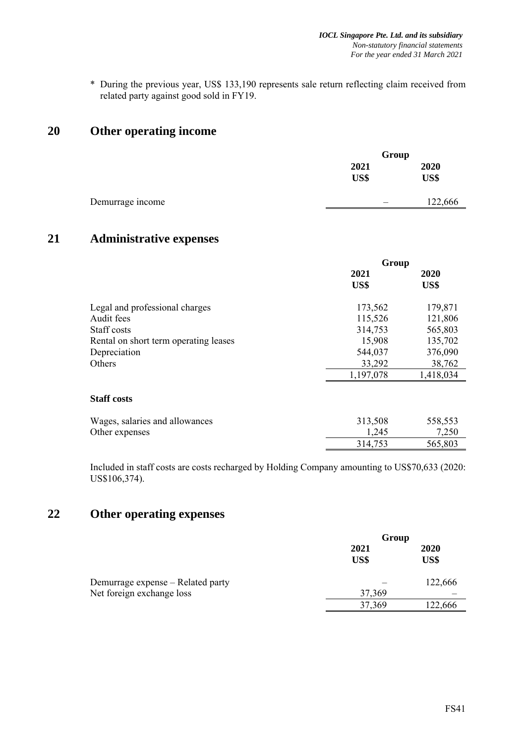\* During the previous year, US$ 133,190 represents sale return reflecting claim received from related party against good sold in FY19.

## 20 Other operating income

| | Group | |
|---|---|---|
| | 2021 US$ | 2020 US$ |
| Demurrage income | – | 122,666 |

## 21 Administrative expenses

| | Group | |
|---|---|---|
| | 2021 US$ | 2020 US$ |
| Legal and professional charges | 173,562 | 179,871 |
| Audit fees | 115,526 | 121,806 |
| Staff costs | 314,753 | 565,803 |
| Rental on short term operating leases | 15,908 | 135,702 |
| Depreciation | 544,037 | 376,090 |
| Others | 33,292 | 38,762 |
| | 1,197,078 | 1,418,034 |

**Staff costs**

| | 2021 US$ | 2020 US$ |
|---|---|---|
| Wages, salaries and allowances | 313,508 | 558,553 |
| Other expenses | 1,245 | 7,250 |
| | 314,753 | 565,803 |

Included in staff costs are costs recharged by Holding Company amounting to US$70,633 (2020: US$106,374).

## 22 Other operating expenses

| | Group | |
|---|---|---|
| | 2021 US$ | 2020 US$ |
| Demurrage expense – Related party | – | 122,666 |
| Net foreign exchange loss | 37,369 | – |
| | 37,369 | 122,666 |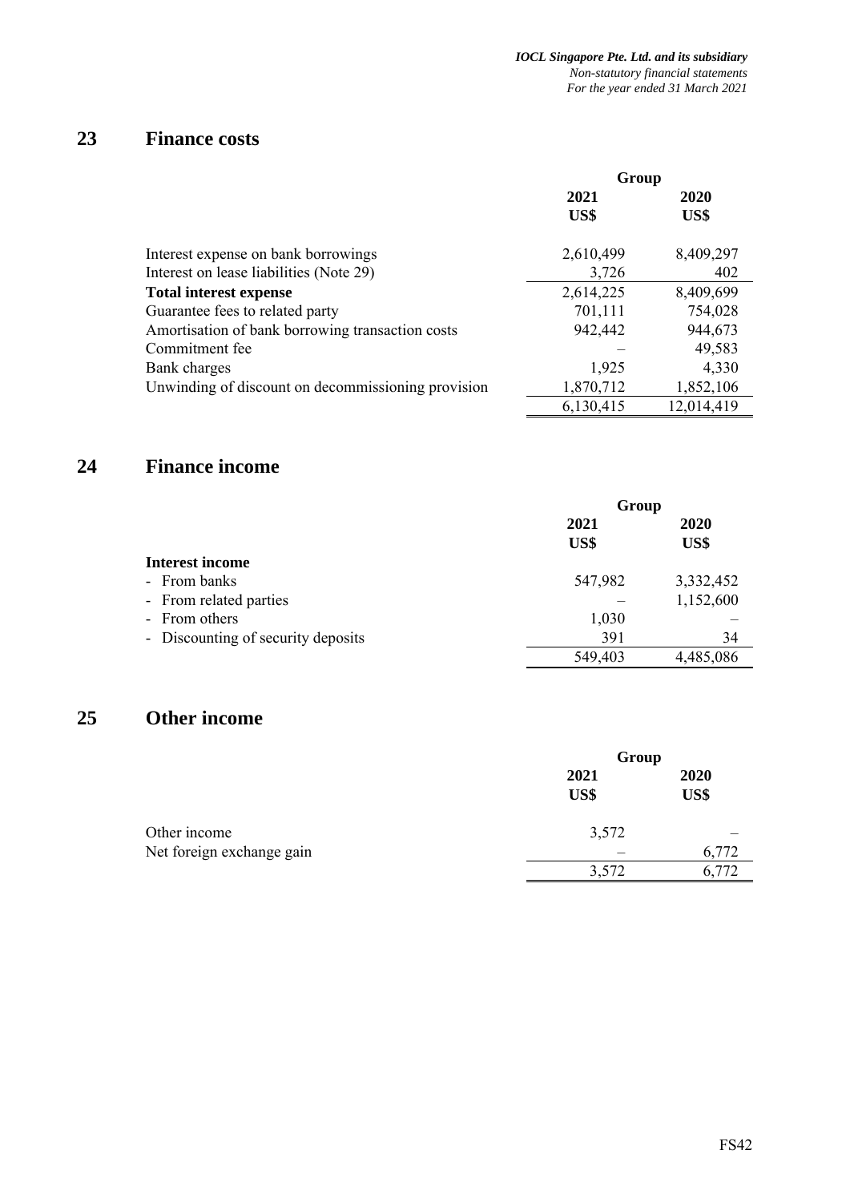## 23 Finance costs

| | Group | |
|---|---|---|
| | 2021 US$ | 2020 US$ |
| Interest expense on bank borrowings | 2,610,499 | 8,409,297 |
| Interest on lease liabilities (Note 29) | 3,726 | 402 |
| **Total interest expense** | 2,614,225 | 8,409,699 |
| Guarantee fees to related party | 701,111 | 754,028 |
| Amortisation of bank borrowing transaction costs | 942,442 | 944,673 |
| Commitment fee | – | 49,583 |
| Bank charges | 1,925 | 4,330 |
| Unwinding of discount on decommissioning provision | 1,870,712 | 1,852,106 |
| | 6,130,415 | 12,014,419 |

## 24 Finance income

| | Group | |
|---|---|---|
| | 2021 US$ | 2020 US$ |
| **Interest income** | | |
| - From banks | 547,982 | 3,332,452 |
| - From related parties | – | 1,152,600 |
| - From others | 1,030 | – |
| - Discounting of security deposits | 391 | 34 |
| | 549,403 | 4,485,086 |

## 25 Other income

| | Group | |
|---|---|---|
| | 2021 US$ | 2020 US$ |
| Other income | 3,572 | – |
| Net foreign exchange gain | – | 6,772 |
| | 3,572 | 6,772 |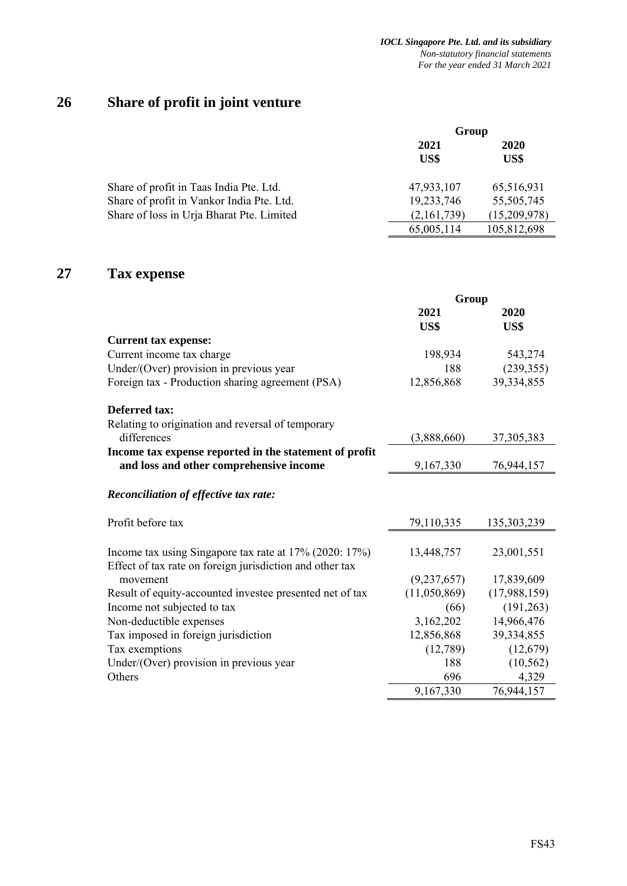## 26 Share of profit in joint venture

| | Group | |
|---|---|---|
| | **2021** | **2020** |
| | **US$** | **US$** |
| Share of profit in Taas India Pte. Ltd. | 47,933,107 | 65,516,931 |
| Share of profit in Vankor India Pte. Ltd. | 19,233,746 | 55,505,745 |
| Share of loss in Urja Bharat Pte. Limited | (2,161,739) | (15,209,978) |
| | 65,005,114 | 105,812,698 |

## 27 Tax expense

| | Group | |
|---|---|---|
| | **2021** | **2020** |
| | **US$** | **US$** |
| **Current tax expense:** | | |
| Current income tax charge | 198,934 | 543,274 |
| Under/(Over) provision in previous year | 188 | (239,355) |
| Foreign tax - Production sharing agreement (PSA) | 12,856,868 | 39,334,855 |
| | | |
| **Deferred tax:** | | |
| Relating to origination and reversal of temporary differences | (3,888,660) | 37,305,383 |
| **Income tax expense reported in the statement of profit and loss and other comprehensive income** | 9,167,330 | 76,944,157 |
| | | |
| ***Reconciliation of effective tax rate:*** | | |
| | | |
| Profit before tax | 79,110,335 | 135,303,239 |
| | | |
| Income tax using Singapore tax rate at 17% (2020: 17%) | 13,448,757 | 23,001,551 |
| Effect of tax rate on foreign jurisdiction and other tax movement | (9,237,657) | 17,839,609 |
| Result of equity-accounted investee presented net of tax | (11,050,869) | (17,988,159) |
| Income not subjected to tax | (66) | (191,263) |
| Non-deductible expenses | 3,162,202 | 14,966,476 |
| Tax imposed in foreign jurisdiction | 12,856,868 | 39,334,855 |
| Tax exemptions | (12,789) | (12,679) |
| Under/(Over) provision in previous year | 188 | (10,562) |
| Others | 696 | 4,329 |
| | 9,167,330 | 76,944,157 |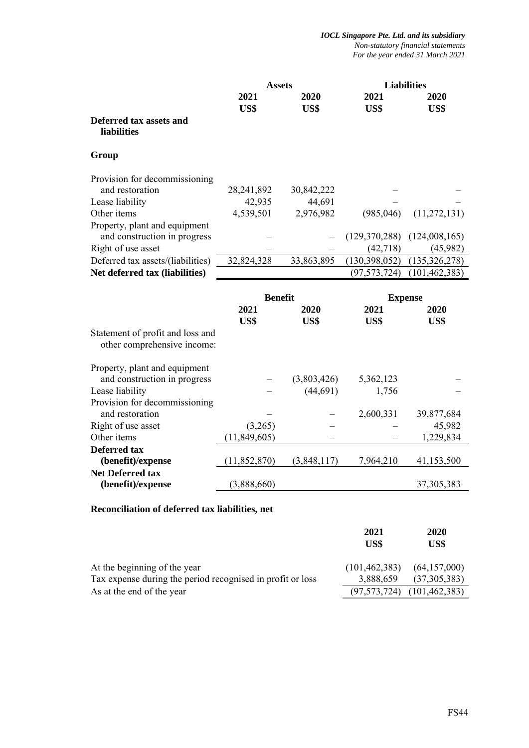| | Assets | | Liabilities | |
|---|---|---|---|---|
| | 2021 | 2020 | 2021 | 2020 |
| | US$ | US$ | US$ | US$ |
| **Deferred tax assets and liabilities** | | | | |
| **Group** | | | | |
| Provision for decommissioning and restoration | 28,241,892 | 30,842,222 | – | – |
| Lease liability | 42,935 | 44,691 | – | – |
| Other items | 4,539,501 | 2,976,982 | (985,046) | (11,272,131) |
| Property, plant and equipment and construction in progress | – | – | (129,370,288) | (124,008,165) |
| Right of use asset | – | – | (42,718) | (45,982) |
| Deferred tax assets/(liabilities) | 32,824,328 | 33,863,895 | (130,398,052) | (135,326,278) |
| **Net deferred tax (liabilities)** | | | (97,573,724) | (101,462,383) |

| | Benefit | | Expense | |
|---|---|---|---|---|
| | 2021 | 2020 | 2021 | 2020 |
| | US$ | US$ | US$ | US$ |
| Statement of profit and loss and other comprehensive income: | | | | |
| Property, plant and equipment and construction in progress | – | (3,803,426) | 5,362,123 | – |
| Lease liability | – | (44,691) | 1,756 | – |
| Provision for decommissioning and restoration | – | – | 2,600,331 | 39,877,684 |
| Right of use asset | (3,265) | – | – | 45,982 |
| Other items | (11,849,605) | – | – | 1,229,834 |
| **Deferred tax (benefit)/expense** | (11,852,870) | (3,848,117) | 7,964,210 | 41,153,500 |
| **Net Deferred tax (benefit)/expense** | (3,888,660) | | | 37,305,383 |

**Reconciliation of deferred tax liabilities, net**

| | 2021 | 2020 |
|---|---|---|
| | US$ | US$ |
| At the beginning of the year | (101,462,383) | (64,157,000) |
| Tax expense during the period recognised in profit or loss | 3,888,659 | (37,305,383) |
| As at the end of the year | (97,573,724) | (101,462,383) |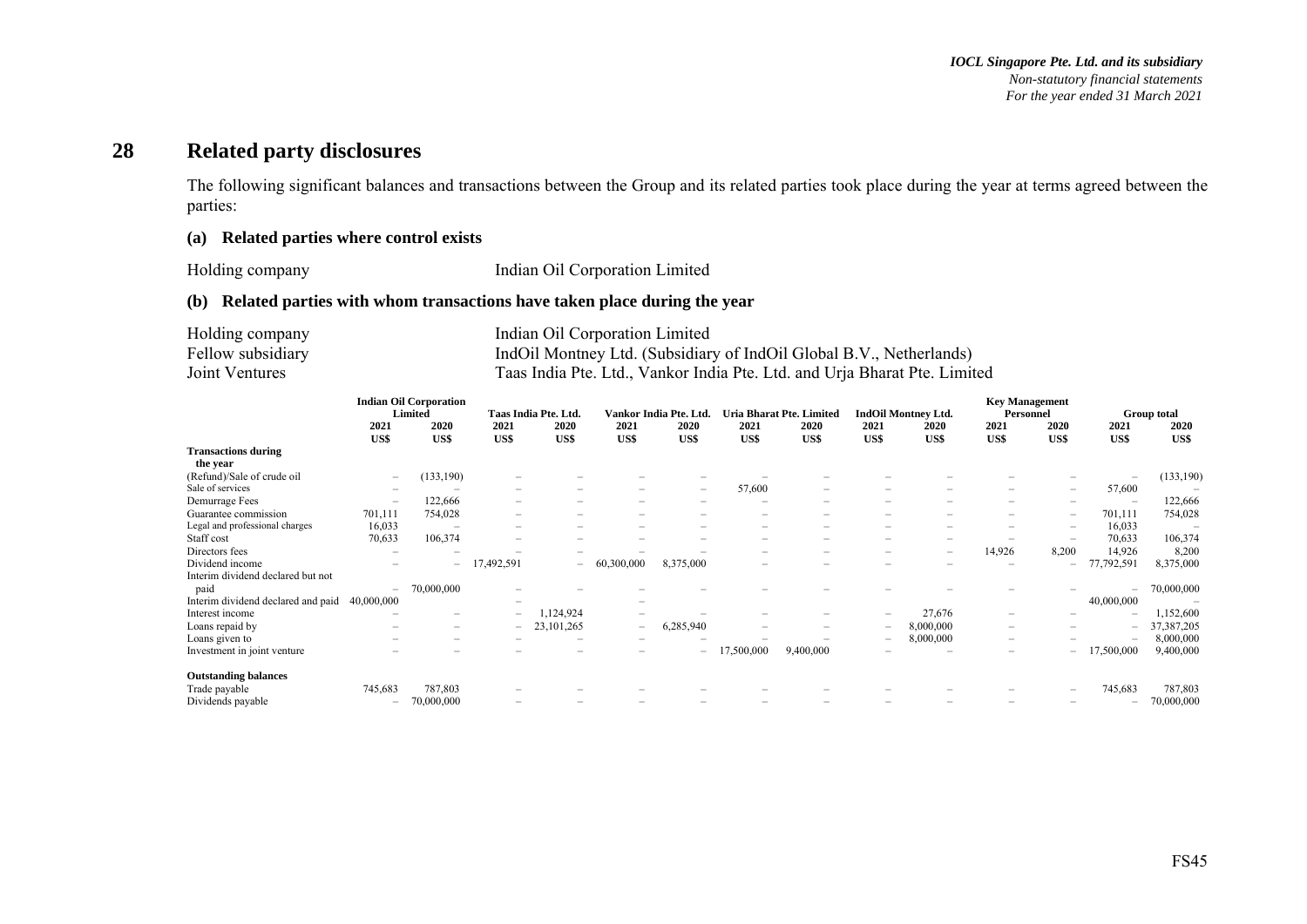## 28 Related party disclosures

The following significant balances and transactions between the Group and its related parties took place during the year at terms agreed between the parties:

### (a) Related parties where control exists

Holding company — Indian Oil Corporation Limited

### (b) Related parties with whom transactions have taken place during the year

Holding company — Indian Oil Corporation Limited

Fellow subsidiary — IndOil Montney Ltd. (Subsidiary of IndOil Global B.V., Netherlands)

Joint Ventures — Taas India Pte. Ltd., Vankor India Pte. Ltd. and Urja Bharat Pte. Limited

| | Indian Oil Corporation Limited | | Taas India Pte. Ltd. | | Vankor India Pte. Ltd. | | Uria Bharat Pte. Limited | | IndOil Montney Ltd. | | Key Management Personnel | | Group total | |
|---|---|---|---|---|---|---|---|---|---|---|---|---|---|---|
| | 2021 | 2020 | 2021 | 2020 | 2021 | 2020 | 2021 | 2020 | 2021 | 2020 | 2021 | 2020 | 2021 | 2020 |
| | US$ | US$ | US$ | US$ | US$ | US$ | US$ | US$ | US$ | US$ | US$ | US$ | US$ | US$ |
| **Transactions during the year** | | | | | | | | | | | | | | |
| (Refund)/Sale of crude oil | – | (133,190) | – | – | – | – | – | – | – | – | – | – | – | (133,190) |
| Sale of services | – | – | – | – | – | – | 57,600 | – | – | – | – | – | 57,600 | – |
| Demurrage Fees | – | 122,666 | – | – | – | – | – | – | – | – | – | – | – | 122,666 |
| Guarantee commission | 701,111 | 754,028 | – | – | – | – | – | – | – | – | – | – | 701,111 | 754,028 |
| Legal and professional charges | 16,033 | – | – | – | – | – | – | – | – | – | – | – | 16,033 | – |
| Staff cost | 70,633 | 106,374 | – | – | – | – | – | – | – | – | – | – | 70,633 | 106,374 |
| Directors fees | – | – | – | – | – | – | – | – | – | – | 14,926 | 8,200 | 14,926 | 8,200 |
| Dividend income | – | – | 17,492,591 | – | 60,300,000 | 8,375,000 | – | – | – | – | – | – | 77,792,591 | 8,375,000 |
| Interim dividend declared but not paid | – | 70,000,000 | – | – | – | – | – | – | – | – | – | – | – | 70,000,000 |
| Interim dividend declared and paid | 40,000,000 | | – | | – | | | | | | | | 40,000,000 | – |
| Interest income | – | – | – | 1,124,924 | – | – | – | – | – | 27,676 | – | – | – | 1,152,600 |
| Loans repaid by | – | – | – | 23,101,265 | – | 6,285,940 | – | – | – | 8,000,000 | – | – | – | 37,387,205 |
| Loans given to | – | – | – | – | – | – | – | – | – | 8,000,000 | – | – | – | 8,000,000 |
| Investment in joint venture | – | – | – | – | – | – | 17,500,000 | 9,400,000 | – | – | – | – | 17,500,000 | 9,400,000 |
| **Outstanding balances** | | | | | | | | | | | | | | |
| Trade payable | 745,683 | 787,803 | – | – | – | – | – | – | – | – | – | – | 745,683 | 787,803 |
| Dividends payable | – | 70,000,000 | – | – | – | – | – | – | – | – | – | – | – | 70,000,000 |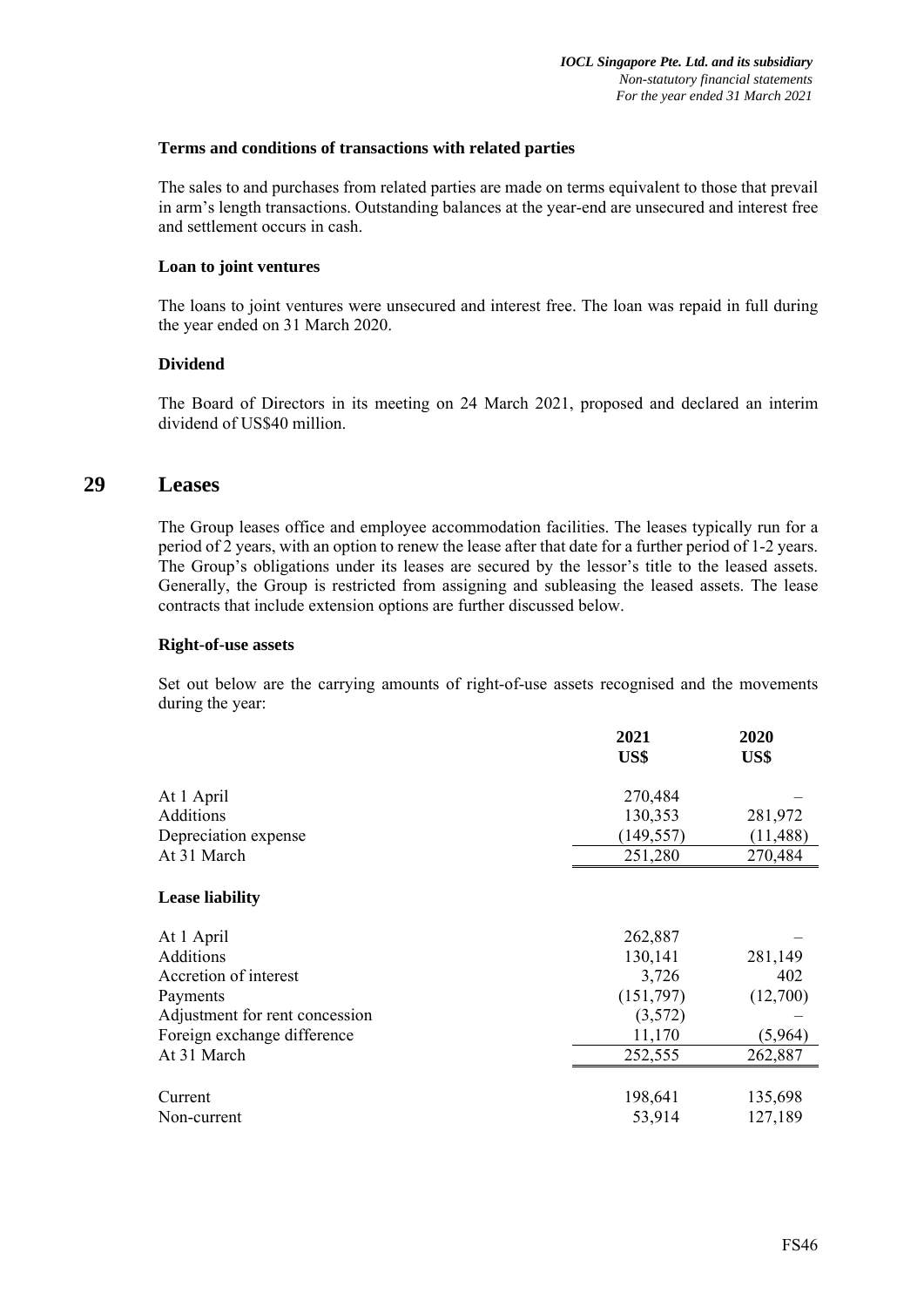**Terms and conditions of transactions with related parties**

The sales to and purchases from related parties are made on terms equivalent to those that prevail in arm's length transactions. Outstanding balances at the year-end are unsecured and interest free and settlement occurs in cash.

**Loan to joint ventures**

The loans to joint ventures were unsecured and interest free. The loan was repaid in full during the year ended on 31 March 2020.

**Dividend**

The Board of Directors in its meeting on 24 March 2021, proposed and declared an interim dividend of US$40 million.

# 29 Leases

The Group leases office and employee accommodation facilities. The leases typically run for a period of 2 years, with an option to renew the lease after that date for a further period of 1-2 years. The Group's obligations under its leases are secured by the lessor's title to the leased assets. Generally, the Group is restricted from assigning and subleasing the leased assets. The lease contracts that include extension options are further discussed below.

**Right-of-use assets**

Set out below are the carrying amounts of right-of-use assets recognised and the movements during the year:

| | 2021 US$ | 2020 US$ |
|---|---|---|
| At 1 April | 270,484 | – |
| Additions | 130,353 | 281,972 |
| Depreciation expense | (149,557) | (11,488) |
| At 31 March | 251,280 | 270,484 |

**Lease liability**

| | 2021 US$ | 2020 US$ |
|---|---|---|
| At 1 April | 262,887 | – |
| Additions | 130,141 | 281,149 |
| Accretion of interest | 3,726 | 402 |
| Payments | (151,797) | (12,700) |
| Adjustment for rent concession | (3,572) | – |
| Foreign exchange difference | 11,170 | (5,964) |
| At 31 March | 252,555 | 262,887 |
| | | |
| Current | 198,641 | 135,698 |
| Non-current | 53,914 | 127,189 |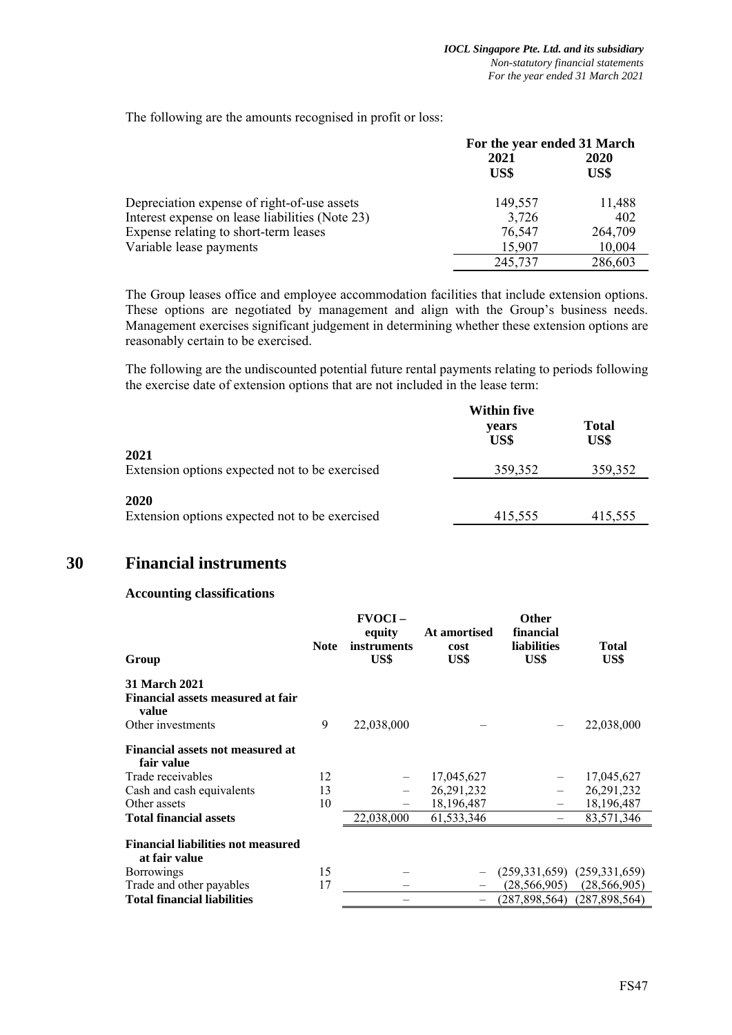The following are the amounts recognised in profit or loss:

| | For the year ended 31 March | |
|---|---|---|
| | 2021 US$ | 2020 US$ |
| Depreciation expense of right-of-use assets | 149,557 | 11,488 |
| Interest expense on lease liabilities (Note 23) | 3,726 | 402 |
| Expense relating to short-term leases | 76,547 | 264,709 |
| Variable lease payments | 15,907 | 10,004 |
| | 245,737 | 286,603 |

The Group leases office and employee accommodation facilities that include extension options. These options are negotiated by management and align with the Group's business needs. Management exercises significant judgement in determining whether these extension options are reasonably certain to be exercised.

The following are the undiscounted potential future rental payments relating to periods following the exercise date of extension options that are not included in the lease term:

| | Within five years US$ | Total US$ |
|---|---|---|
| **2021** | | |
| Extension options expected not to be exercised | 359,352 | 359,352 |
| **2020** | | |
| Extension options expected not to be exercised | 415,555 | 415,555 |

## 30 Financial instruments

### Accounting classifications

| Group | Note | FVOCI – equity instruments US$ | At amortised cost US$ | Other financial liabilities US$ | Total US$ |
|---|---|---|---|---|---|
| **31 March 2021** | | | | | |
| **Financial assets measured at fair value** | | | | | |
| Other investments | 9 | 22,038,000 | – | – | 22,038,000 |
| **Financial assets not measured at fair value** | | | | | |
| Trade receivables | 12 | – | 17,045,627 | – | 17,045,627 |
| Cash and cash equivalents | 13 | – | 26,291,232 | – | 26,291,232 |
| Other assets | 10 | – | 18,196,487 | – | 18,196,487 |
| **Total financial assets** | | 22,038,000 | 61,533,346 | – | 83,571,346 |
| **Financial liabilities not measured at fair value** | | | | | |
| Borrowings | 15 | – | – | (259,331,659) | (259,331,659) |
| Trade and other payables | 17 | – | – | (28,566,905) | (28,566,905) |
| **Total financial liabilities** | | – | – | (287,898,564) | (287,898,564) |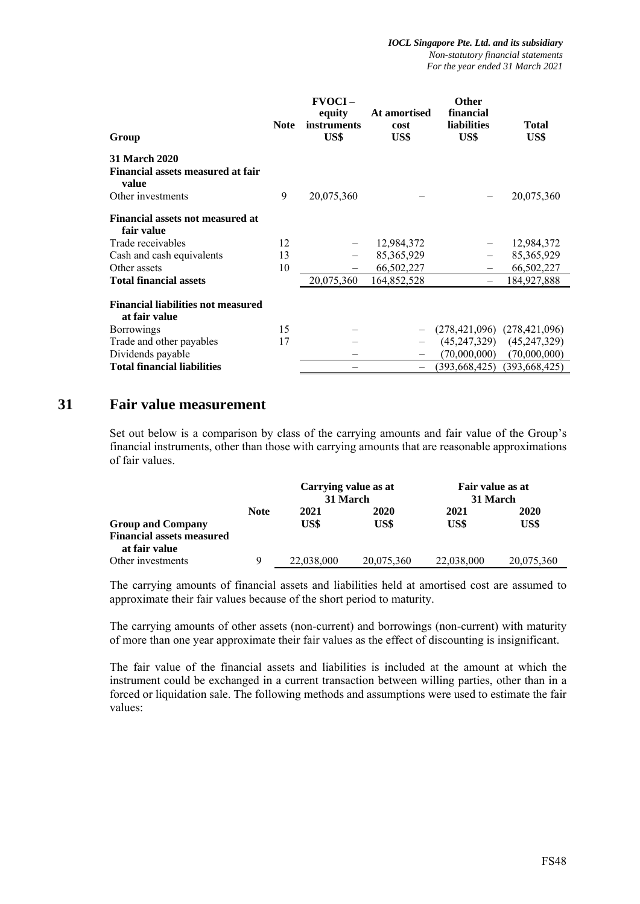| Group | Note | FVOCI – equity instruments US$ | At amortised cost US$ | Other financial liabilities US$ | Total US$ |
|---|---|---|---|---|---|
| **31 March 2020** | | | | | |
| **Financial assets measured at fair value** | | | | | |
| Other investments | 9 | 20,075,360 | – | – | 20,075,360 |
| **Financial assets not measured at fair value** | | | | | |
| Trade receivables | 12 | – | 12,984,372 | – | 12,984,372 |
| Cash and cash equivalents | 13 | – | 85,365,929 | – | 85,365,929 |
| Other assets | 10 | – | 66,502,227 | – | 66,502,227 |
| **Total financial assets** | | 20,075,360 | 164,852,528 | – | 184,927,888 |
| **Financial liabilities not measured at fair value** | | | | | |
| Borrowings | 15 | – | – | (278,421,096) | (278,421,096) |
| Trade and other payables | 17 | – | – | (45,247,329) | (45,247,329) |
| Dividends payable | | – | – | (70,000,000) | (70,000,000) |
| **Total financial liabilities** | | – | – | (393,668,425) | (393,668,425) |

# 31 Fair value measurement

Set out below is a comparison by class of the carrying amounts and fair value of the Group's financial instruments, other than those with carrying amounts that are reasonable approximations of fair values.

| | Note | Carrying value as at 31 March | | Fair value as at 31 March | |
|---|---|---|---|---|---|
| | | 2021 | 2020 | 2021 | 2020 |
| **Group and Company** | | US$ | US$ | US$ | US$ |
| **Financial assets measured at fair value** | | | | | |
| Other investments | 9 | 22,038,000 | 20,075,360 | 22,038,000 | 20,075,360 |

The carrying amounts of financial assets and liabilities held at amortised cost are assumed to approximate their fair values because of the short period to maturity.

The carrying amounts of other assets (non-current) and borrowings (non-current) with maturity of more than one year approximate their fair values as the effect of discounting is insignificant.

The fair value of the financial assets and liabilities is included at the amount at which the instrument could be exchanged in a current transaction between willing parties, other than in a forced or liquidation sale. The following methods and assumptions were used to estimate the fair values: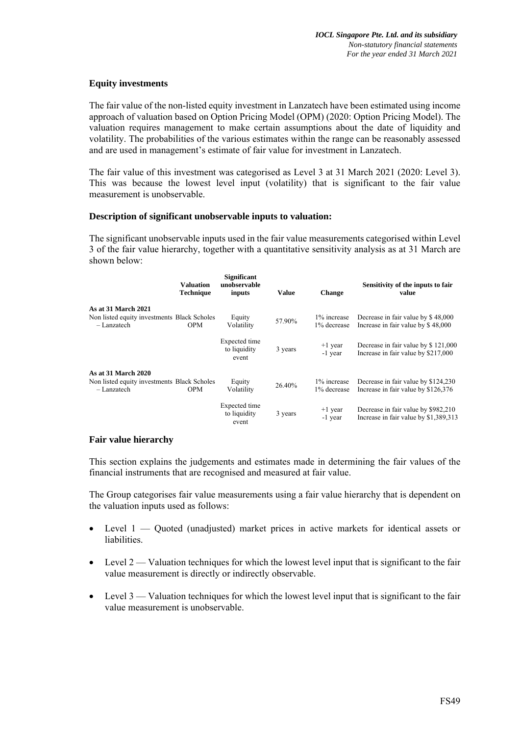### Equity investments

The fair value of the non-listed equity investment in Lanzatech have been estimated using income approach of valuation based on Option Pricing Model (OPM) (2020: Option Pricing Model). The valuation requires management to make certain assumptions about the date of liquidity and volatility. The probabilities of the various estimates within the range can be reasonably assessed and are used in management's estimate of fair value for investment in Lanzatech.

The fair value of this investment was categorised as Level 3 at 31 March 2021 (2020: Level 3). This was because the lowest level input (volatility) that is significant to the fair value measurement is unobservable.

### Description of significant unobservable inputs to valuation:

The significant unobservable inputs used in the fair value measurements categorised within Level 3 of the fair value hierarchy, together with a quantitative sensitivity analysis as at 31 March are shown below:

| | Valuation Technique | Significant unobservable inputs | Value | Change | Sensitivity of the inputs to fair value |
|---|---|---|---|---|---|
| **As at 31 March 2021** | | | | | |
| Non listed equity investments – Lanzatech | Black Scholes OPM | Equity Volatility | 57.90% | 1% increase<br>1% decrease | Decrease in fair value by $ 48,000<br>Increase in fair value by $ 48,000 |
| | | Expected time to liquidity event | 3 years | +1 year<br>-1 year | Decrease in fair value by $ 121,000<br>Increase in fair value by $217,000 |
| **As at 31 March 2020** | | | | | |
| Non listed equity investments – Lanzatech | Black Scholes OPM | Equity Volatility | 26.40% | 1% increase<br>1% decrease | Decrease in fair value by $124,230<br>Increase in fair value by $126,376 |
| | | Expected time to liquidity event | 3 years | +1 year<br>-1 year | Decrease in fair value by $982,210<br>Increase in fair value by $1,389,313 |

### Fair value hierarchy

This section explains the judgements and estimates made in determining the fair values of the financial instruments that are recognised and measured at fair value.

The Group categorises fair value measurements using a fair value hierarchy that is dependent on the valuation inputs used as follows:

- Level 1 — Quoted (unadjusted) market prices in active markets for identical assets or liabilities.
- Level 2 — Valuation techniques for which the lowest level input that is significant to the fair value measurement is directly or indirectly observable.
- Level 3 — Valuation techniques for which the lowest level input that is significant to the fair value measurement is unobservable.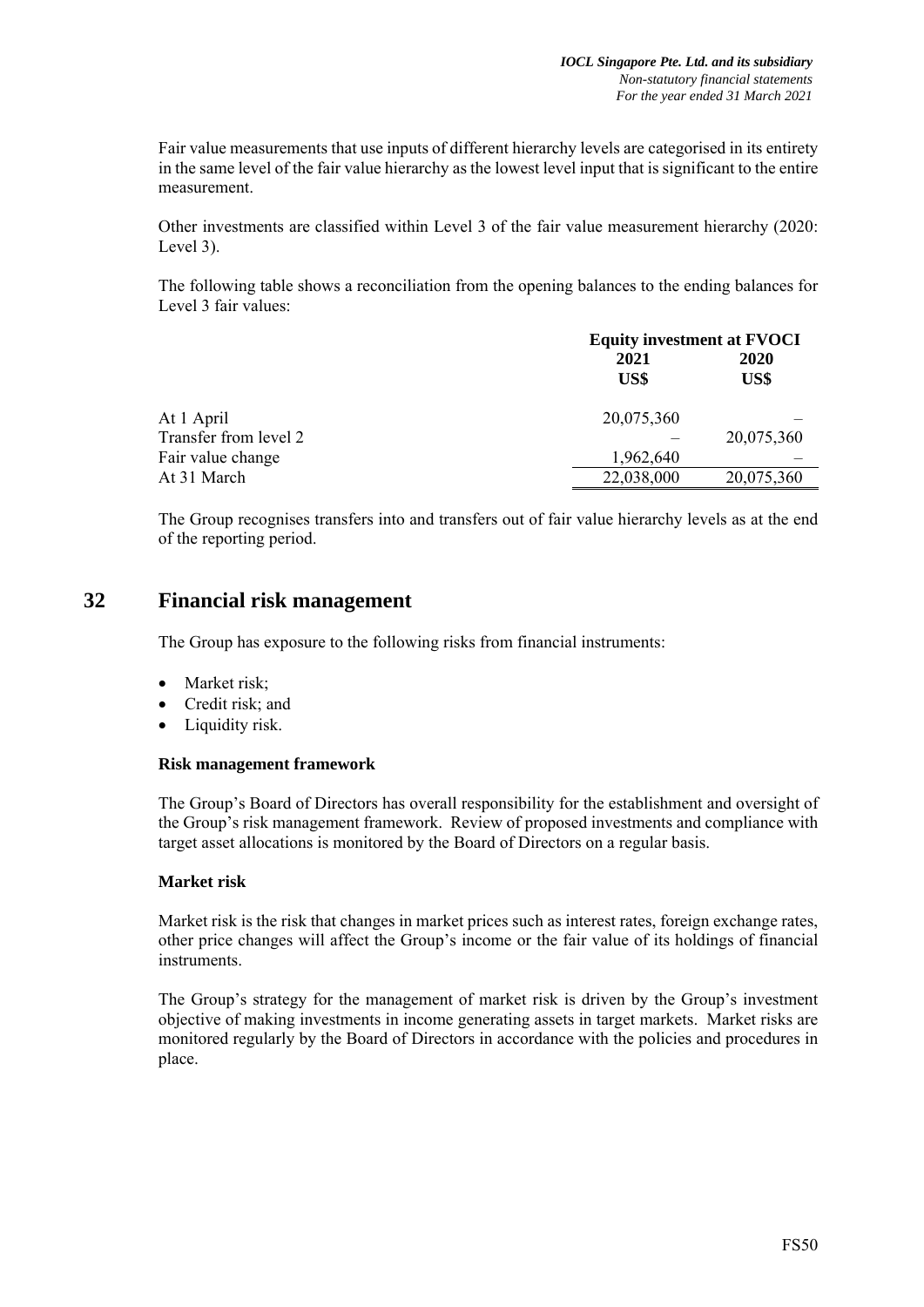Fair value measurements that use inputs of different hierarchy levels are categorised in its entirety in the same level of the fair value hierarchy as the lowest level input that is significant to the entire measurement.

Other investments are classified within Level 3 of the fair value measurement hierarchy (2020: Level 3).

The following table shows a reconciliation from the opening balances to the ending balances for Level 3 fair values:

| | Equity investment at FVOCI | |
|---|---|---|
| | **2021** | **2020** |
| | **US$** | **US$** |
| At 1 April | 20,075,360 | – |
| Transfer from level 2 | – | 20,075,360 |
| Fair value change | 1,962,640 | – |
| At 31 March | 22,038,000 | 20,075,360 |

The Group recognises transfers into and transfers out of fair value hierarchy levels as at the end of the reporting period.

## 32 Financial risk management

The Group has exposure to the following risks from financial instruments:

- Market risk;
- Credit risk; and
- Liquidity risk.

**Risk management framework**

The Group's Board of Directors has overall responsibility for the establishment and oversight of the Group's risk management framework. Review of proposed investments and compliance with target asset allocations is monitored by the Board of Directors on a regular basis.

**Market risk**

Market risk is the risk that changes in market prices such as interest rates, foreign exchange rates, other price changes will affect the Group's income or the fair value of its holdings of financial instruments.

The Group's strategy for the management of market risk is driven by the Group's investment objective of making investments in income generating assets in target markets. Market risks are monitored regularly by the Board of Directors in accordance with the policies and procedures in place.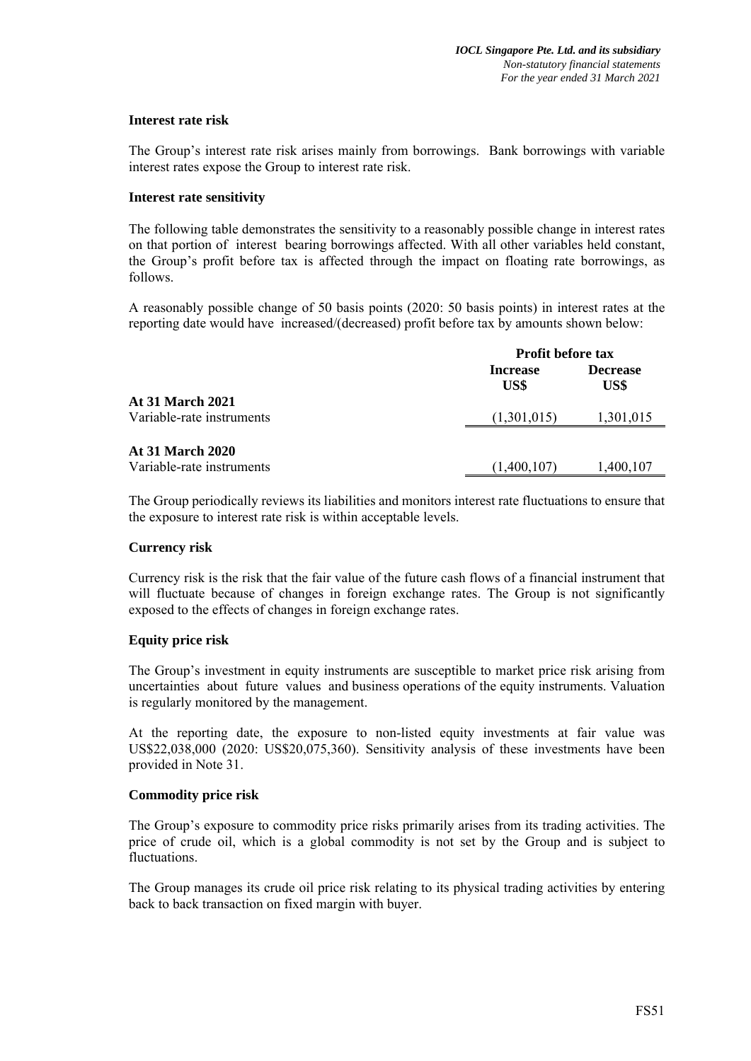**Interest rate risk**

The Group's interest rate risk arises mainly from borrowings. Bank borrowings with variable interest rates expose the Group to interest rate risk.

**Interest rate sensitivity**

The following table demonstrates the sensitivity to a reasonably possible change in interest rates on that portion of interest bearing borrowings affected. With all other variables held constant, the Group's profit before tax is affected through the impact on floating rate borrowings, as follows.

A reasonably possible change of 50 basis points (2020: 50 basis points) in interest rates at the reporting date would have increased/(decreased) profit before tax by amounts shown below:

| | Profit before tax | |
|---|---|---|
| | **Increase US$** | **Decrease US$** |
| **At 31 March 2021** | | |
| Variable-rate instruments | (1,301,015) | 1,301,015 |
| **At 31 March 2020** | | |
| Variable-rate instruments | (1,400,107) | 1,400,107 |

The Group periodically reviews its liabilities and monitors interest rate fluctuations to ensure that the exposure to interest rate risk is within acceptable levels.

**Currency risk**

Currency risk is the risk that the fair value of the future cash flows of a financial instrument that will fluctuate because of changes in foreign exchange rates. The Group is not significantly exposed to the effects of changes in foreign exchange rates.

**Equity price risk**

The Group's investment in equity instruments are susceptible to market price risk arising from uncertainties about future values and business operations of the equity instruments. Valuation is regularly monitored by the management.

At the reporting date, the exposure to non-listed equity investments at fair value was US$22,038,000 (2020: US$20,075,360). Sensitivity analysis of these investments have been provided in Note 31.

**Commodity price risk**

The Group's exposure to commodity price risks primarily arises from its trading activities. The price of crude oil, which is a global commodity is not set by the Group and is subject to fluctuations.

The Group manages its crude oil price risk relating to its physical trading activities by entering back to back transaction on fixed margin with buyer.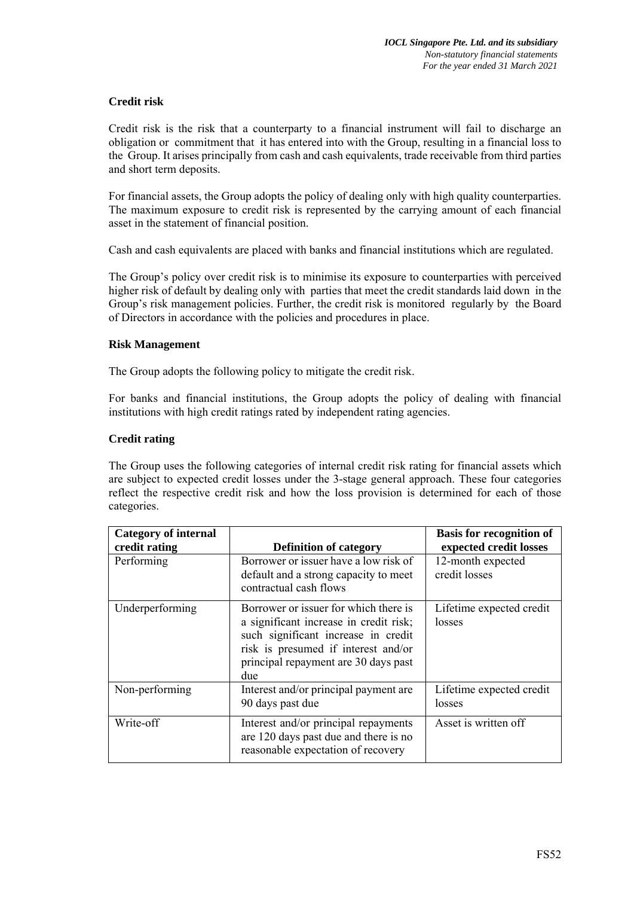### Credit risk

Credit risk is the risk that a counterparty to a financial instrument will fail to discharge an obligation or commitment that it has entered into with the Group, resulting in a financial loss to the Group. It arises principally from cash and cash equivalents, trade receivable from third parties and short term deposits.

For financial assets, the Group adopts the policy of dealing only with high quality counterparties. The maximum exposure to credit risk is represented by the carrying amount of each financial asset in the statement of financial position.

Cash and cash equivalents are placed with banks and financial institutions which are regulated.

The Group's policy over credit risk is to minimise its exposure to counterparties with perceived higher risk of default by dealing only with parties that meet the credit standards laid down in the Group's risk management policies. Further, the credit risk is monitored regularly by the Board of Directors in accordance with the policies and procedures in place.

### Risk Management

The Group adopts the following policy to mitigate the credit risk.

For banks and financial institutions, the Group adopts the policy of dealing with financial institutions with high credit ratings rated by independent rating agencies.

### Credit rating

The Group uses the following categories of internal credit risk rating for financial assets which are subject to expected credit losses under the 3-stage general approach. These four categories reflect the respective credit risk and how the loss provision is determined for each of those categories.

| Category of internal credit rating | Definition of category | Basis for recognition of expected credit losses |
|---|---|---|
| Performing | Borrower or issuer have a low risk of default and a strong capacity to meet contractual cash flows | 12-month expected credit losses |
| Underperforming | Borrower or issuer for which there is a significant increase in credit risk; such significant increase in credit risk is presumed if interest and/or principal repayment are 30 days past due | Lifetime expected credit losses |
| Non-performing | Interest and/or principal payment are 90 days past due | Lifetime expected credit losses |
| Write-off | Interest and/or principal repayments are 120 days past due and there is no reasonable expectation of recovery | Asset is written off |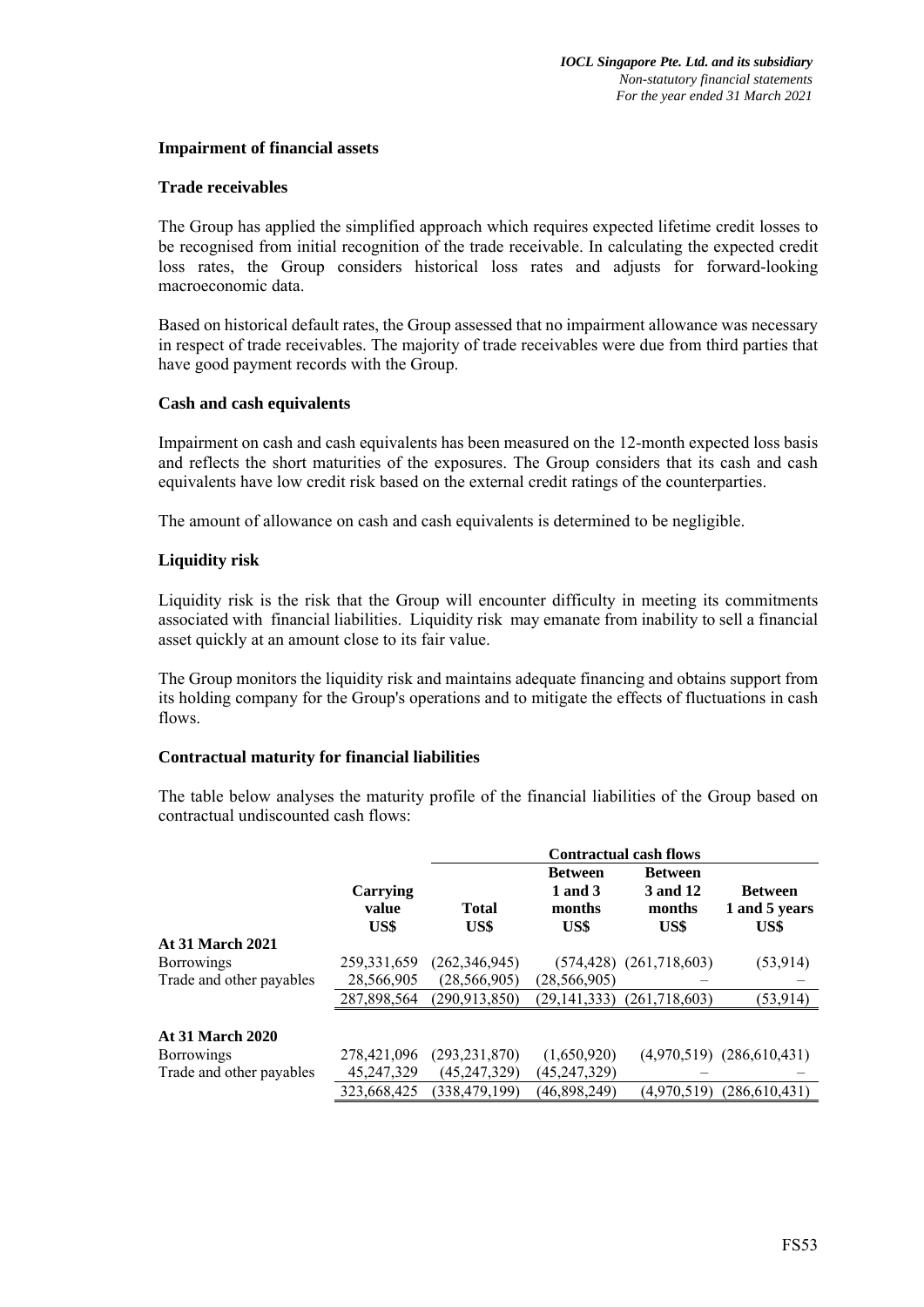**Impairment of financial assets**

**Trade receivables**

The Group has applied the simplified approach which requires expected lifetime credit losses to be recognised from initial recognition of the trade receivable. In calculating the expected credit loss rates, the Group considers historical loss rates and adjusts for forward-looking macroeconomic data.

Based on historical default rates, the Group assessed that no impairment allowance was necessary in respect of trade receivables. The majority of trade receivables were due from third parties that have good payment records with the Group.

**Cash and cash equivalents**

Impairment on cash and cash equivalents has been measured on the 12-month expected loss basis and reflects the short maturities of the exposures. The Group considers that its cash and cash equivalents have low credit risk based on the external credit ratings of the counterparties.

The amount of allowance on cash and cash equivalents is determined to be negligible.

**Liquidity risk**

Liquidity risk is the risk that the Group will encounter difficulty in meeting its commitments associated with financial liabilities. Liquidity risk may emanate from inability to sell a financial asset quickly at an amount close to its fair value.

The Group monitors the liquidity risk and maintains adequate financing and obtains support from its holding company for the Group's operations and to mitigate the effects of fluctuations in cash flows.

**Contractual maturity for financial liabilities**

The table below analyses the maturity profile of the financial liabilities of the Group based on contractual undiscounted cash flows:

| | | Contractual cash flows | | | |
|---|---|---|---|---|---|
| | Carrying value US$ | Total US$ | Between 1 and 3 months US$ | Between 3 and 12 months US$ | Between 1 and 5 years US$ |
| **At 31 March 2021** | | | | | |
| Borrowings | 259,331,659 | (262,346,945) | (574,428) | (261,718,603) | (53,914) |
| Trade and other payables | 28,566,905 | (28,566,905) | (28,566,905) | – | – |
| | 287,898,564 | (290,913,850) | (29,141,333) | (261,718,603) | (53,914) |
| **At 31 March 2020** | | | | | |
| Borrowings | 278,421,096 | (293,231,870) | (1,650,920) | (4,970,519) | (286,610,431) |
| Trade and other payables | 45,247,329 | (45,247,329) | (45,247,329) | – | – |
| | 323,668,425 | (338,479,199) | (46,898,249) | (4,970,519) | (286,610,431) |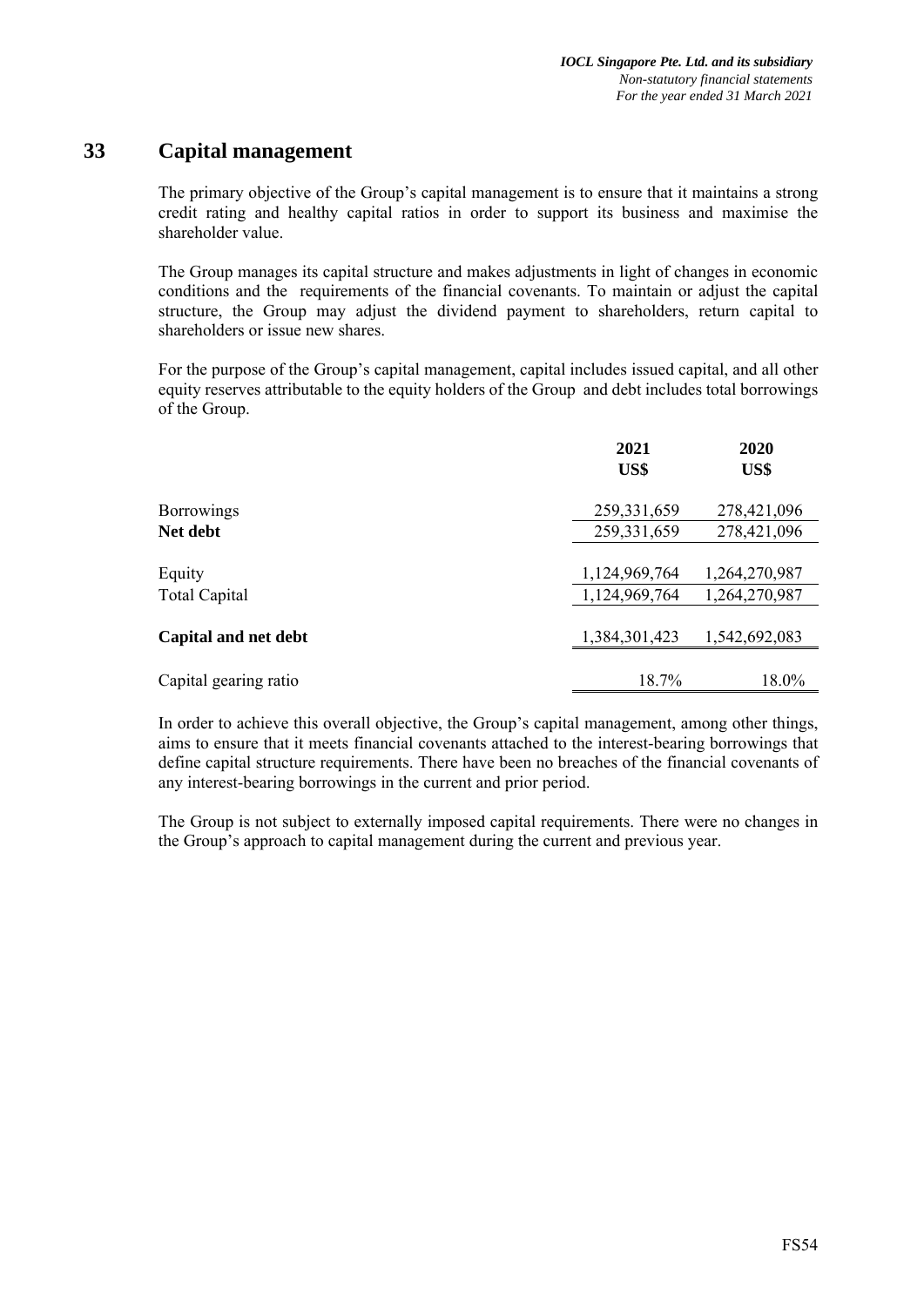## 33 Capital management

The primary objective of the Group's capital management is to ensure that it maintains a strong credit rating and healthy capital ratios in order to support its business and maximise the shareholder value.

The Group manages its capital structure and makes adjustments in light of changes in economic conditions and the requirements of the financial covenants. To maintain or adjust the capital structure, the Group may adjust the dividend payment to shareholders, return capital to shareholders or issue new shares.

For the purpose of the Group's capital management, capital includes issued capital, and all other equity reserves attributable to the equity holders of the Group and debt includes total borrowings of the Group.

| | 2021<br>US$ | 2020<br>US$ |
|---|---|---|
| Borrowings | 259,331,659 | 278,421,096 |
| **Net debt** | 259,331,659 | 278,421,096 |
| Equity | 1,124,969,764 | 1,264,270,987 |
| Total Capital | 1,124,969,764 | 1,264,270,987 |
| **Capital and net debt** | 1,384,301,423 | 1,542,692,083 |
| Capital gearing ratio | 18.7% | 18.0% |

In order to achieve this overall objective, the Group's capital management, among other things, aims to ensure that it meets financial covenants attached to the interest-bearing borrowings that define capital structure requirements. There have been no breaches of the financial covenants of any interest-bearing borrowings in the current and prior period.

The Group is not subject to externally imposed capital requirements. There were no changes in the Group's approach to capital management during the current and previous year.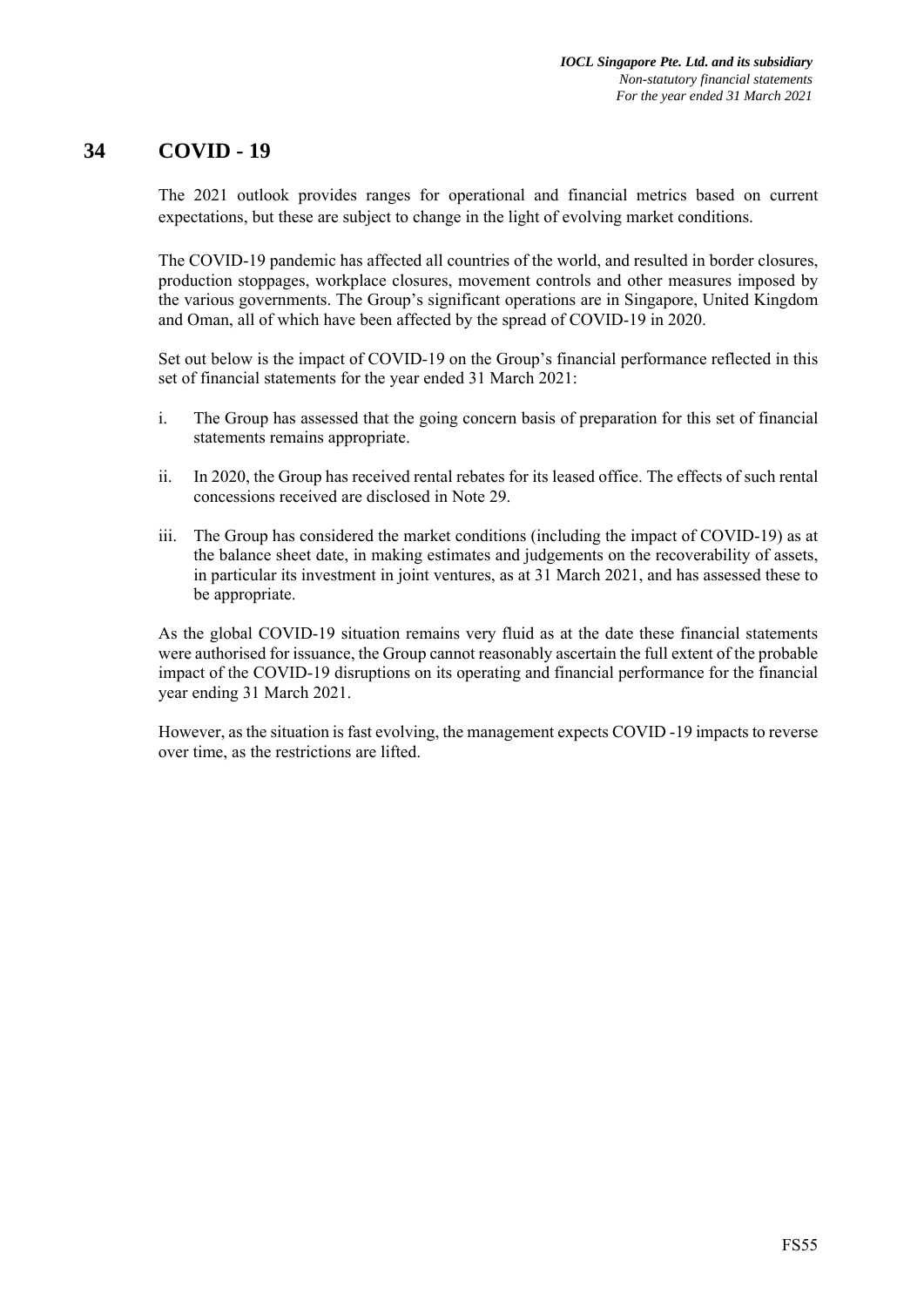# 34 COVID - 19

The 2021 outlook provides ranges for operational and financial metrics based on current expectations, but these are subject to change in the light of evolving market conditions.

The COVID-19 pandemic has affected all countries of the world, and resulted in border closures, production stoppages, workplace closures, movement controls and other measures imposed by the various governments. The Group's significant operations are in Singapore, United Kingdom and Oman, all of which have been affected by the spread of COVID-19 in 2020.

Set out below is the impact of COVID-19 on the Group's financial performance reflected in this set of financial statements for the year ended 31 March 2021:

i. The Group has assessed that the going concern basis of preparation for this set of financial statements remains appropriate.

ii. In 2020, the Group has received rental rebates for its leased office. The effects of such rental concessions received are disclosed in Note 29.

iii. The Group has considered the market conditions (including the impact of COVID-19) as at the balance sheet date, in making estimates and judgements on the recoverability of assets, in particular its investment in joint ventures, as at 31 March 2021, and has assessed these to be appropriate.

As the global COVID-19 situation remains very fluid as at the date these financial statements were authorised for issuance, the Group cannot reasonably ascertain the full extent of the probable impact of the COVID-19 disruptions on its operating and financial performance for the financial year ending 31 March 2021.

However, as the situation is fast evolving, the management expects COVID -19 impacts to reverse over time, as the restrictions are lifted.